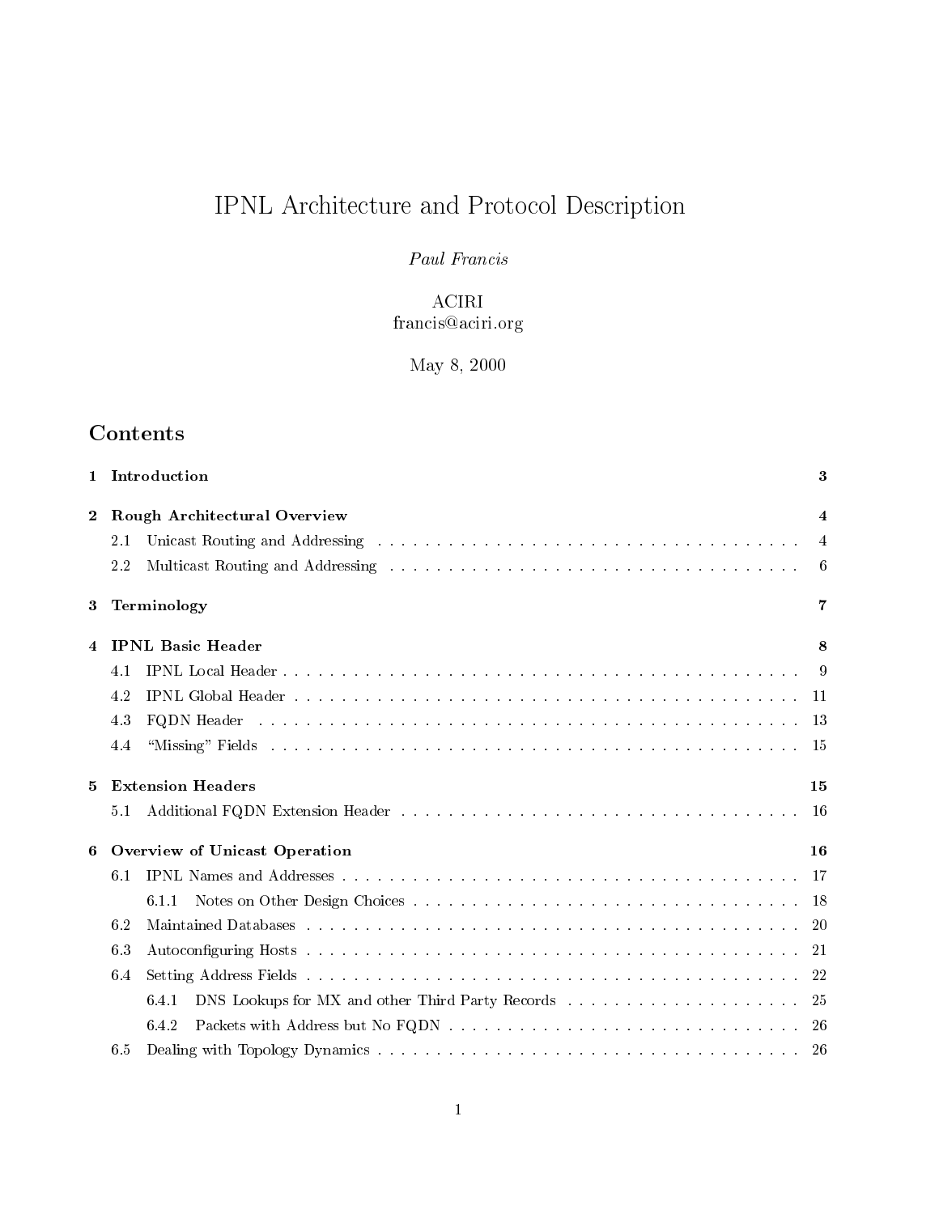# IPNL Architecture and Protocol Description

*Paul Francis*

ACIRI
francis@aciri.org

May 8, 2000

## Contents

- **1 Introduction** — 3
- **2 Rough Architectural Overview** — 4
  - 2.1 Unicast Routing and Addressing — 4
  - 2.2 Multicast Routing and Addressing — 6
- **3 Terminology** — 7
- **4 IPNL Basic Header** — 8
  - 4.1 IPNL Local Header — 9
  - 4.2 IPNL Global Header — 11
  - 4.3 FQDN Header — 13
  - 4.4 "Missing" Fields — 15
- **5 Extension Headers** — 15
  - 5.1 Additional FQDN Extension Header — 16
- **6 Overview of Unicast Operation** — 16
  - 6.1 IPNL Names and Addresses — 17
    - 6.1.1 Notes on Other Design Choices — 18
  - 6.2 Maintained Databases — 20
  - 6.3 Autoconfiguring Hosts — 21
  - 6.4 Setting Address Fields — 22
    - 6.4.1 DNS Lookups for MX and other Third Party Records — 25
    - 6.4.2 Packets with Address but No FQDN — 26
  - 6.5 Dealing with Topology Dynamics — 26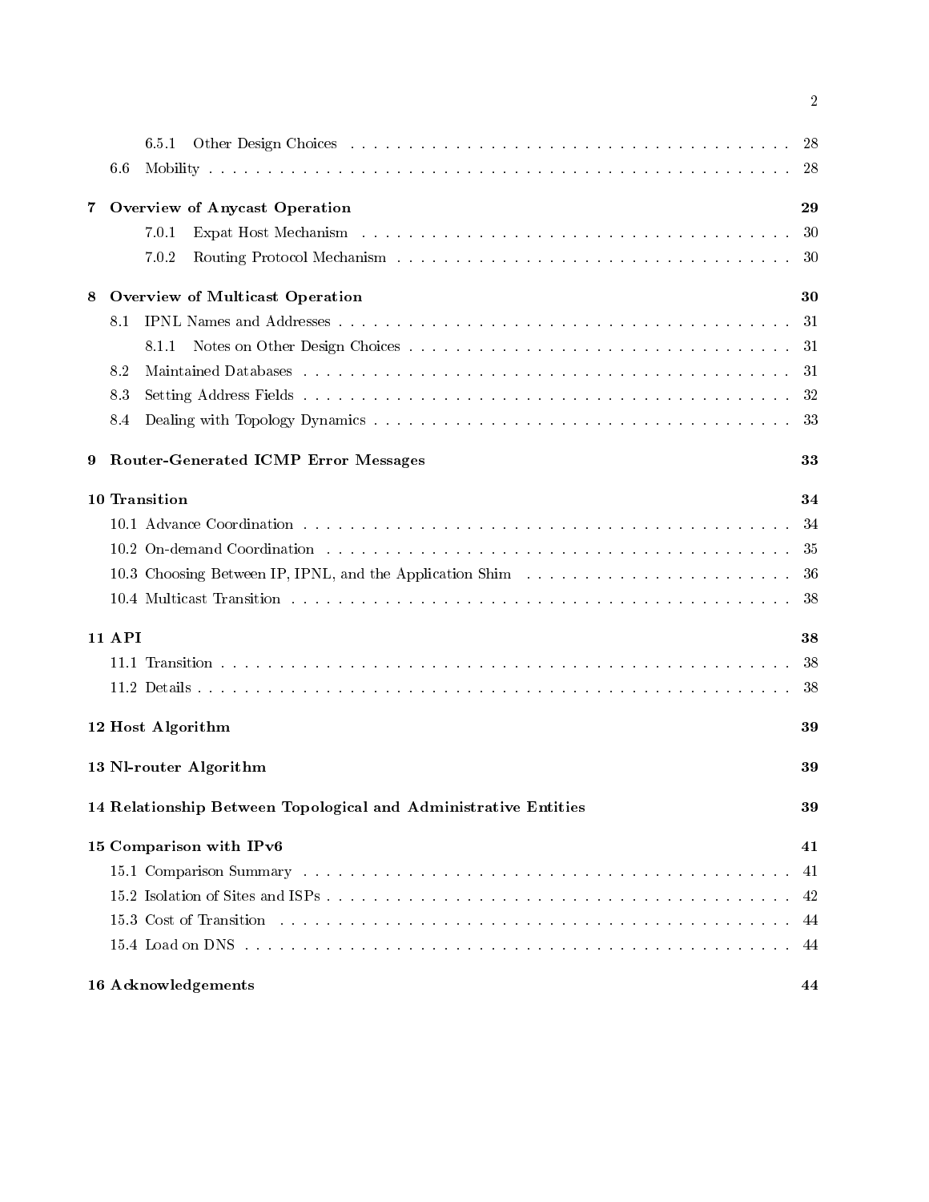6.5.1 Other Design Choices . . . . . . . . . . 28
6.6 Mobility . . . . . . . . . . 28

**7 Overview of Anycast Operation** **29**
7.0.1 Expat Host Mechanism . . . . . . . . . . 30
7.0.2 Routing Protocol Mechanism . . . . . . . . . . 30

**8 Overview of Multicast Operation** **30**
8.1 IPNL Names and Addresses . . . . . . . . . . 31
8.1.1 Notes on Other Design Choices . . . . . . . . . . 31
8.2 Maintained Databases . . . . . . . . . . 31
8.3 Setting Address Fields . . . . . . . . . . 32
8.4 Dealing with Topology Dynamics . . . . . . . . . . 33

**9 Router-Generated ICMP Error Messages** **33**

**10 Transition** **34**
10.1 Advance Coordination . . . . . . . . . . 34
10.2 On-demand Coordination . . . . . . . . . . 35
10.3 Choosing Between IP, IPNL, and the Application Shim . . . . . . . . . . 36
10.4 Multicast Transition . . . . . . . . . . 38

**11 API** **38**
11.1 Transition . . . . . . . . . . 38
11.2 Details . . . . . . . . . . 38

**12 Host Algorithm** **39**

**13 Nl-router Algorithm** **39**

**14 Relationship Between Topological and Administrative Entities** **39**

**15 Comparison with IPv6** **41**
15.1 Comparison Summary . . . . . . . . . . 41
15.2 Isolation of Sites and ISPs . . . . . . . . . . 42
15.3 Cost of Transition . . . . . . . . . . 44
15.4 Load on DNS . . . . . . . . . . 44

**16 Acknowledgements** **44**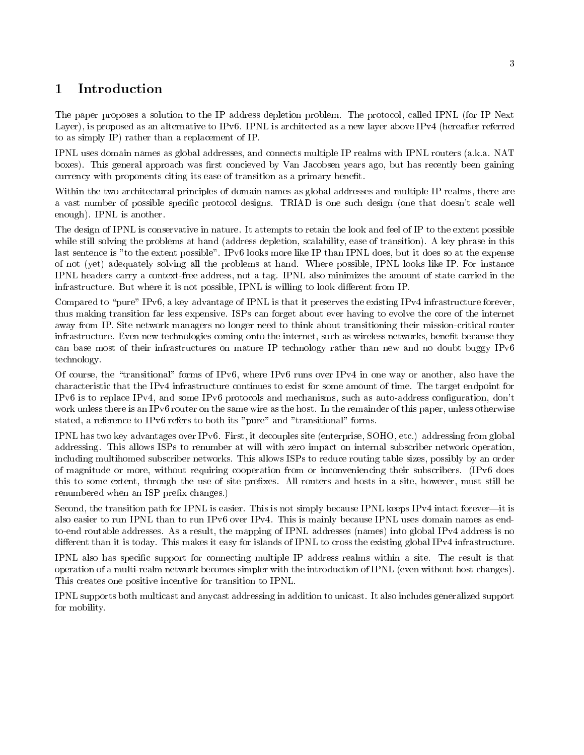# 1 Introduction

The paper proposes a solution to the IP address depletion problem. The protocol, called IPNL (for IP Next Layer), is proposed as an alternative to IPv6. IPNL is architected as a new layer above IPv4 (hereafter referred to as simply IP) rather than a replacement of IP.

IPNL uses domain names as global addresses, and connects multiple IP realms with IPNL routers (a.k.a. NAT boxes). This general approach was first concieved by Van Jacobsen years ago, but has recently been gaining currency with proponents citing its ease of transition as a primary benefit.

Within the two architectural principles of domain names as global addresses and multiple IP realms, there are a vast number of possible specific protocol designs. TRIAD is one such design (one that doesn't scale well enough). IPNL is another.

The design of IPNL is conservative in nature. It attempts to retain the look and feel of IP to the extent possible while still solving the problems at hand (address depletion, scalability, ease of transition). A key phrase in this last sentence is "to the extent possible". IPv6 looks more like IP than IPNL does, but it does so at the expense of not (yet) adequately solving all the problems at hand. Where possible, IPNL looks like IP. For instance IPNL headers carry a context-free address, not a tag. IPNL also minimizes the amount of state carried in the infrastructure. But where it is not possible, IPNL is willing to look different from IP.

Compared to "pure" IPv6, a key advantage of IPNL is that it preserves the existing IPv4 infrastructure forever, thus making transition far less expensive. ISPs can forget about ever having to evolve the core of the internet away from IP. Site network managers no longer need to think about transitioning their mission-critical router infrastructure. Even new technologies coming onto the internet, such as wireless networks, benefit because they can base most of their infrastructures on mature IP technology rather than new and no doubt buggy IPv6 technology.

Of course, the "transitional" forms of IPv6, where IPv6 runs over IPv4 in one way or another, also have the characteristic that the IPv4 infrastructure continues to exist for some amount of time. The target endpoint for IPv6 is to replace IPv4, and some IPv6 protocols and mechanisms, such as auto-address configuration, don't work unless there is an IPv6 router on the same wire as the host. In the remainder of this paper, unless otherwise stated, a reference to IPv6 refers to both its "pure" and "transitional" forms.

IPNL has two key advantages over IPv6. First, it decouples site (enterprise, SOHO, etc.) addressing from global addressing. This allows ISPs to renumber at will with zero impact on internal subscriber network operation, including multihomed subscriber networks. This allows ISPs to reduce routing table sizes, possibly by an order of magnitude or more, without requiring cooperation from or inconveniencing their subscribers. (IPv6 does this to some extent, through the use of site prefixes. All routers and hosts in a site, however, must still be renumbered when an ISP prefix changes.)

Second, the transition path for IPNL is easier. This is not simply because IPNL keeps IPv4 intact forever—it is also easier to run IPNL than to run IPv6 over IPv4. This is mainly because IPNL uses domain names as end-to-end routable addresses. As a result, the mapping of IPNL addresses (names) into global IPv4 address is no different than it is today. This makes it easy for islands of IPNL to cross the existing global IPv4 infrastructure.

IPNL also has specific support for connecting multiple IP address realms within a site. The result is that operation of a multi-realm network becomes simpler with the introduction of IPNL (even without host changes). This creates one positive incentive for transition to IPNL.

IPNL supports both multicast and anycast addressing in addition to unicast. It also includes generalized support for mobility.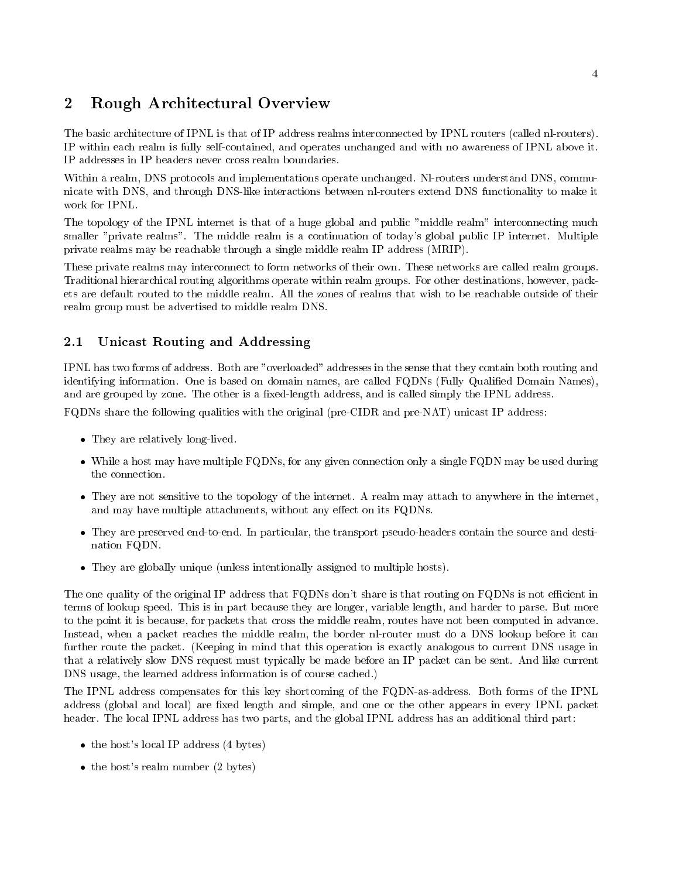## 2 Rough Architectural Overview

The basic architecture of IPNL is that of IP address realms interconnected by IPNL routers (called nl-routers). IP within each realm is fully self-contained, and operates unchanged and with no awareness of IPNL above it. IP addresses in IP headers never cross realm boundaries.

Within a realm, DNS protocols and implementations operate unchanged. Nl-routers understand DNS, communicate with DNS, and through DNS-like interactions between nl-routers extend DNS functionality to make it work for IPNL.

The topology of the IPNL internet is that of a huge global and public "middle realm" interconnecting much smaller "private realms". The middle realm is a continuation of today's global public IP internet. Multiple private realms may be reachable through a single middle realm IP address (MRIP).

These private realms may interconnect to form networks of their own. These networks are called realm groups. Traditional hierarchical routing algorithms operate within realm groups. For other destinations, however, packets are default routed to the middle realm. All the zones of realms that wish to be reachable outside of their realm group must be advertised to middle realm DNS.

### 2.1 Unicast Routing and Addressing

IPNL has two forms of address. Both are "overloaded" addresses in the sense that they contain both routing and identifying information. One is based on domain names, are called FQDNs (Fully Qualified Domain Names), and are grouped by zone. The other is a fixed-length address, and is called simply the IPNL address.

FQDNs share the following qualities with the original (pre-CIDR and pre-NAT) unicast IP address:

- They are relatively long-lived.
- While a host may have multiple FQDNs, for any given connection only a single FQDN may be used during the connection.
- They are not sensitive to the topology of the internet. A realm may attach to anywhere in the internet, and may have multiple attachments, without any effect on its FQDNs.
- They are preserved end-to-end. In particular, the transport pseudo-headers contain the source and destination FQDN.
- They are globally unique (unless intentionally assigned to multiple hosts).

The one quality of the original IP address that FQDNs don't share is that routing on FQDNs is not efficient in terms of lookup speed. This is in part because they are longer, variable length, and harder to parse. But more to the point it is because, for packets that cross the middle realm, routes have not been computed in advance. Instead, when a packet reaches the middle realm, the border nl-router must do a DNS lookup before it can further route the packet. (Keeping in mind that this operation is exactly analogous to current DNS usage in that a relatively slow DNS request must typically be made before an IP packet can be sent. And like current DNS usage, the learned address information is of course cached.)

The IPNL address compensates for this key shortcoming of the FQDN-as-address. Both forms of the IPNL address (global and local) are fixed length and simple, and one or the other appears in every IPNL packet header. The local IPNL address has two parts, and the global IPNL address has an additional third part:

- the host's local IP address (4 bytes)
- the host's realm number (2 bytes)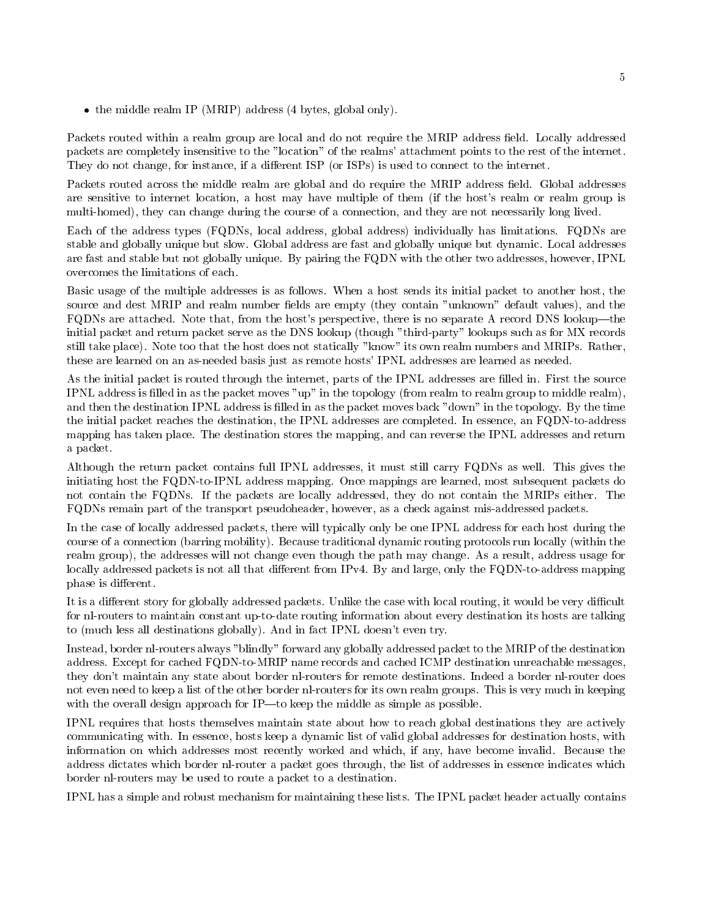- the middle realm IP (MRIP) address (4 bytes, global only).

Packets routed within a realm group are local and do not require the MRIP address field. Locally addressed packets are completely insensitive to the "location" of the realms' attachment points to the rest of the internet. They do not change, for instance, if a different ISP (or ISPs) is used to connect to the internet.

Packets routed across the middle realm are global and do require the MRIP address field. Global addresses are sensitive to internet location, a host may have multiple of them (if the host's realm or realm group is multi-homed), they can change during the course of a connection, and they are not necessarily long lived.

Each of the address types (FQDNs, local address, global address) individually has limitations. FQDNs are stable and globally unique but slow. Global address are fast and globally unique but dynamic. Local addresses are fast and stable but not globally unique. By pairing the FQDN with the other two addresses, however, IPNL overcomes the limitations of each.

Basic usage of the multiple addresses is as follows. When a host sends its initial packet to another host, the source and dest MRIP and realm number fields are empty (they contain "unknown" default values), and the FQDNs are attached. Note that, from the host's perspective, there is no separate A record DNS lookup—the initial packet and return packet serve as the DNS lookup (though "third-party" lookups such as for MX records still take place). Note too that the host does not statically "know" its own realm numbers and MRIPs. Rather, these are learned on an as-needed basis just as remote hosts' IPNL addresses are learned as needed.

As the initial packet is routed through the internet, parts of the IPNL addresses are filled in. First the source IPNL address is filled in as the packet moves "up" in the topology (from realm to realm group to middle realm), and then the destination IPNL address is filled in as the packet moves back "down" in the topology. By the time the initial packet reaches the destination, the IPNL addresses are completed. In essence, an FQDN-to-address mapping has taken place. The destination stores the mapping, and can reverse the IPNL addresses and return a packet.

Although the return packet contains full IPNL addresses, it must still carry FQDNs as well. This gives the initiating host the FQDN-to-IPNL address mapping. Once mappings are learned, most subsequent packets do not contain the FQDNs. If the packets are locally addressed, they do not contain the MRIPs either. The FQDNs remain part of the transport pseudoheader, however, as a check against mis-addressed packets.

In the case of locally addressed packets, there will typically only be one IPNL address for each host during the course of a connection (barring mobility). Because traditional dynamic routing protocols run locally (within the realm group), the addresses will not change even though the path may change. As a result, address usage for locally addressed packets is not all that different from IPv4. By and large, only the FQDN-to-address mapping phase is different.

It is a different story for globally addressed packets. Unlike the case with local routing, it would be very difficult for nl-routers to maintain constant up-to-date routing information about every destination its hosts are talking to (much less all destinations globally). And in fact IPNL doesn't even try.

Instead, border nl-routers always "blindly" forward any globally addressed packet to the MRIP of the destination address. Except for cached FQDN-to-MRIP name records and cached ICMP destination unreachable messages, they don't maintain any state about border nl-routers for remote destinations. Indeed a border nl-router does not even need to keep a list of the other border nl-routers for its own realm groups. This is very much in keeping with the overall design approach for IP—to keep the middle as simple as possible.

IPNL requires that hosts themselves maintain state about how to reach global destinations they are actively communicating with. In essence, hosts keep a dynamic list of valid global addresses for destination hosts, with information on which addresses most recently worked and which, if any, have become invalid. Because the address dictates which border nl-router a packet goes through, the list of addresses in essence indicates which border nl-routers may be used to route a packet to a destination.

IPNL has a simple and robust mechanism for maintaining these lists. The IPNL packet header actually contains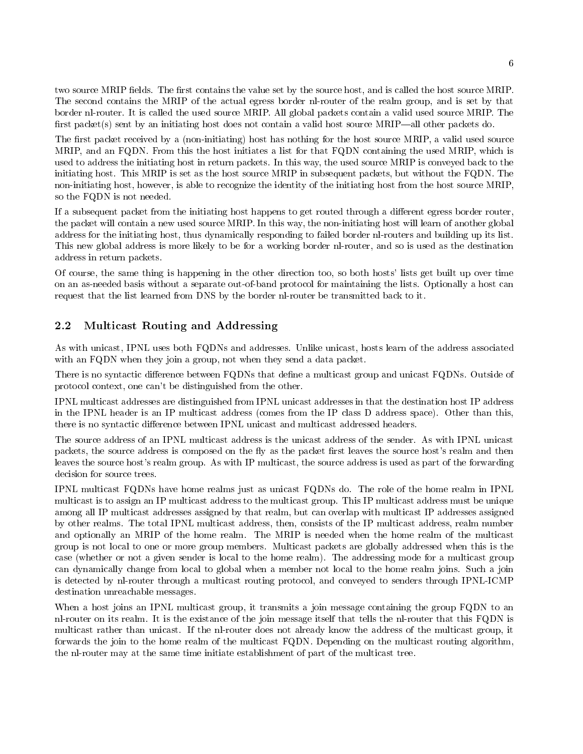two source MRIP fields. The first contains the value set by the source host, and is called the host source MRIP. The second contains the MRIP of the actual egress border nl-router of the realm group, and is set by that border nl-router. It is called the used source MRIP. All global packets contain a valid used source MRIP. The first packet(s) sent by an initiating host does not contain a valid host source MRIP—all other packets do.

The first packet received by a (non-initiating) host has nothing for the host source MRIP, a valid used source MRIP, and an FQDN. From this the host initiates a list for that FQDN containing the used MRIP, which is used to address the initiating host in return packets. In this way, the used source MRIP is conveyed back to the initiating host. This MRIP is set as the host source MRIP in subsequent packets, but without the FQDN. The non-initiating host, however, is able to recognize the identity of the initiating host from the host source MRIP, so the FQDN is not needed.

If a subsequent packet from the initiating host happens to get routed through a different egress border router, the packet will contain a new used source MRIP. In this way, the non-initiating host will learn of another global address for the initiating host, thus dynamically responding to failed border nl-routers and building up its list. This new global address is more likely to be for a working border nl-router, and so is used as the destination address in return packets.

Of course, the same thing is happening in the other direction too, so both hosts' lists get built up over time on an as-needed basis without a separate out-of-band protocol for maintaining the lists. Optionally a host can request that the list learned from DNS by the border nl-router be transmitted back to it.

## 2.2 Multicast Routing and Addressing

As with unicast, IPNL uses both FQDNs and addresses. Unlike unicast, hosts learn of the address associated with an FQDN when they join a group, not when they send a data packet.

There is no syntactic difference between FQDNs that define a multicast group and unicast FQDNs. Outside of protocol context, one can't be distinguished from the other.

IPNL multicast addresses are distinguished from IPNL unicast addresses in that the destination host IP address in the IPNL header is an IP multicast address (comes from the IP class D address space). Other than this, there is no syntactic difference between IPNL unicast and multicast addressed headers.

The source address of an IPNL multicast address is the unicast address of the sender. As with IPNL unicast packets, the source address is composed on the fly as the packet first leaves the source host's realm and then leaves the source host's realm group. As with IP multicast, the source address is used as part of the forwarding decision for source trees.

IPNL multicast FQDNs have home realms just as unicast FQDNs do. The role of the home realm in IPNL multicast is to assign an IP multicast address to the multicast group. This IP multicast address must be unique among all IP multicast addresses assigned by that realm, but can overlap with multicast IP addresses assigned by other realms. The total IPNL multicast address, then, consists of the IP multicast address, realm number and optionally an MRIP of the home realm. The MRIP is needed when the home realm of the multicast group is not local to one or more group members. Multicast packets are globally addressed when this is the case (whether or not a given sender is local to the home realm). The addressing mode for a multicast group can dynamically change from local to global when a member not local to the home realm joins. Such a join is detected by nl-router through a multicast routing protocol, and conveyed to senders through IPNL-ICMP destination unreachable messages.

When a host joins an IPNL multicast group, it transmits a join message containing the group FQDN to an nl-router on its realm. It is the existance of the join message itself that tells the nl-router that this FQDN is multicast rather than unicast. If the nl-router does not already know the address of the multicast group, it forwards the join to the home realm of the multicast FQDN. Depending on the multicast routing algorithm, the nl-router may at the same time initiate establishment of part of the multicast tree.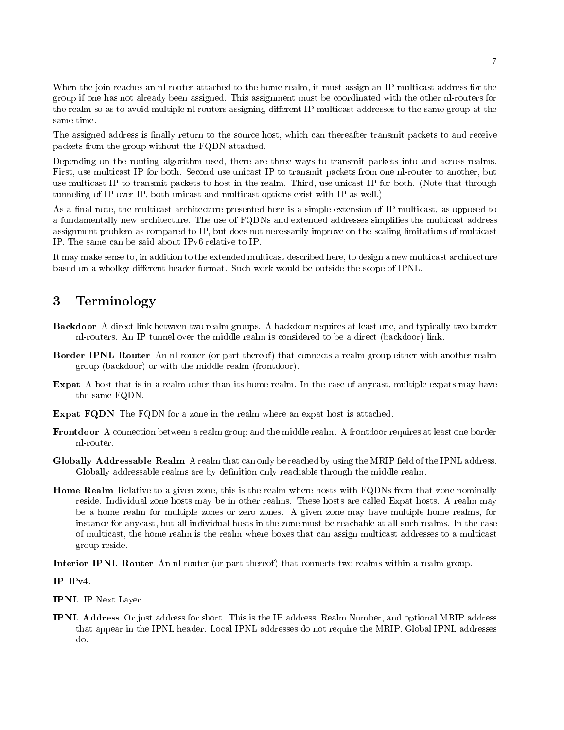When the join reaches an nl-router attached to the home realm, it must assign an IP multicast address for the group if one has not already been assigned. This assignment must be coordinated with the other nl-routers for the realm so as to avoid multiple nl-routers assigning different IP multicast addresses to the same group at the same time.

The assigned address is finally return to the source host, which can thereafter transmit packets to and receive packets from the group without the FQDN attached.

Depending on the routing algorithm used, there are three ways to transmit packets into and across realms. First, use multicast IP for both. Second use unicast IP to transmit packets from one nl-router to another, but use multicast IP to transmit packets to host in the realm. Third, use unicast IP for both. (Note that through tunneling of IP over IP, both unicast and multicast options exist with IP as well.)

As a final note, the multicast architecture presented here is a simple extension of IP multicast, as opposed to a fundamentally new architecture. The use of FQDNs and extended addresses simplifies the multicast address assignment problem as compared to IP, but does not necessarily improve on the scaling limitations of multicast IP. The same can be said about IPv6 relative to IP.

It may make sense to, in addition to the extended multicast described here, to design a new multicast architecture based on a wholley different header format. Such work would be outside the scope of IPNL.

# 3 Terminology

**Backdoor** A direct link between two realm groups. A backdoor requires at least one, and typically two border nl-routers. An IP tunnel over the middle realm is considered to be a direct (backdoor) link.

**Border IPNL Router** An nl-router (or part thereof) that connects a realm group either with another realm group (backdoor) or with the middle realm (frontdoor).

**Expat** A host that is in a realm other than its home realm. In the case of anycast, multiple expats may have the same FQDN.

**Expat FQDN** The FQDN for a zone in the realm where an expat host is attached.

**Frontdoor** A connection between a realm group and the middle realm. A frontdoor requires at least one border nl-router.

**Globally Addressable Realm** A realm that can only be reached by using the MRIP field of the IPNL address. Globally addressable realms are by definition only reachable through the middle realm.

**Home Realm** Relative to a given zone, this is the realm where hosts with FQDNs from that zone nominally reside. Individual zone hosts may be in other realms. These hosts are called Expat hosts. A realm may be a home realm for multiple zones or zero zones. A given zone may have multiple home realms, for instance for anycast, but all individual hosts in the zone must be reachable at all such realms. In the case of multicast, the home realm is the realm where boxes that can assign multicast addresses to a multicast group reside.

**Interior IPNL Router** An nl-router (or part thereof) that connects two realms within a realm group.

**IP** IPv4.

**IPNL** IP Next Layer.

**IPNL Address** Or just address for short. This is the IP address, Realm Number, and optional MRIP address that appear in the IPNL header. Local IPNL addresses do not require the MRIP. Global IPNL addresses do.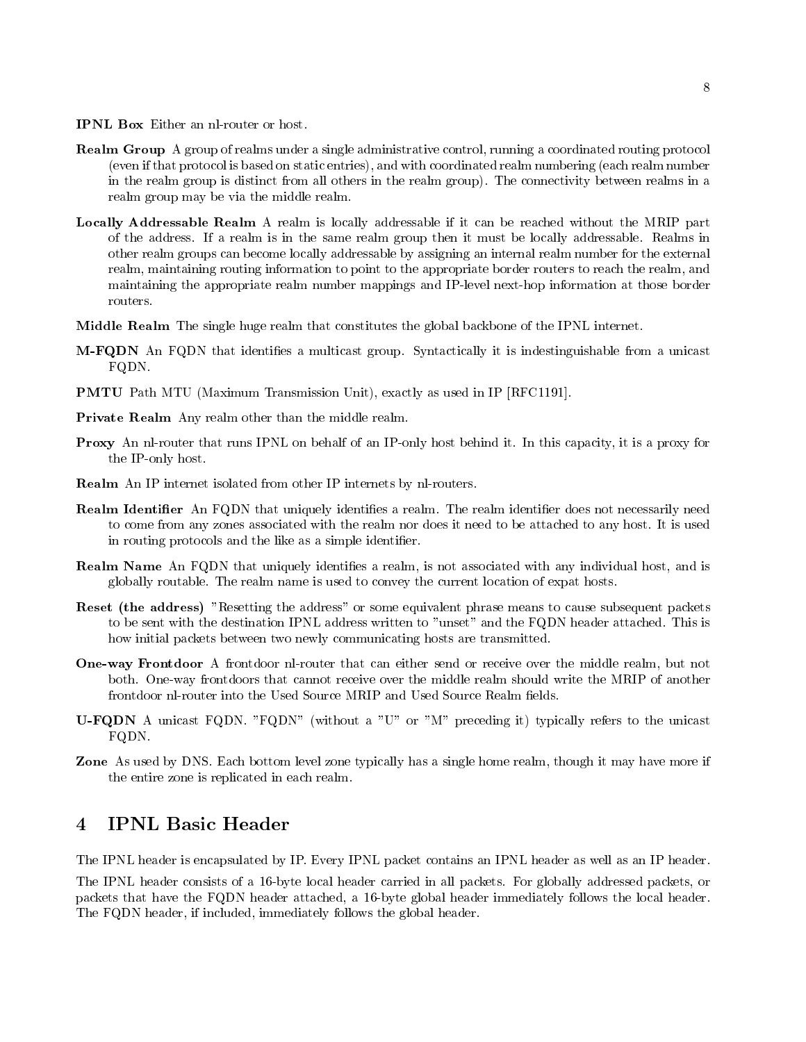**IPNL Box** Either an nl-router or host.

**Realm Group** A group of realms under a single administrative control, running a coordinated routing protocol (even if that protocol is based on static entries), and with coordinated realm numbering (each realm number in the realm group is distinct from all others in the realm group). The connectivity between realms in a realm group may be via the middle realm.

**Locally Addressable Realm** A realm is locally addressable if it can be reached without the MRIP part of the address. If a realm is in the same realm group then it must be locally addressable. Realms in other realm groups can become locally addressable by assigning an internal realm number for the external realm, maintaining routing information to point to the appropriate border routers to reach the realm, and maintaining the appropriate realm number mappings and IP-level next-hop information at those border routers.

**Middle Realm** The single huge realm that constitutes the global backbone of the IPNL internet.

**M-FQDN** An FQDN that identifies a multicast group. Syntactically it is indestinguishable from a unicast FQDN.

**PMTU** Path MTU (Maximum Transmission Unit), exactly as used in IP [RFC1191].

**Private Realm** Any realm other than the middle realm.

**Proxy** An nl-router that runs IPNL on behalf of an IP-only host behind it. In this capacity, it is a proxy for the IP-only host.

**Realm** An IP internet isolated from other IP internets by nl-routers.

**Realm Identifier** An FQDN that uniquely identifies a realm. The realm identifier does not necessarily need to come from any zones associated with the realm nor does it need to be attached to any host. It is used in routing protocols and the like as a simple identifier.

**Realm Name** An FQDN that uniquely identifies a realm, is not associated with any individual host, and is globally routable. The realm name is used to convey the current location of expat hosts.

**Reset (the address)** "Resetting the address" or some equivalent phrase means to cause subsequent packets to be sent with the destination IPNL address written to "unset" and the FQDN header attached. This is how initial packets between two newly communicating hosts are transmitted.

**One-way Frontdoor** A frontdoor nl-router that can either send or receive over the middle realm, but not both. One-way frontdoors that cannot receive over the middle realm should write the MRIP of another frontdoor nl-router into the Used Source MRIP and Used Source Realm fields.

**U-FQDN** A unicast FQDN. "FQDN" (without a "U" or "M" preceding it) typically refers to the unicast FQDN.

**Zone** As used by DNS. Each bottom level zone typically has a single home realm, though it may have more if the entire zone is replicated in each realm.

# 4 IPNL Basic Header

The IPNL header is encapsulated by IP. Every IPNL packet contains an IPNL header as well as an IP header.

The IPNL header consists of a 16-byte local header carried in all packets. For globally addressed packets, or packets that have the FQDN header attached, a 16-byte global header immediately follows the local header. The FQDN header, if included, immediately follows the global header.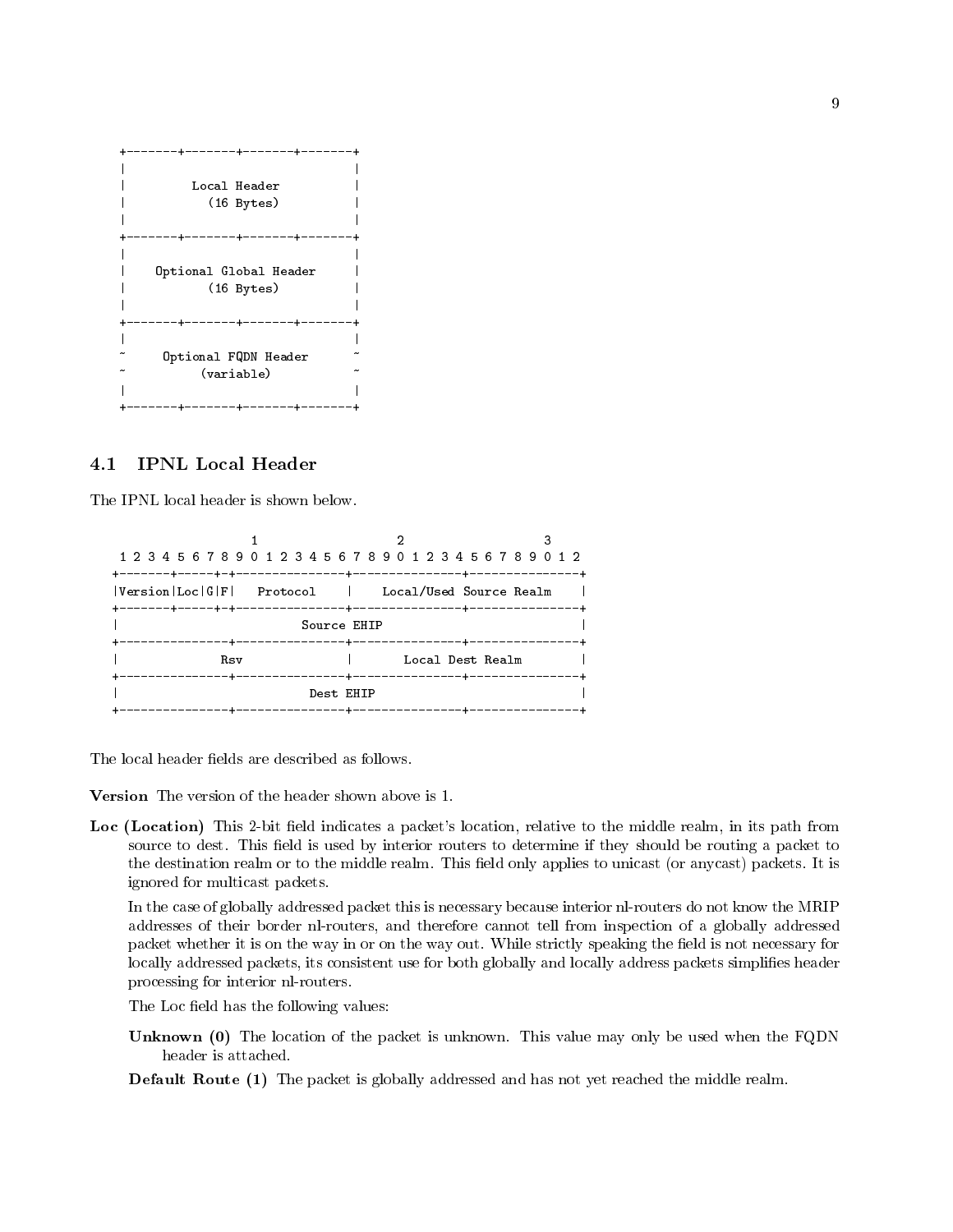```
+-------+-------+-------+-------+
|                               |
|         Local Header          |
|          (16 Bytes)           |
|                               |
+-------+-------+-------+-------+
|                               |
|    Optional Global Header     |
|          (16 Bytes)           |
|                               |
+-------+-------+-------+-------+
|                               |
~     Optional FQDN Header      ~
~          (variable)           ~
|                               |
+-------+-------+-------+-------+
```

## 4.1 IPNL Local Header

The IPNL local header is shown below.

```
                   1                   2                   3
 1 2 3 4 5 6 7 8 9 0 1 2 3 4 5 6 7 8 9 0 1 2 3 4 5 6 7 8 9 0 1 2
+-------+-----+-+-+---------------+---------------+---------------+
|Version|Loc|G|F|   Protocol    |     Local/Used Source Realm     |
+-------+-----+-+-+---------------+---------------+---------------+
|                          Source EHIP                            |
+---------------+---------------+---------------+---------------+
|             Rsv               |       Local Dest Realm          |
+---------------+---------------+---------------+---------------+
|                           Dest EHIP                             |
+---------------+---------------+---------------+---------------+
```

The local header fields are described as follows.

**Version** The version of the header shown above is 1.

**Loc (Location)** This 2-bit field indicates a packet's location, relative to the middle realm, in its path from source to dest. This field is used by interior routers to determine if they should be routing a packet to the destination realm or to the middle realm. This field only applies to unicast (or anycast) packets. It is ignored for multicast packets.

In the case of globally addressed packet this is necessary because interior nl-routers do not know the MRIP addresses of their border nl-routers, and therefore cannot tell from inspection of a globally addressed packet whether it is on the way in or on the way out. While strictly speaking the field is not necessary for locally addressed packets, its consistent use for both globally and locally address packets simplifies header processing for interior nl-routers.

The Loc field has the following values:

**Unknown (0)** The location of the packet is unknown. This value may only be used when the FQDN header is attached.

**Default Route (1)** The packet is globally addressed and has not yet reached the middle realm.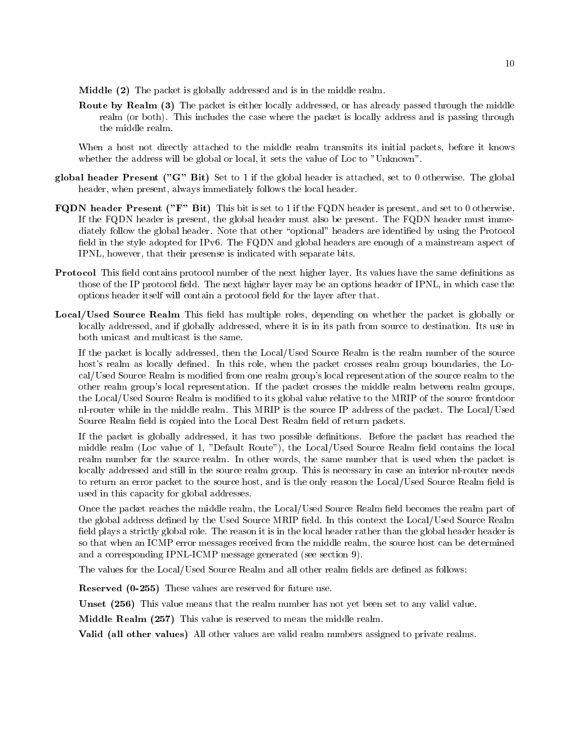**Middle (2)** The packet is globally addressed and is in the middle realm.

**Route by Realm (3)** The packet is either locally addressed, or has already passed through the middle realm (or both). This includes the case where the packet is locally address and is passing through the middle realm.

When a host not directly attached to the middle realm transmits its initial packets, before it knows whether the address will be global or local, it sets the value of Loc to "Unknown".

**global header Present ("G" Bit)** Set to 1 if the global header is attached, set to 0 otherwise. The global header, when present, always immediately follows the local header.

**FQDN header Present ("F" Bit)** This bit is set to 1 if the FQDN header is present, and set to 0 otherwise. If the FQDN header is present, the global header must also be present. The FQDN header must immediately follow the global header. Note that other "optional" headers are identified by using the Protocol field in the style adopted for IPv6. The FQDN and global headers are enough of a mainstream aspect of IPNL, however, that their presense is indicated with separate bits.

**Protocol** This field contains protocol number of the next higher layer. Its values have the same definitions as those of the IP protocol field. The next higher layer may be an options header of IPNL, in which case the options header itself will contain a protocol field for the layer after that.

**Local/Used Source Realm** This field has multiple roles, depending on whether the packet is globally or locally addressed, and if globally addressed, where it is in its path from source to destination. Its use in both unicast and multicast is the same.

If the packet is locally addressed, then the Local/Used Source Realm is the realm number of the source host's realm as locally defined. In this role, when the packet crosses realm group boundaries, the Local/Used Source Realm is modified from one realm group's local representation of the source realm to the other realm group's local representation. If the packet crosses the middle realm between realm groups, the Local/Used Source Realm is modified to its global value relative to the MRIP of the source frontdoor nl-router while in the middle realm. This MRIP is the source IP address of the packet. The Local/Used Source Realm field is copied into the Local Dest Realm field of return packets.

If the packet is globally addressed, it has two possible definitions. Before the packet has reached the middle realm (Loc value of 1, "Default Route"), the Local/Used Source Realm field contains the local realm number for the source realm. In other words, the same number that is used when the packet is locally addressed and still in the source realm group. This is necessary in case an interior nl-router needs to return an error packet to the source host, and is the only reason the Local/Used Source Realm field is used in this capacity for global addresses.

Once the packet reaches the middle realm, the Local/Used Source Realm field becomes the realm part of the global address defined by the Used Source MRIP field. In this context the Local/Used Source Realm field plays a strictly global role. The reason it is in the local header rather than the global header header is so that when an ICMP error messages received from the middle realm, the source host can be determined and a corresponding IPNL-ICMP message generated (see section 9).

The values for the Local/Used Source Realm and all other realm fields are defined as follows:

**Reserved (0-255)** These values are reserved for future use.

**Unset (256)** This value means that the realm number has not yet been set to any valid value.

**Middle Realm (257)** This value is reserved to mean the middle realm.

**Valid (all other values)** All other values are valid realm numbers assigned to private realms.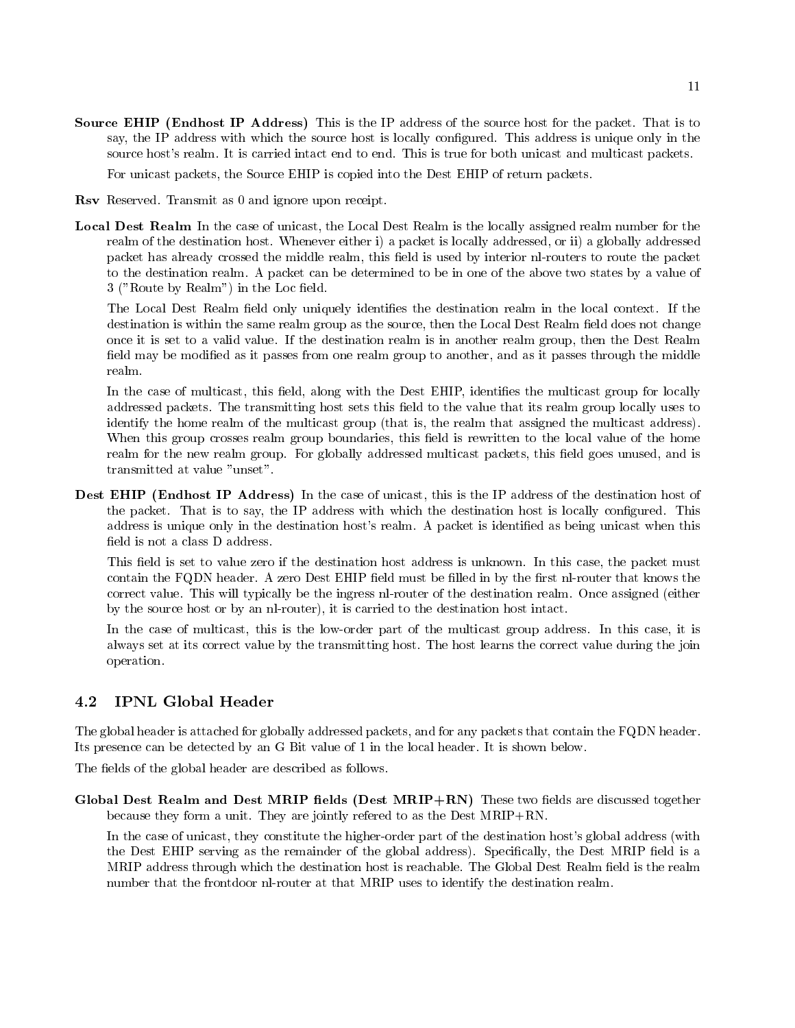**Source EHIP (Endhost IP Address)** This is the IP address of the source host for the packet. That is to say, the IP address with which the source host is locally configured. This address is unique only in the source host's realm. It is carried intact end to end. This is true for both unicast and multicast packets.

For unicast packets, the Source EHIP is copied into the Dest EHIP of return packets.

**Rsv** Reserved. Transmit as 0 and ignore upon receipt.

**Local Dest Realm** In the case of unicast, the Local Dest Realm is the locally assigned realm number for the realm of the destination host. Whenever either i) a packet is locally addressed, or ii) a globally addressed packet has already crossed the middle realm, this field is used by interior nl-routers to route the packet to the destination realm. A packet can be determined to be in one of the above two states by a value of 3 ("Route by Realm") in the Loc field.

The Local Dest Realm field only uniquely identifies the destination realm in the local context. If the destination is within the same realm group as the source, then the Local Dest Realm field does not change once it is set to a valid value. If the destination realm is in another realm group, then the Dest Realm field may be modified as it passes from one realm group to another, and as it passes through the middle realm.

In the case of multicast, this field, along with the Dest EHIP, identifies the multicast group for locally addressed packets. The transmitting host sets this field to the value that its realm group locally uses to identify the home realm of the multicast group (that is, the realm that assigned the multicast address). When this group crosses realm group boundaries, this field is rewritten to the local value of the home realm for the new realm group. For globally addressed multicast packets, this field goes unused, and is transmitted at value "unset".

**Dest EHIP (Endhost IP Address)** In the case of unicast, this is the IP address of the destination host of the packet. That is to say, the IP address with which the destination host is locally configured. This address is unique only in the destination host's realm. A packet is identified as being unicast when this field is not a class D address.

This field is set to value zero if the destination host address is unknown. In this case, the packet must contain the FQDN header. A zero Dest EHIP field must be filled in by the first nl-router that knows the correct value. This will typically be the ingress nl-router of the destination realm. Once assigned (either by the source host or by an nl-router), it is carried to the destination host intact.

In the case of multicast, this is the low-order part of the multicast group address. In this case, it is always set at its correct value by the transmitting host. The host learns the correct value during the join operation.

## 4.2 IPNL Global Header

The global header is attached for globally addressed packets, and for any packets that contain the FQDN header. Its presence can be detected by an G Bit value of 1 in the local header. It is shown below.

The fields of the global header are described as follows.

**Global Dest Realm and Dest MRIP fields (Dest MRIP+RN)** These two fields are discussed together because they form a unit. They are jointly refered to as the Dest MRIP+RN.

In the case of unicast, they constitute the higher-order part of the destination host's global address (with the Dest EHIP serving as the remainder of the global address). Specifically, the Dest MRIP field is a MRIP address through which the destination host is reachable. The Global Dest Realm field is the realm number that the frontdoor nl-router at that MRIP uses to identify the destination realm.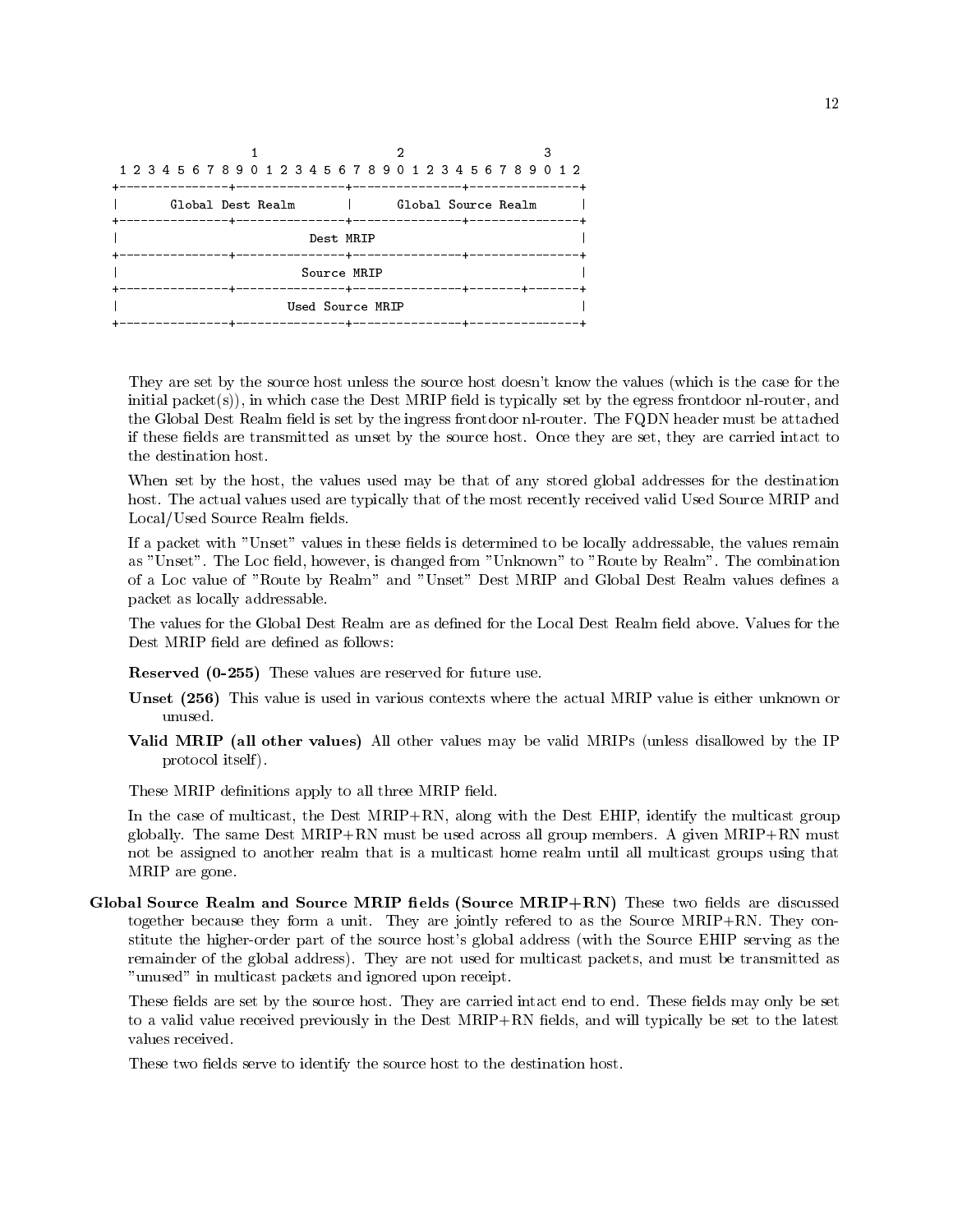```
                   1                   2                   3
 1 2 3 4 5 6 7 8 9 0 1 2 3 4 5 6 7 8 9 0 1 2 3 4 5 6 7 8 9 0 1 2
+---------------+---------------+---------------+---------------+
|       Global Dest Realm       |      Global Source Realm      |
+---------------+---------------+---------------+---------------+
|                           Dest MRIP                           |
+---------------+---------------+---------------+---------------+
|                          Source MRIP                          |
+---------------+---------------+---------------+-------+-------+
|                        Used Source MRIP                       |
+---------------+---------------+---------------+---------------+
```

They are set by the source host unless the source host doesn't know the values (which is the case for the initial packet(s)), in which case the Dest MRIP field is typically set by the egress frontdoor nl-router, and the Global Dest Realm field is set by the ingress frontdoor nl-router. The FQDN header must be attached if these fields are transmitted as unset by the source host. Once they are set, they are carried intact to the destination host.

When set by the host, the values used may be that of any stored global addresses for the destination host. The actual values used are typically that of the most recently received valid Used Source MRIP and Local/Used Source Realm fields.

If a packet with "Unset" values in these fields is determined to be locally addressable, the values remain as "Unset". The Loc field, however, is changed from "Unknown" to "Route by Realm". The combination of a Loc value of "Route by Realm" and "Unset" Dest MRIP and Global Dest Realm values defines a packet as locally addressable.

The values for the Global Dest Realm are as defined for the Local Dest Realm field above. Values for the Dest MRIP field are defined as follows:

**Reserved (0-255)** These values are reserved for future use.

**Unset (256)** This value is used in various contexts where the actual MRIP value is either unknown or unused.

**Valid MRIP (all other values)** All other values may be valid MRIPs (unless disallowed by the IP protocol itself).

These MRIP definitions apply to all three MRIP field.

In the case of multicast, the Dest MRIP+RN, along with the Dest EHIP, identify the multicast group globally. The same Dest MRIP+RN must be used across all group members. A given MRIP+RN must not be assigned to another realm that is a multicast home realm until all multicast groups using that MRIP are gone.

**Global Source Realm and Source MRIP fields (Source MRIP+RN)** These two fields are discussed together because they form a unit. They are jointly refered to as the Source MRIP+RN. They constitute the higher-order part of the source host's global address (with the Source EHIP serving as the remainder of the global address). They are not used for multicast packets, and must be transmitted as "unused" in multicast packets and ignored upon receipt.

These fields are set by the source host. They are carried intact end to end. These fields may only be set to a valid value received previously in the Dest MRIP+RN fields, and will typically be set to the latest values received.

These two fields serve to identify the source host to the destination host.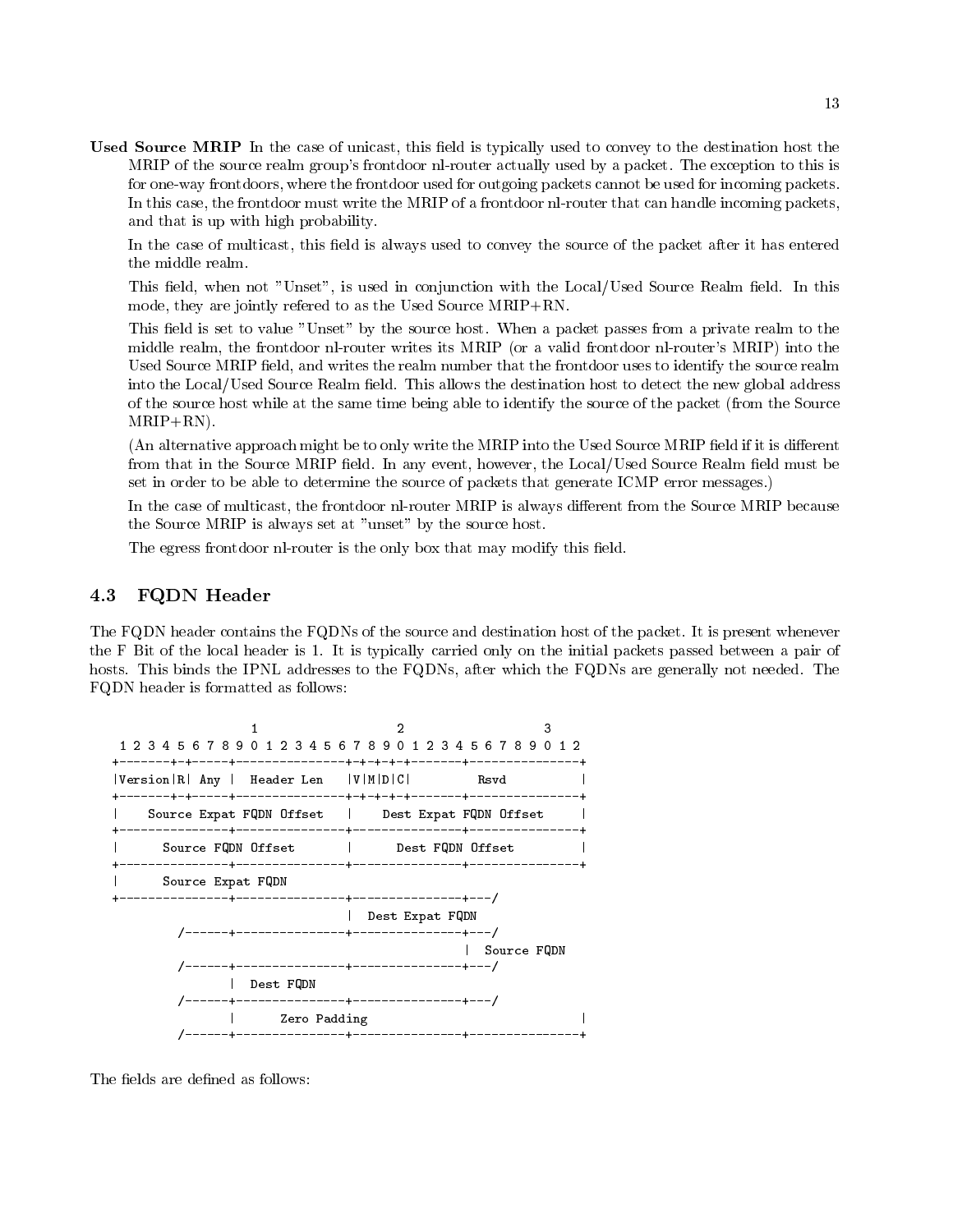**Used Source MRIP** In the case of unicast, this field is typically used to convey to the destination host the MRIP of the source realm group's frontdoor nl-router actually used by a packet. The exception to this is for one-way frontdoors, where the frontdoor used for outgoing packets cannot be used for incoming packets. In this case, the frontdoor must write the MRIP of a frontdoor nl-router that can handle incoming packets, and that is up with high probability.

In the case of multicast, this field is always used to convey the source of the packet after it has entered the middle realm.

This field, when not "Unset", is used in conjunction with the Local/Used Source Realm field. In this mode, they are jointly refered to as the Used Source MRIP+RN.

This field is set to value "Unset" by the source host. When a packet passes from a private realm to the middle realm, the frontdoor nl-router writes its MRIP (or a valid frontdoor nl-router's MRIP) into the Used Source MRIP field, and writes the realm number that the frontdoor uses to identify the source realm into the Local/Used Source Realm field. This allows the destination host to detect the new global address of the source host while at the same time being able to identify the source of the packet (from the Source MRIP+RN).

(An alternative approach might be to only write the MRIP into the Used Source MRIP field if it is different from that in the Source MRIP field. In any event, however, the Local/Used Source Realm field must be set in order to be able to determine the source of packets that generate ICMP error messages.)

In the case of multicast, the frontdoor nl-router MRIP is always different from the Source MRIP because the Source MRIP is always set at "unset" by the source host.

The egress frontdoor nl-router is the only box that may modify this field.

## 4.3 FQDN Header

The FQDN header contains the FQDNs of the source and destination host of the packet. It is present whenever the F Bit of the local header is 1. It is typically carried only on the initial packets passed between a pair of hosts. This binds the IPNL addresses to the FQDNs, after which the FQDNs are generally not needed. The FQDN header is formatted as follows:

```
                  1                   2                   3
 1 2 3 4 5 6 7 8 9 0 1 2 3 4 5 6 7 8 9 0 1 2 3 4 5 6 7 8 9 0 1 2
+-------+-+-----+---------------+-+-+-+-+-------+---------------+
|Version|R| Any |  Header Len   |V|M|D|C|         Rsvd          |
+-------+-+-----+---------------+-+-+-+-+-------+---------------+
|    Source Expat FQDN Offset   |    Dest Expat FQDN Offset     |
+---------------+---------------+---------------+---------------+
|      Source FQDN Offset       |      Dest FQDN Offset         |
+---------------+---------------+---------------+---------------+
|      Source Expat FQDN
+---------------+---------------+---------------+---/
                                |  Dest Expat FQDN
        /------+---------------+---------------+---/
                                               |  Source FQDN
        /------+---------------+---------------+---/
               |  Dest FQDN
        /------+---------------+---------------+---/
               |      Zero Padding                              |
        /------+---------------+---------------+---------------+
```

The fields are defined as follows: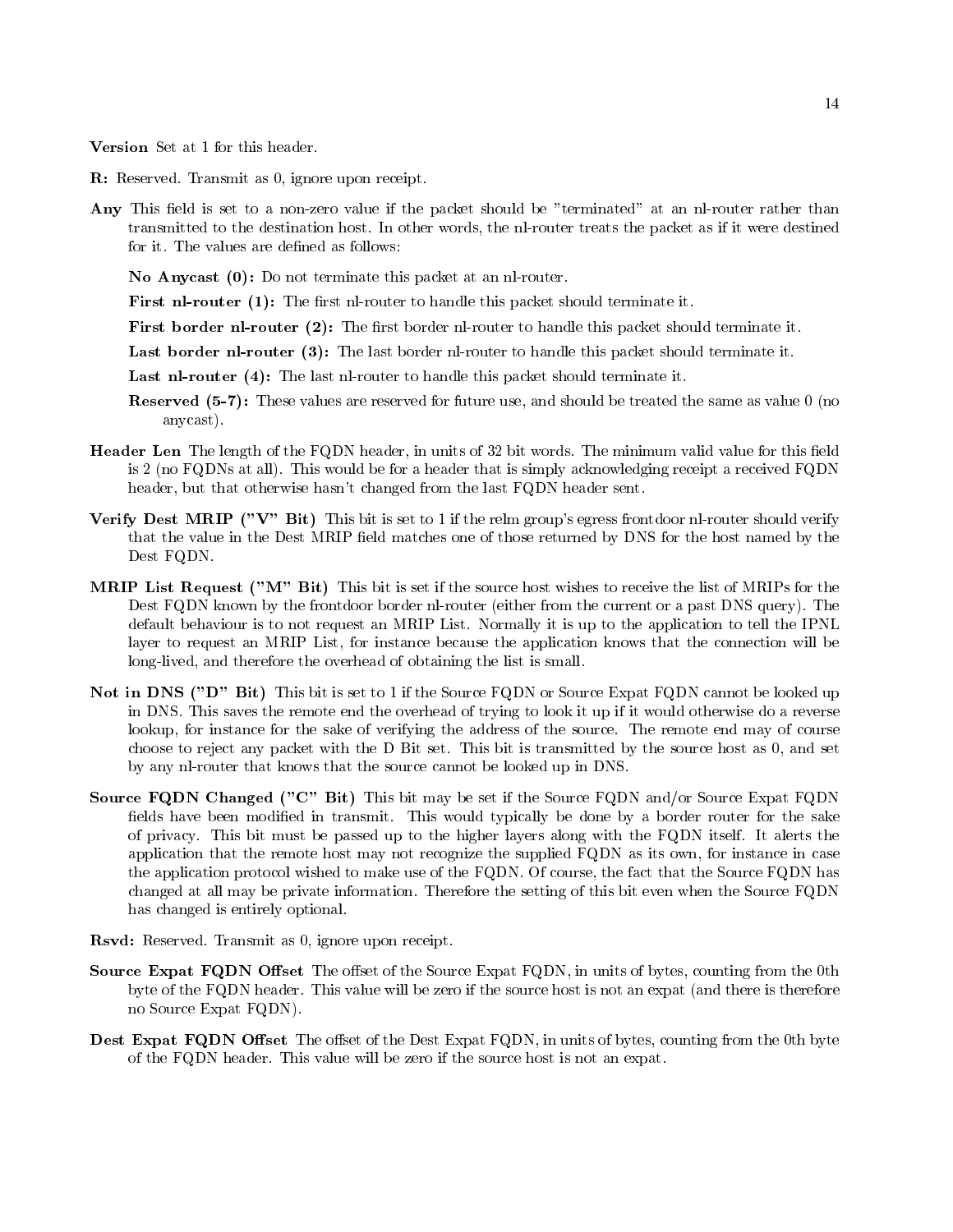**Version** Set at 1 for this header.

**R:** Reserved. Transmit as 0, ignore upon receipt.

**Any** This field is set to a non-zero value if the packet should be "terminated" at an nl-router rather than transmitted to the destination host. In other words, the nl-router treats the packet as if it were destined for it. The values are defined as follows:

> **No Anycast (0):** Do not terminate this packet at an nl-router.
>
> **First nl-router (1):** The first nl-router to handle this packet should terminate it.
>
> **First border nl-router (2):** The first border nl-router to handle this packet should terminate it.
>
> **Last border nl-router (3):** The last border nl-router to handle this packet should terminate it.
>
> **Last nl-router (4):** The last nl-router to handle this packet should terminate it.
>
> **Reserved (5-7):** These values are reserved for future use, and should be treated the same as value 0 (no anycast).

**Header Len** The length of the FQDN header, in units of 32 bit words. The minimum valid value for this field is 2 (no FQDNs at all). This would be for a header that is simply acknowledging receipt a received FQDN header, but that otherwise hasn't changed from the last FQDN header sent.

**Verify Dest MRIP ("V" Bit)** This bit is set to 1 if the relm group's egress frontdoor nl-router should verify that the value in the Dest MRIP field matches one of those returned by DNS for the host named by the Dest FQDN.

**MRIP List Request ("M" Bit)** This bit is set if the source host wishes to receive the list of MRIPs for the Dest FQDN known by the frontdoor border nl-router (either from the current or a past DNS query). The default behaviour is to not request an MRIP List. Normally it is up to the application to tell the IPNL layer to request an MRIP List, for instance because the application knows that the connection will be long-lived, and therefore the overhead of obtaining the list is small.

**Not in DNS ("D" Bit)** This bit is set to 1 if the Source FQDN or Source Expat FQDN cannot be looked up in DNS. This saves the remote end the overhead of trying to look it up if it would otherwise do a reverse lookup, for instance for the sake of verifying the address of the source. The remote end may of course choose to reject any packet with the D Bit set. This bit is transmitted by the source host as 0, and set by any nl-router that knows that the source cannot be looked up in DNS.

**Source FQDN Changed ("C" Bit)** This bit may be set if the Source FQDN and/or Source Expat FQDN fields have been modified in transmit. This would typically be done by a border router for the sake of privacy. This bit must be passed up to the higher layers along with the FQDN itself. It alerts the application that the remote host may not recognize the supplied FQDN as its own, for instance in case the application protocol wished to make use of the FQDN. Of course, the fact that the Source FQDN has changed at all may be private information. Therefore the setting of this bit even when the Source FQDN has changed is entirely optional.

**Rsvd:** Reserved. Transmit as 0, ignore upon receipt.

**Source Expat FQDN Offset** The offset of the Source Expat FQDN, in units of bytes, counting from the 0th byte of the FQDN header. This value will be zero if the source host is not an expat (and there is therefore no Source Expat FQDN).

**Dest Expat FQDN Offset** The offset of the Dest Expat FQDN, in units of bytes, counting from the 0th byte of the FQDN header. This value will be zero if the source host is not an expat.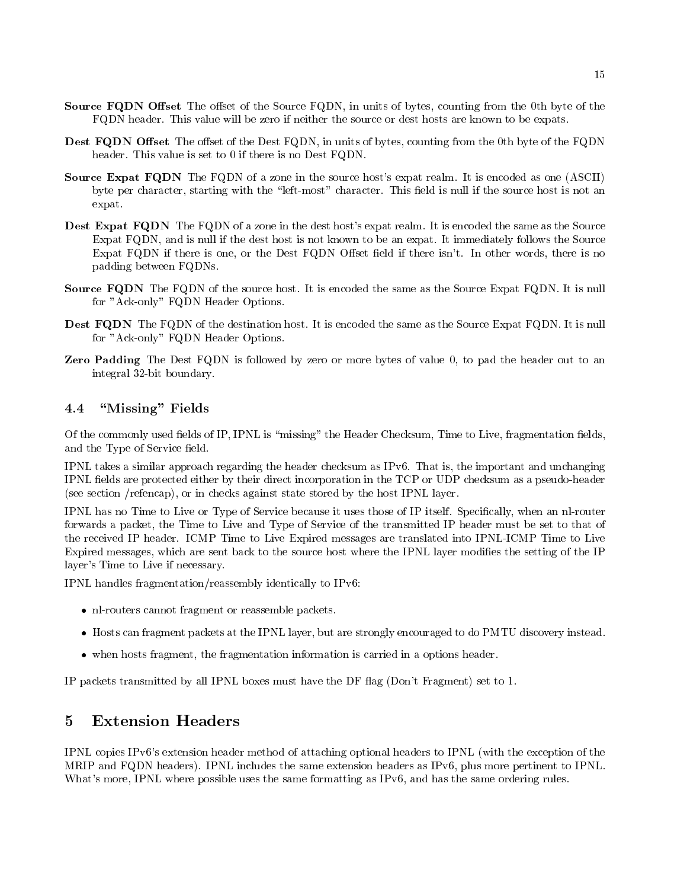**Source FQDN Offset** The offset of the Source FQDN, in units of bytes, counting from the 0th byte of the FQDN header. This value will be zero if neither the source or dest hosts are known to be expats.

**Dest FQDN Offset** The offset of the Dest FQDN, in units of bytes, counting from the 0th byte of the FQDN header. This value is set to 0 if there is no Dest FQDN.

**Source Expat FQDN** The FQDN of a zone in the source host's expat realm. It is encoded as one (ASCII) byte per character, starting with the "left-most" character. This field is null if the source host is not an expat.

**Dest Expat FQDN** The FQDN of a zone in the dest host's expat realm. It is encoded the same as the Source Expat FQDN, and is null if the dest host is not known to be an expat. It immediately follows the Source Expat FQDN if there is one, or the Dest FQDN Offset field if there isn't. In other words, there is no padding between FQDNs.

**Source FQDN** The FQDN of the source host. It is encoded the same as the Source Expat FQDN. It is null for "Ack-only" FQDN Header Options.

**Dest FQDN** The FQDN of the destination host. It is encoded the same as the Source Expat FQDN. It is null for "Ack-only" FQDN Header Options.

**Zero Padding** The Dest FQDN is followed by zero or more bytes of value 0, to pad the header out to an integral 32-bit boundary.

### 4.4 "Missing" Fields

Of the commonly used fields of IP, IPNL is "missing" the Header Checksum, Time to Live, fragmentation fields, and the Type of Service field.

IPNL takes a similar approach regarding the header checksum as IPv6. That is, the important and unchanging IPNL fields are protected either by their direct incorporation in the TCP or UDP checksum as a pseudo-header (see section /refencap), or in checks against state stored by the host IPNL layer.

IPNL has no Time to Live or Type of Service because it uses those of IP itself. Specifically, when an nl-router forwards a packet, the Time to Live and Type of Service of the transmitted IP header must be set to that of the received IP header. ICMP Time to Live Expired messages are translated into IPNL-ICMP Time to Live Expired messages, which are sent back to the source host where the IPNL layer modifies the setting of the IP layer's Time to Live if necessary.

IPNL handles fragmentation/reassembly identically to IPv6:

- nl-routers cannot fragment or reassemble packets.
- Hosts can fragment packets at the IPNL layer, but are strongly encouraged to do PMTU discovery instead.
- when hosts fragment, the fragmentation information is carried in a options header.

IP packets transmitted by all IPNL boxes must have the DF flag (Don't Fragment) set to 1.

## 5 Extension Headers

IPNL copies IPv6's extension header method of attaching optional headers to IPNL (with the exception of the MRIP and FQDN headers). IPNL includes the same extension headers as IPv6, plus more pertinent to IPNL. What's more, IPNL where possible uses the same formatting as IPv6, and has the same ordering rules.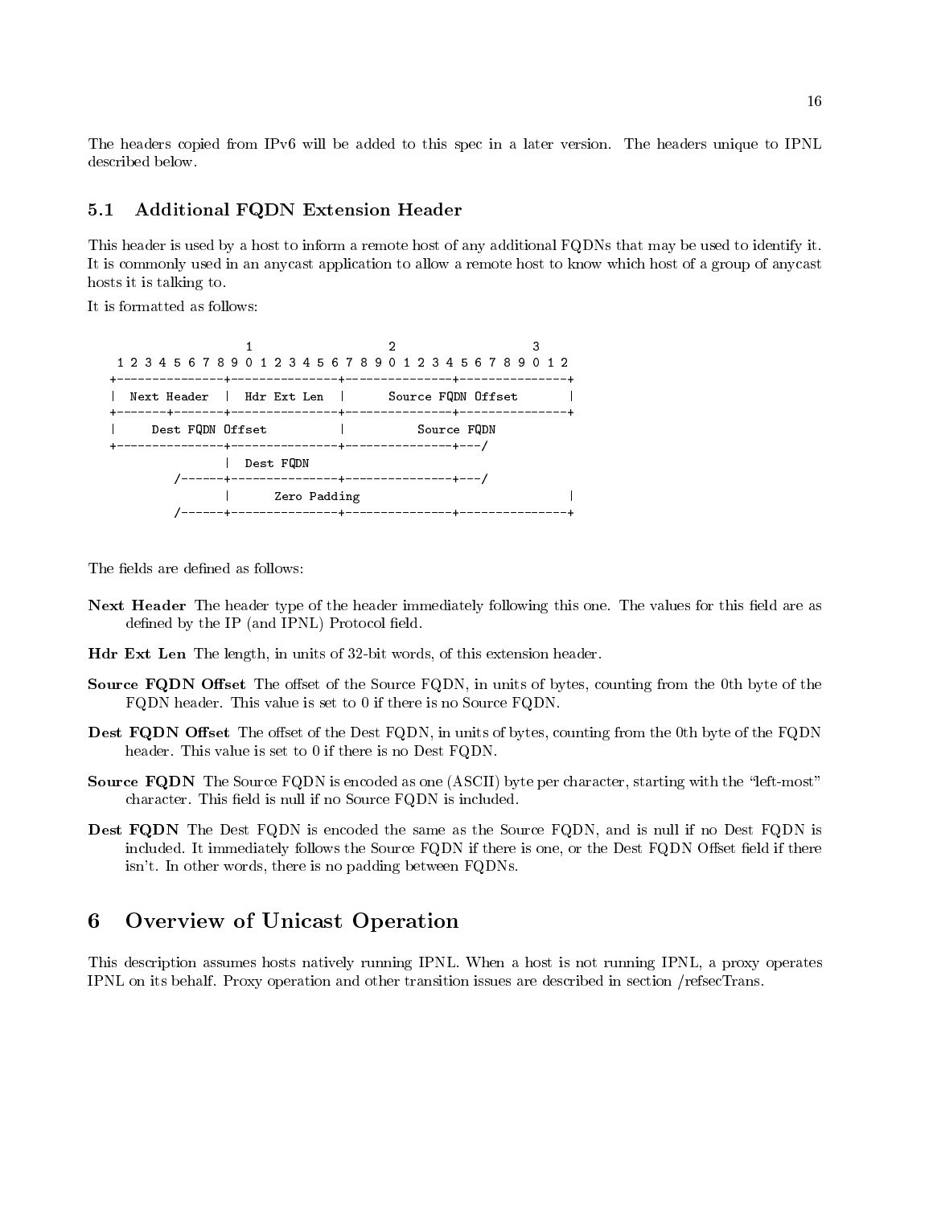The headers copied from IPv6 will be added to this spec in a later version. The headers unique to IPNL described below.

### 5.1 Additional FQDN Extension Header

This header is used by a host to inform a remote host of any additional FQDNs that may be used to identify it. It is commonly used in an anycast application to allow a remote host to know which host of a group of anycast hosts it is talking to.

It is formatted as follows:

```
                    1                   2                   3
  1 2 3 4 5 6 7 8 9 0 1 2 3 4 5 6 7 8 9 0 1 2 3 4 5 6 7 8 9 0 1 2
 +---------------+---------------+---------------+---------------+
 |  Next Header  |  Hdr Ext Len  |      Source FQDN Offset       |
 +-------+-------+---------------+---------------+---------------+
 |     Dest FQDN Offset          |          Source FQDN
 +---------------+---------------+---------------+---/
                 |  Dest FQDN
          /------+---------------+---------------+---/
                 |      Zero Padding                             |
          /------+---------------+---------------+---------------+
```

The fields are defined as follows:

**Next Header** The header type of the header immediately following this one. The values for this field are as defined by the IP (and IPNL) Protocol field.

**Hdr Ext Len** The length, in units of 32-bit words, of this extension header.

**Source FQDN Offset** The offset of the Source FQDN, in units of bytes, counting from the 0th byte of the FQDN header. This value is set to 0 if there is no Source FQDN.

**Dest FQDN Offset** The offset of the Dest FQDN, in units of bytes, counting from the 0th byte of the FQDN header. This value is set to 0 if there is no Dest FQDN.

**Source FQDN** The Source FQDN is encoded as one (ASCII) byte per character, starting with the "left-most" character. This field is null if no Source FQDN is included.

**Dest FQDN** The Dest FQDN is encoded the same as the Source FQDN, and is null if no Dest FQDN is included. It immediately follows the Source FQDN if there is one, or the Dest FQDN Offset field if there isn't. In other words, there is no padding between FQDNs.

## 6 Overview of Unicast Operation

This description assumes hosts natively running IPNL. When a host is not running IPNL, a proxy operates IPNL on its behalf. Proxy operation and other transition issues are described in section /refsecTrans.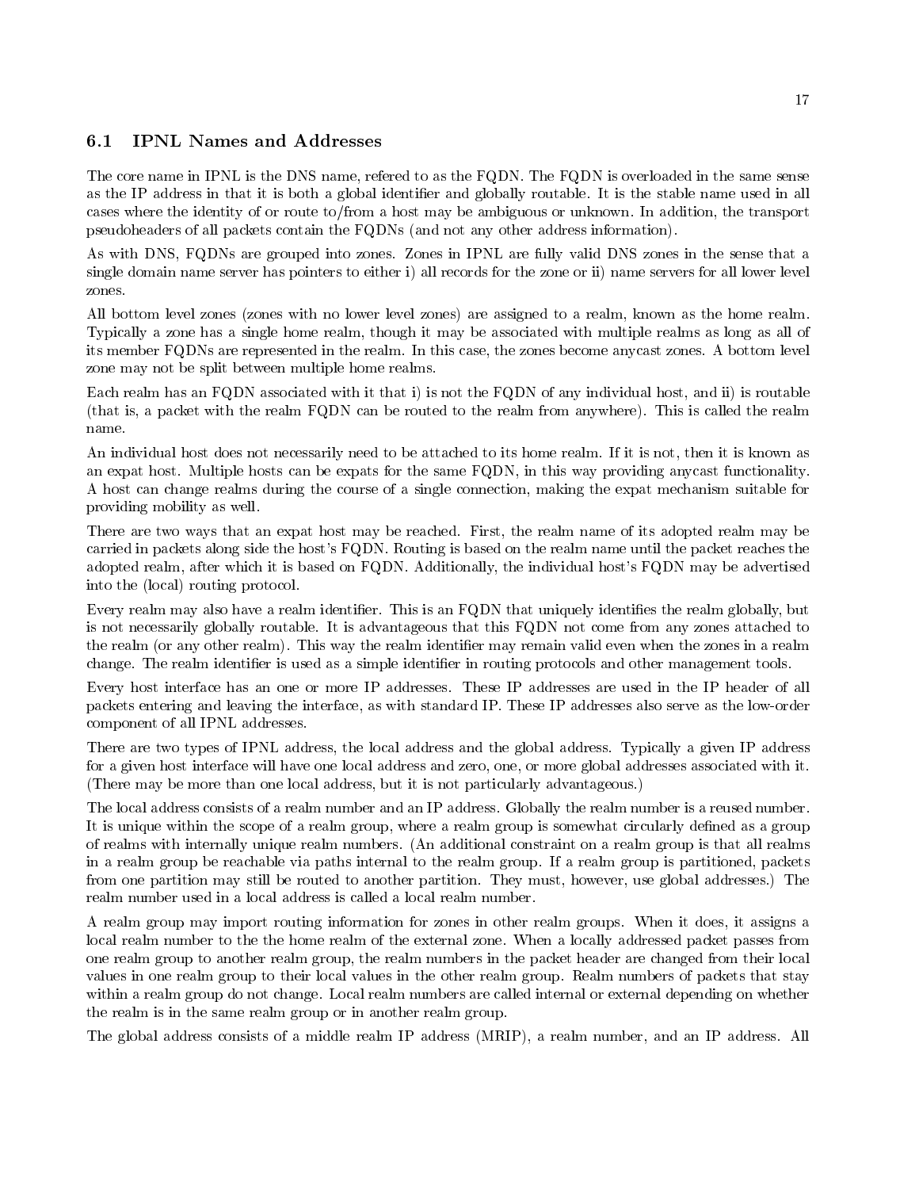### 6.1 IPNL Names and Addresses

The core name in IPNL is the DNS name, refered to as the FQDN. The FQDN is overloaded in the same sense as the IP address in that it is both a global identifier and globally routable. It is the stable name used in all cases where the identity of or route to/from a host may be ambiguous or unknown. In addition, the transport pseudoheaders of all packets contain the FQDNs (and not any other address information).

As with DNS, FQDNs are grouped into zones. Zones in IPNL are fully valid DNS zones in the sense that a single domain name server has pointers to either i) all records for the zone or ii) name servers for all lower level zones.

All bottom level zones (zones with no lower level zones) are assigned to a realm, known as the home realm. Typically a zone has a single home realm, though it may be associated with multiple realms as long as all of its member FQDNs are represented in the realm. In this case, the zones become anycast zones. A bottom level zone may not be split between multiple home realms.

Each realm has an FQDN associated with it that i) is not the FQDN of any individual host, and ii) is routable (that is, a packet with the realm FQDN can be routed to the realm from anywhere). This is called the realm name.

An individual host does not necessarily need to be attached to its home realm. If it is not, then it is known as an expat host. Multiple hosts can be expats for the same FQDN, in this way providing anycast functionality. A host can change realms during the course of a single connection, making the expat mechanism suitable for providing mobility as well.

There are two ways that an expat host may be reached. First, the realm name of its adopted realm may be carried in packets along side the host's FQDN. Routing is based on the realm name until the packet reaches the adopted realm, after which it is based on FQDN. Additionally, the individual host's FQDN may be advertised into the (local) routing protocol.

Every realm may also have a realm identifier. This is an FQDN that uniquely identifies the realm globally, but is not necessarily globally routable. It is advantageous that this FQDN not come from any zones attached to the realm (or any other realm). This way the realm identifier may remain valid even when the zones in a realm change. The realm identifier is used as a simple identifier in routing protocols and other management tools.

Every host interface has an one or more IP addresses. These IP addresses are used in the IP header of all packets entering and leaving the interface, as with standard IP. These IP addresses also serve as the low-order component of all IPNL addresses.

There are two types of IPNL address, the local address and the global address. Typically a given IP address for a given host interface will have one local address and zero, one, or more global addresses associated with it. (There may be more than one local address, but it is not particularly advantageous.)

The local address consists of a realm number and an IP address. Globally the realm number is a reused number. It is unique within the scope of a realm group, where a realm group is somewhat circularly defined as a group of realms with internally unique realm numbers. (An additional constraint on a realm group is that all realms in a realm group be reachable via paths internal to the realm group. If a realm group is partitioned, packets from one partition may still be routed to another partition. They must, however, use global addresses.) The realm number used in a local address is called a local realm number.

A realm group may import routing information for zones in other realm groups. When it does, it assigns a local realm number to the the home realm of the external zone. When a locally addressed packet passes from one realm group to another realm group, the realm numbers in the packet header are changed from their local values in one realm group to their local values in the other realm group. Realm numbers of packets that stay within a realm group do not change. Local realm numbers are called internal or external depending on whether the realm is in the same realm group or in another realm group.

The global address consists of a middle realm IP address (MRIP), a realm number, and an IP address. All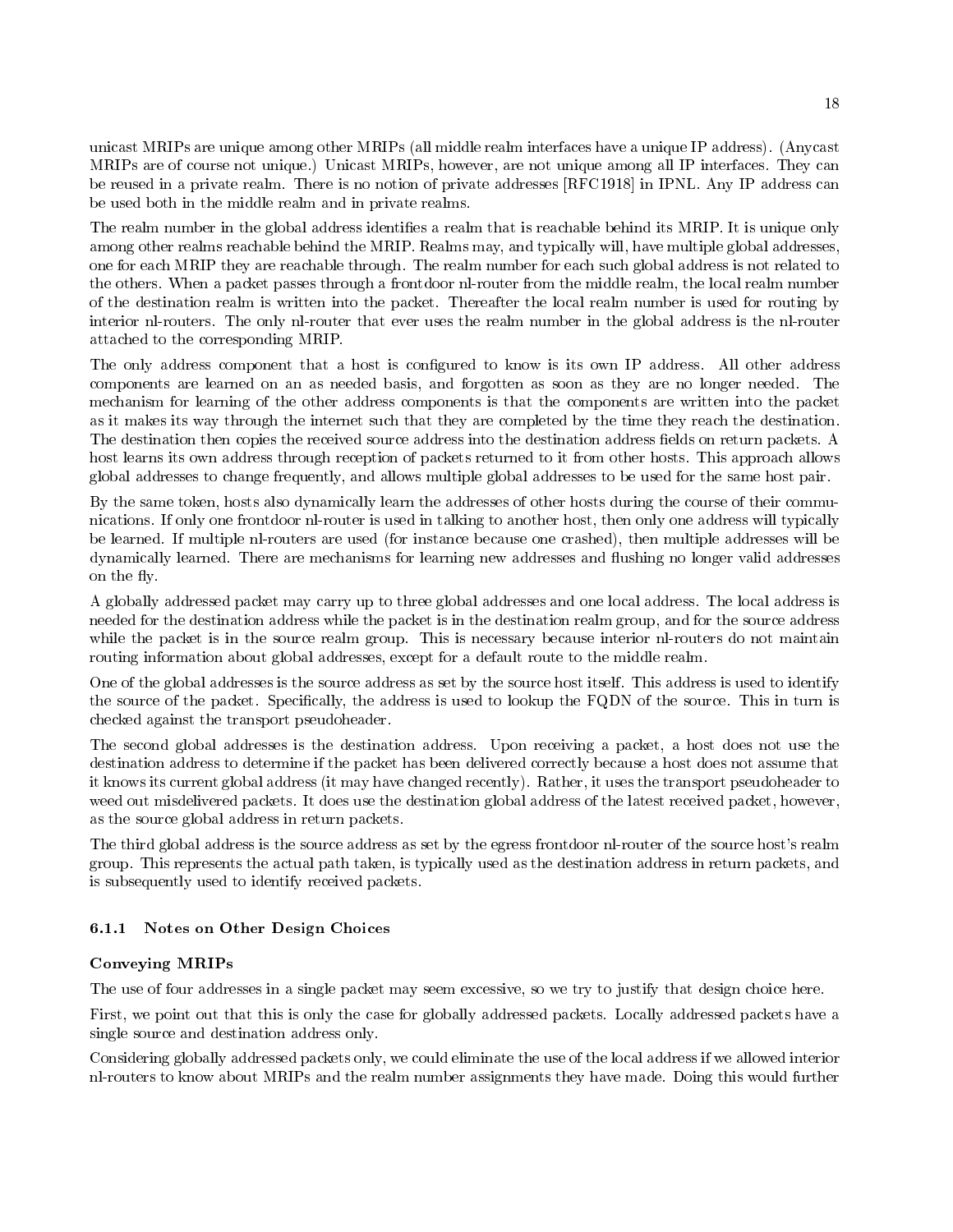unicast MRIPs are unique among other MRIPs (all middle realm interfaces have a unique IP address). (Anycast MRIPs are of course not unique.) Unicast MRIPs, however, are not unique among all IP interfaces. They can be reused in a private realm. There is no notion of private addresses [RFC1918] in IPNL. Any IP address can be used both in the middle realm and in private realms.

The realm number in the global address identifies a realm that is reachable behind its MRIP. It is unique only among other realms reachable behind the MRIP. Realms may, and typically will, have multiple global addresses, one for each MRIP they are reachable through. The realm number for each such global address is not related to the others. When a packet passes through a frontdoor nl-router from the middle realm, the local realm number of the destination realm is written into the packet. Thereafter the local realm number is used for routing by interior nl-routers. The only nl-router that ever uses the realm number in the global address is the nl-router attached to the corresponding MRIP.

The only address component that a host is configured to know is its own IP address. All other address components are learned on an as needed basis, and forgotten as soon as they are no longer needed. The mechanism for learning of the other address components is that the components are written into the packet as it makes its way through the internet such that they are completed by the time they reach the destination. The destination then copies the received source address into the destination address fields on return packets. A host learns its own address through reception of packets returned to it from other hosts. This approach allows global addresses to change frequently, and allows multiple global addresses to be used for the same host pair.

By the same token, hosts also dynamically learn the addresses of other hosts during the course of their communications. If only one frontdoor nl-router is used in talking to another host, then only one address will typically be learned. If multiple nl-routers are used (for instance because one crashed), then multiple addresses will be dynamically learned. There are mechanisms for learning new addresses and flushing no longer valid addresses on the fly.

A globally addressed packet may carry up to three global addresses and one local address. The local address is needed for the destination address while the packet is in the destination realm group, and for the source address while the packet is in the source realm group. This is necessary because interior nl-routers do not maintain routing information about global addresses, except for a default route to the middle realm.

One of the global addresses is the source address as set by the source host itself. This address is used to identify the source of the packet. Specifically, the address is used to lookup the FQDN of the source. This in turn is checked against the transport pseudoheader.

The second global addresses is the destination address. Upon receiving a packet, a host does not use the destination address to determine if the packet has been delivered correctly because a host does not assume that it knows its current global address (it may have changed recently). Rather, it uses the transport pseudoheader to weed out misdelivered packets. It does use the destination global address of the latest received packet, however, as the source global address in return packets.

The third global address is the source address as set by the egress frontdoor nl-router of the source host's realm group. This represents the actual path taken, is typically used as the destination address in return packets, and is subsequently used to identify received packets.

### 6.1.1 Notes on Other Design Choices

**Conveying MRIPs**

The use of four addresses in a single packet may seem excessive, so we try to justify that design choice here.

First, we point out that this is only the case for globally addressed packets. Locally addressed packets have a single source and destination address only.

Considering globally addressed packets only, we could eliminate the use of the local address if we allowed interior nl-routers to know about MRIPs and the realm number assignments they have made. Doing this would further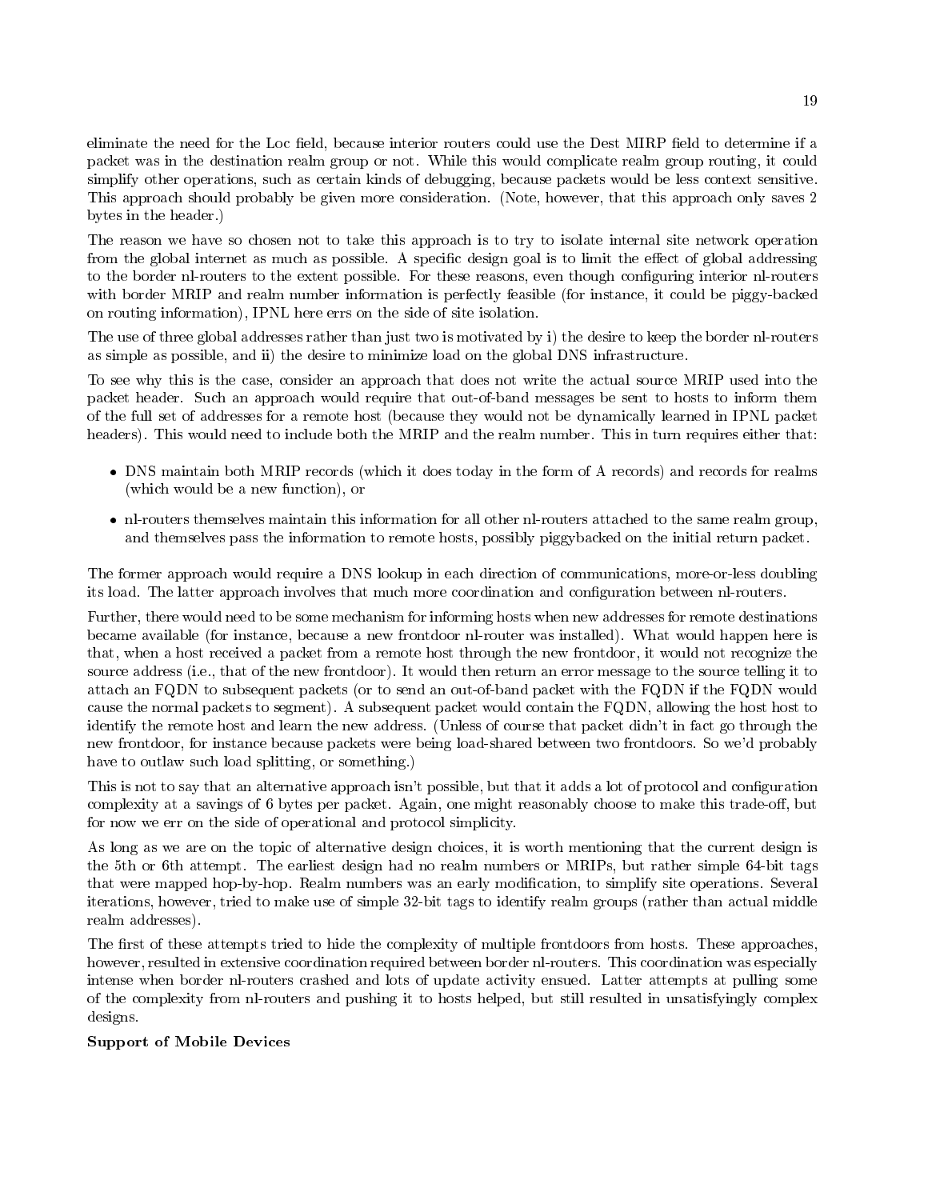eliminate the need for the Loc field, because interior routers could use the Dest MIRP field to determine if a packet was in the destination realm group or not. While this would complicate realm group routing, it could simplify other operations, such as certain kinds of debugging, because packets would be less context sensitive. This approach should probably be given more consideration. (Note, however, that this approach only saves 2 bytes in the header.)

The reason we have so chosen not to take this approach is to try to isolate internal site network operation from the global internet as much as possible. A specific design goal is to limit the effect of global addressing to the border nl-routers to the extent possible. For these reasons, even though configuring interior nl-routers with border MRIP and realm number information is perfectly feasible (for instance, it could be piggy-backed on routing information), IPNL here errs on the side of site isolation.

The use of three global addresses rather than just two is motivated by i) the desire to keep the border nl-routers as simple as possible, and ii) the desire to minimize load on the global DNS infrastructure.

To see why this is the case, consider an approach that does not write the actual source MRIP used into the packet header. Such an approach would require that out-of-band messages be sent to hosts to inform them of the full set of addresses for a remote host (because they would not be dynamically learned in IPNL packet headers). This would need to include both the MRIP and the realm number. This in turn requires either that:

- DNS maintain both MRIP records (which it does today in the form of A records) and records for realms (which would be a new function), or
- nl-routers themselves maintain this information for all other nl-routers attached to the same realm group, and themselves pass the information to remote hosts, possibly piggybacked on the initial return packet.

The former approach would require a DNS lookup in each direction of communications, more-or-less doubling its load. The latter approach involves that much more coordination and configuration between nl-routers.

Further, there would need to be some mechanism for informing hosts when new addresses for remote destinations became available (for instance, because a new frontdoor nl-router was installed). What would happen here is that, when a host received a packet from a remote host through the new frontdoor, it would not recognize the source address (i.e., that of the new frontdoor). It would then return an error message to the source telling it to attach an FQDN to subsequent packets (or to send an out-of-band packet with the FQDN if the FQDN would cause the normal packets to segment). A subsequent packet would contain the FQDN, allowing the host host to identify the remote host and learn the new address. (Unless of course that packet didn't in fact go through the new frontdoor, for instance because packets were being load-shared between two frontdoors. So we'd probably have to outlaw such load splitting, or something.)

This is not to say that an alternative approach isn't possible, but that it adds a lot of protocol and configuration complexity at a savings of 6 bytes per packet. Again, one might reasonably choose to make this trade-off, but for now we err on the side of operational and protocol simplicity.

As long as we are on the topic of alternative design choices, it is worth mentioning that the current design is the 5th or 6th attempt. The earliest design had no realm numbers or MRIPs, but rather simple 64-bit tags that were mapped hop-by-hop. Realm numbers was an early modification, to simplify site operations. Several iterations, however, tried to make use of simple 32-bit tags to identify realm groups (rather than actual middle realm addresses).

The first of these attempts tried to hide the complexity of multiple frontdoors from hosts. These approaches, however, resulted in extensive coordination required between border nl-routers. This coordination was especially intense when border nl-routers crashed and lots of update activity ensued. Latter attempts at pulling some of the complexity from nl-routers and pushing it to hosts helped, but still resulted in unsatisfyingly complex designs.

**Support of Mobile Devices**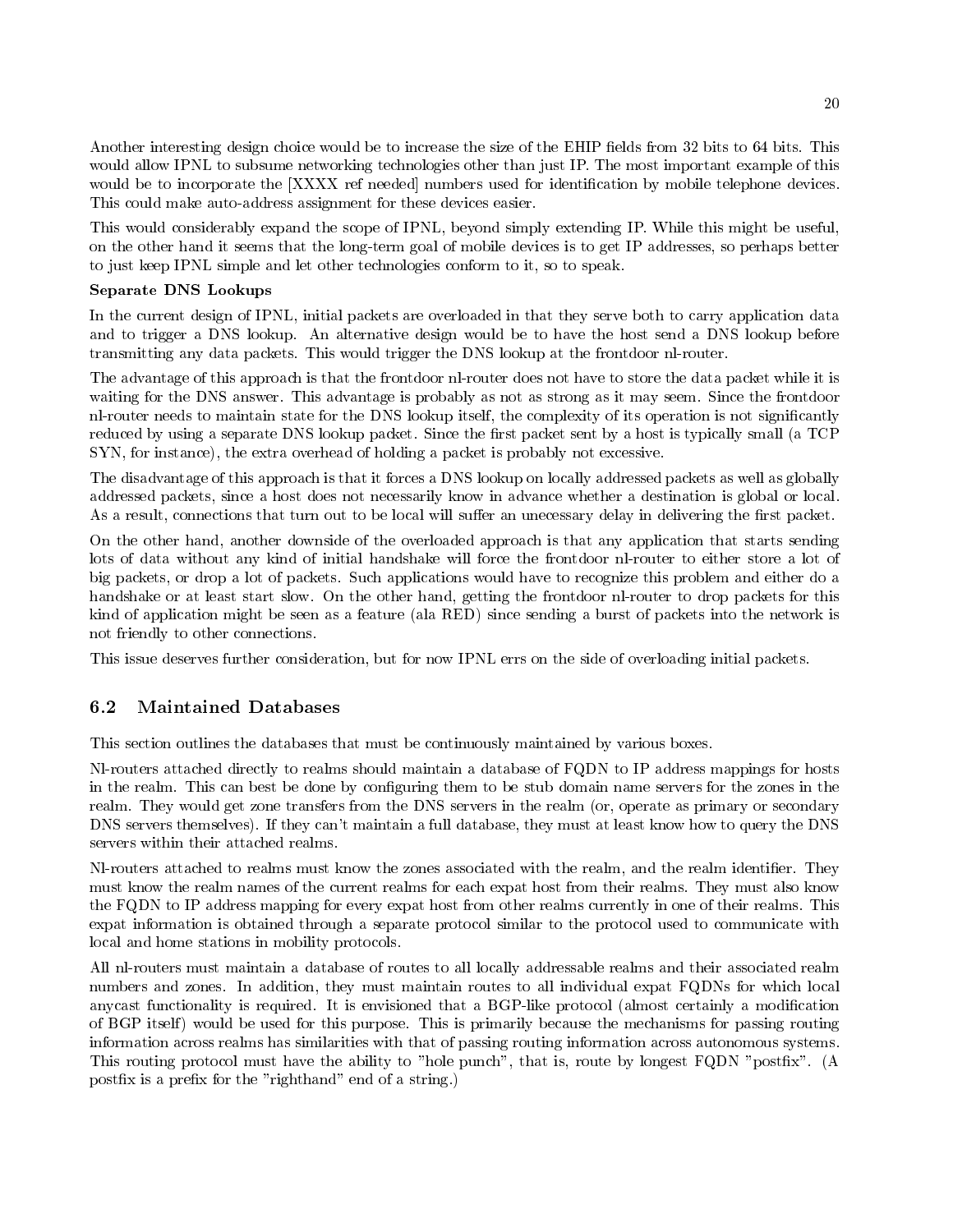Another interesting design choice would be to increase the size of the EHIP fields from 32 bits to 64 bits. This would allow IPNL to subsume networking technologies other than just IP. The most important example of this would be to incorporate the [XXXX ref needed] numbers used for identification by mobile telephone devices. This could make auto-address assignment for these devices easier.

This would considerably expand the scope of IPNL, beyond simply extending IP. While this might be useful, on the other hand it seems that the long-term goal of mobile devices is to get IP addresses, so perhaps better to just keep IPNL simple and let other technologies conform to it, so to speak.

**Separate DNS Lookups**

In the current design of IPNL, initial packets are overloaded in that they serve both to carry application data and to trigger a DNS lookup. An alternative design would be to have the host send a DNS lookup before transmitting any data packets. This would trigger the DNS lookup at the frontdoor nl-router.

The advantage of this approach is that the frontdoor nl-router does not have to store the data packet while it is waiting for the DNS answer. This advantage is probably as not as strong as it may seem. Since the frontdoor nl-router needs to maintain state for the DNS lookup itself, the complexity of its operation is not significantly reduced by using a separate DNS lookup packet. Since the first packet sent by a host is typically small (a TCP SYN, for instance), the extra overhead of holding a packet is probably not excessive.

The disadvantage of this approach is that it forces a DNS lookup on locally addressed packets as well as globally addressed packets, since a host does not necessarily know in advance whether a destination is global or local. As a result, connections that turn out to be local will suffer an unecessary delay in delivering the first packet.

On the other hand, another downside of the overloaded approach is that any application that starts sending lots of data without any kind of initial handshake will force the frontdoor nl-router to either store a lot of big packets, or drop a lot of packets. Such applications would have to recognize this problem and either do a handshake or at least start slow. On the other hand, getting the frontdoor nl-router to drop packets for this kind of application might be seen as a feature (ala RED) since sending a burst of packets into the network is not friendly to other connections.

This issue deserves further consideration, but for now IPNL errs on the side of overloading initial packets.

## 6.2 Maintained Databases

This section outlines the databases that must be continuously maintained by various boxes.

Nl-routers attached directly to realms should maintain a database of FQDN to IP address mappings for hosts in the realm. This can best be done by configuring them to be stub domain name servers for the zones in the realm. They would get zone transfers from the DNS servers in the realm (or, operate as primary or secondary DNS servers themselves). If they can't maintain a full database, they must at least know how to query the DNS servers within their attached realms.

Nl-routers attached to realms must know the zones associated with the realm, and the realm identifier. They must know the realm names of the current realms for each expat host from their realms. They must also know the FQDN to IP address mapping for every expat host from other realms currently in one of their realms. This expat information is obtained through a separate protocol similar to the protocol used to communicate with local and home stations in mobility protocols.

All nl-routers must maintain a database of routes to all locally addressable realms and their associated realm numbers and zones. In addition, they must maintain routes to all individual expat FQDNs for which local anycast functionality is required. It is envisioned that a BGP-like protocol (almost certainly a modification of BGP itself) would be used for this purpose. This is primarily because the mechanisms for passing routing information across realms has similarities with that of passing routing information across autonomous systems. This routing protocol must have the ability to "hole punch", that is, route by longest FQDN "postfix". (A postfix is a prefix for the "righthand" end of a string.)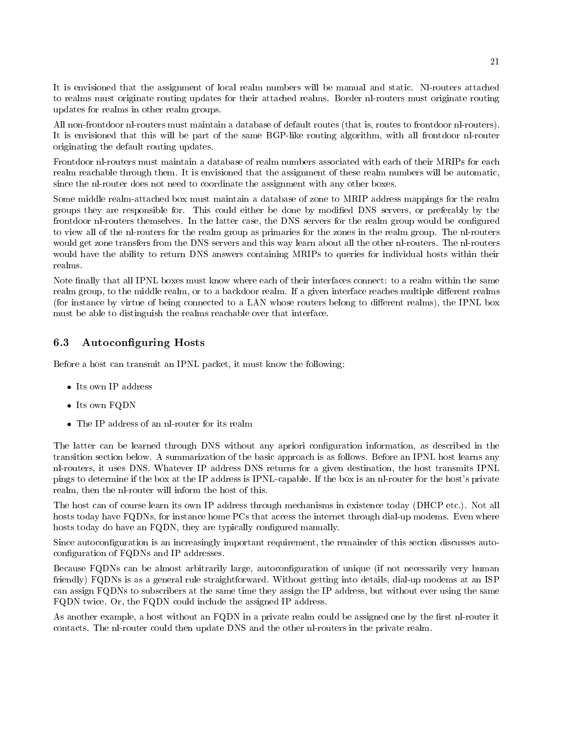It is envisioned that the assignment of local realm numbers will be manual and static. Nl-routers attached to realms must originate routing updates for their attached realms. Border nl-routers must originate routing updates for realms in other realm groups.

All non-frontdoor nl-routers must maintain a database of default routes (that is, routes to frontdoor nl-routers). It is envisioned that this will be part of the same BGP-like routing algorithm, with all frontdoor nl-router originating the default routing updates.

Frontdoor nl-routers must maintain a database of realm numbers associated with each of their MRIPs for each realm reachable through them. It is envisioned that the assignment of these realm numbers will be automatic, since the nl-router does not need to coordinate the assignment with any other boxes.

Some middle realm-attached box must maintain a database of zone to MRIP address mappings for the realm groups they are responsible for. This could either be done by modified DNS servers, or preferably by the frontdoor nl-routers themselves. In the latter case, the DNS servers for the realm group would be configured to view all of the nl-routers for the realm group as primaries for the zones in the realm group. The nl-routers would get zone transfers from the DNS servers and this way learn about all the other nl-routers. The nl-routers would have the ability to return DNS answers containing MRIPs to queries for individual hosts within their realms.

Note finally that all IPNL boxes must know where each of their interfaces connect: to a realm within the same realm group, to the middle realm, or to a backdoor realm. If a given interface reaches multiple different realms (for instance by virtue of being connected to a LAN whose routers belong to different realms), the IPNL box must be able to distinguish the realms reachable over that interface.

## 6.3 Autoconfiguring Hosts

Before a host can transmit an IPNL packet, it must know the following:

- Its own IP address
- Its own FQDN
- The IP address of an nl-router for its realm

The latter can be learned through DNS without any apriori configuration information, as described in the transition section below. A summarization of the basic approach is as follows. Before an IPNL host learns any nl-routers, it uses DNS. Whatever IP address DNS returns for a given destination, the host transmits IPNL pings to determine if the box at the IP address is IPNL-capable. If the box is an nl-router for the host's private realm, then the nl-router will inform the host of this.

The host can of course learn its own IP address through mechanisms in existence today (DHCP etc.). Not all hosts today have FQDNs, for instance home PCs that access the internet through dial-up modems. Even where hosts today do have an FQDN, they are typically configured manually.

Since autoconfiguration is an increasingly important requirement, the remainder of this section discusses autoconfiguration of FQDNs and IP addresses.

Because FQDNs can be almost arbitrarily large, autoconfiguration of unique (if not necessarily very human friendly) FQDNs is as a general rule straightforward. Without getting into details, dial-up modems at an ISP can assign FQDNs to subscribers at the same time they assign the IP address, but without ever using the same FQDN twice. Or, the FQDN could include the assigned IP address.

As another example, a host without an FQDN in a private realm could be assigned one by the first nl-router it contacts. The nl-router could then update DNS and the other nl-routers in the private realm.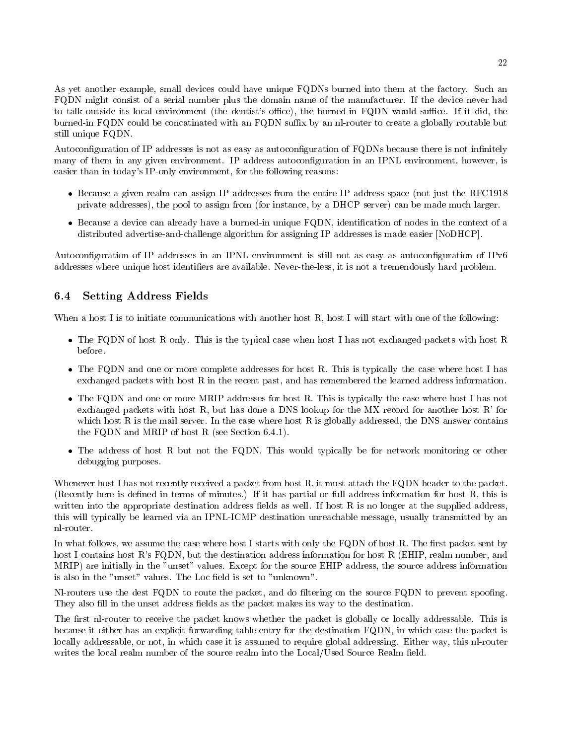As yet another example, small devices could have unique FQDNs burned into them at the factory. Such an FQDN might consist of a serial number plus the domain name of the manufacturer. If the device never had to talk outside its local environment (the dentist's office), the burned-in FQDN would suffice. If it did, the burned-in FQDN could be concatinated with an FQDN suffix by an nl-router to create a globally routable but still unique FQDN.

Autoconfiguration of IP addresses is not as easy as autoconfiguration of FQDNs because there is not infinitely many of them in any given environment. IP address autoconfiguration in an IPNL environment, however, is easier than in today's IP-only environment, for the following reasons:

- Because a given realm can assign IP addresses from the entire IP address space (not just the RFC1918 private addresses), the pool to assign from (for instance, by a DHCP server) can be made much larger.
- Because a device can already have a burned-in unique FQDN, identification of nodes in the context of a distributed advertise-and-challenge algorithm for assigning IP addresses is made easier [NoDHCP].

Autoconfiguration of IP addresses in an IPNL environment is still not as easy as autoconfiguration of IPv6 addresses where unique host identifiers are available. Never-the-less, it is not a tremendously hard problem.

### 6.4 Setting Address Fields

When a host I is to initiate communications with another host R, host I will start with one of the following:

- The FQDN of host R only. This is the typical case when host I has not exchanged packets with host R before.
- The FQDN and one or more complete addresses for host R. This is typically the case where host I has exchanged packets with host R in the recent past, and has remembered the learned address information.
- The FQDN and one or more MRIP addresses for host R. This is typically the case where host I has not exchanged packets with host R, but has done a DNS lookup for the MX record for another host R' for which host R is the mail server. In the case where host R is globally addressed, the DNS answer contains the FQDN and MRIP of host R (see Section 6.4.1).
- The address of host R but not the FQDN. This would typically be for network monitoring or other debugging purposes.

Whenever host I has not recently received a packet from host R, it must attach the FQDN header to the packet. (Recently here is defined in terms of minutes.) If it has partial or full address information for host R, this is written into the appropriate destination address fields as well. If host R is no longer at the supplied address, this will typically be learned via an IPNL-ICMP destination unreachable message, usually transmitted by an nl-router.

In what follows, we assume the case where host I starts with only the FQDN of host R. The first packet sent by host I contains host R's FQDN, but the destination address information for host R (EHIP, realm number, and MRIP) are initially in the "unset" values. Except for the source EHIP address, the source address information is also in the "unset" values. The Loc field is set to "unknown".

Nl-routers use the dest FQDN to route the packet, and do filtering on the source FQDN to prevent spoofing. They also fill in the unset address fields as the packet makes its way to the destination.

The first nl-router to receive the packet knows whether the packet is globally or locally addressable. This is because it either has an explicit forwarding table entry for the destination FQDN, in which case the packet is locally addressable, or not, in which case it is assumed to require global addressing. Either way, this nl-router writes the local realm number of the source realm into the Local/Used Source Realm field.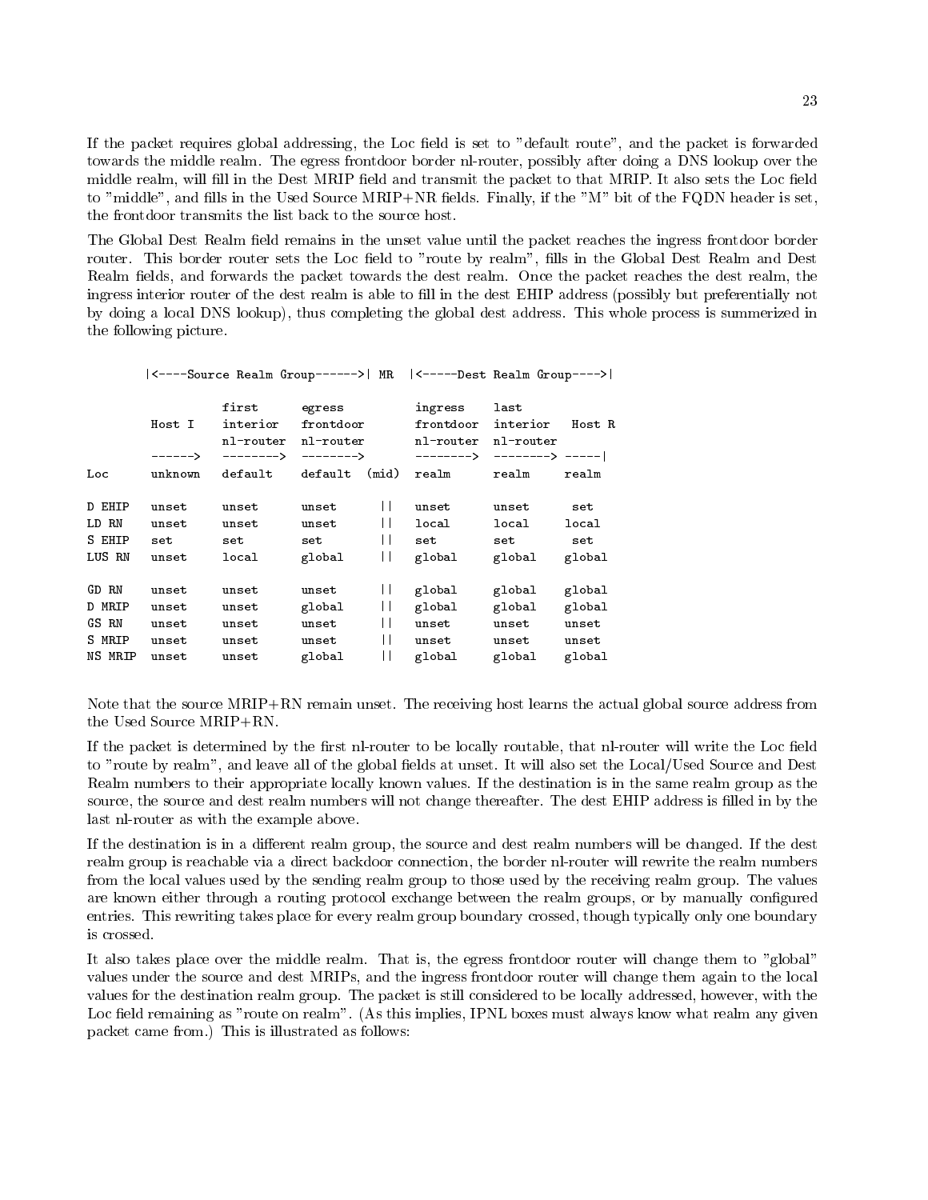If the packet requires global addressing, the Loc field is set to "default route", and the packet is forwarded towards the middle realm. The egress frontdoor border nl-router, possibly after doing a DNS lookup over the middle realm, will fill in the Dest MRIP field and transmit the packet to that MRIP. It also sets the Loc field to "middle", and fills in the Used Source MRIP+NR fields. Finally, if the "M" bit of the FQDN header is set, the frontdoor transmits the list back to the source host.

The Global Dest Realm field remains in the unset value until the packet reaches the ingress frontdoor border router. This border router sets the Loc field to "route by realm", fills in the Global Dest Realm and Dest Realm fields, and forwards the packet towards the dest realm. Once the packet reaches the dest realm, the ingress interior router of the dest realm is able to fill in the dest EHIP address (possibly but preferentially not by doing a local DNS lookup), thus completing the global dest address. This whole process is summerized in the following picture.

```
        |<----Source Realm Group------>| MR  |<-----Dest Realm Group---->|

                   first      egress          ingress    last
        Host I     interior   frontdoor       frontdoor  interior   Host R
                   nl-router  nl-router       nl-router  nl-router
        ------>    -------->  -------->       -------->  --------> -----|
Loc     unknown    default    default  (mid)  realm      realm     realm

D EHIP  unset      unset      unset     ||    unset      unset      set
LD RN   unset      unset      unset     ||    local      local     local
S EHIP  set        set        set       ||    set        set        set
LUS RN  unset      local      global    ||    global     global    global

GD RN   unset      unset      unset     ||    global     global    global
D MRIP  unset      unset      global    ||    global     global    global
GS RN   unset      unset      unset     ||    unset      unset     unset
S MRIP  unset      unset      unset     ||    unset      unset     unset
NS MRIP unset      unset      global    ||    global     global    global
```

Note that the source MRIP+RN remain unset. The receiving host learns the actual global source address from the Used Source MRIP+RN.

If the packet is determined by the first nl-router to be locally routable, that nl-router will write the Loc field to "route by realm", and leave all of the global fields at unset. It will also set the Local/Used Source and Dest Realm numbers to their appropriate locally known values. If the destination is in the same realm group as the source, the source and dest realm numbers will not change thereafter. The dest EHIP address is filled in by the last nl-router as with the example above.

If the destination is in a different realm group, the source and dest realm numbers will be changed. If the dest realm group is reachable via a direct backdoor connection, the border nl-router will rewrite the realm numbers from the local values used by the sending realm group to those used by the receiving realm group. The values are known either through a routing protocol exchange between the realm groups, or by manually configured entries. This rewriting takes place for every realm group boundary crossed, though typically only one boundary is crossed.

It also takes place over the middle realm. That is, the egress frontdoor router will change them to "global" values under the source and dest MRIPs, and the ingress frontdoor router will change them again to the local values for the destination realm group. The packet is still considered to be locally addressed, however, with the Loc field remaining as "route on realm". (As this implies, IPNL boxes must always know what realm any given packet came from.) This is illustrated as follows: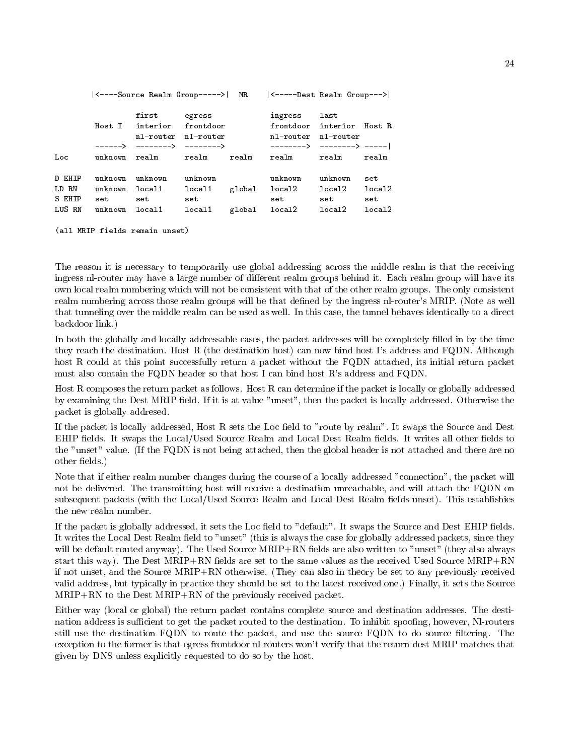```
         |<----Source Realm Group----->|  MR    |<-----Dest Realm Group--->|

                    first      egress            ingress    last
         Host I     interior   frontdoor         frontdoor  interior  Host R
                    nl-router  nl-router         nl-router  nl-router
         ------>    -------->  -------->         -------->  --------> -----|
Loc      unknown    realm      realm      realm  realm      realm     realm

D EHIP   unknown    unknown    unknown           unknown    unknown   set
LD RN    unknown    local1     local1     global local2     local2    local2
S EHIP   set        set        set               set        set       set
LUS RN   unknown    local1     local1     global local2     local2    local2

(all MRIP fields remain unset)
```

The reason it is necessary to temporarily use global addressing across the middle realm is that the receiving ingress nl-router may have a large number of different realm groups behind it. Each realm group will have its own local realm numbering which will not be consistent with that of the other realm groups. The only consistent realm numbering across those realm groups will be that defined by the ingress nl-router's MRIP. (Note as well that tunneling over the middle realm can be used as well. In this case, the tunnel behaves identically to a direct backdoor link.)

In both the globally and locally addressable cases, the packet addresses will be completely filled in by the time they reach the destination. Host R (the destination host) can now bind host I's address and FQDN. Although host R could at this point successfully return a packet without the FQDN attached, its initial return packet must also contain the FQDN header so that host I can bind host R's address and FQDN.

Host R composes the return packet as follows. Host R can determine if the packet is locally or globally addressed by examining the Dest MRIP field. If it is at value "unset", then the packet is locally addressed. Otherwise the packet is globally addresed.

If the packet is locally addressed, Host R sets the Loc field to "route by realm". It swaps the Source and Dest EHIP fields. It swaps the Local/Used Source Realm and Local Dest Realm fields. It writes all other fields to the "unset" value. (If the FQDN is not being attached, then the global header is not attached and there are no other fields.)

Note that if either realm number changes during the course of a locally addressed "connection", the packet will not be delivered. The transmitting host will receive a destination unreachable, and will attach the FQDN on subsequent packets (with the Local/Used Source Realm and Local Dest Realm fields unset). This establishies the new realm number.

If the packet is globally addressed, it sets the Loc field to "default". It swaps the Source and Dest EHIP fields. It writes the Local Dest Realm field to "unset" (this is always the case for globally addressed packets, since they will be default routed anyway). The Used Source MRIP+RN fields are also written to "unset" (they also always start this way). The Dest MRIP+RN fields are set to the same values as the received Used Source MRIP+RN if not unset, and the Source MRIP+RN otherwise. (They can also in theory be set to any previously received valid address, but typically in practice they should be set to the latest received one.) Finally, it sets the Source MRIP+RN to the Dest MRIP+RN of the previously received packet.

Either way (local or global) the return packet contains complete source and destination addresses. The destination address is sufficient to get the packet routed to the destination. To inhibit spoofing, however, Nl-routers still use the destination FQDN to route the packet, and use the source FQDN to do source filtering. The exception to the former is that egress frontdoor nl-routers won't verify that the return dest MRIP matches that given by DNS unless explicitly requested to do so by the host.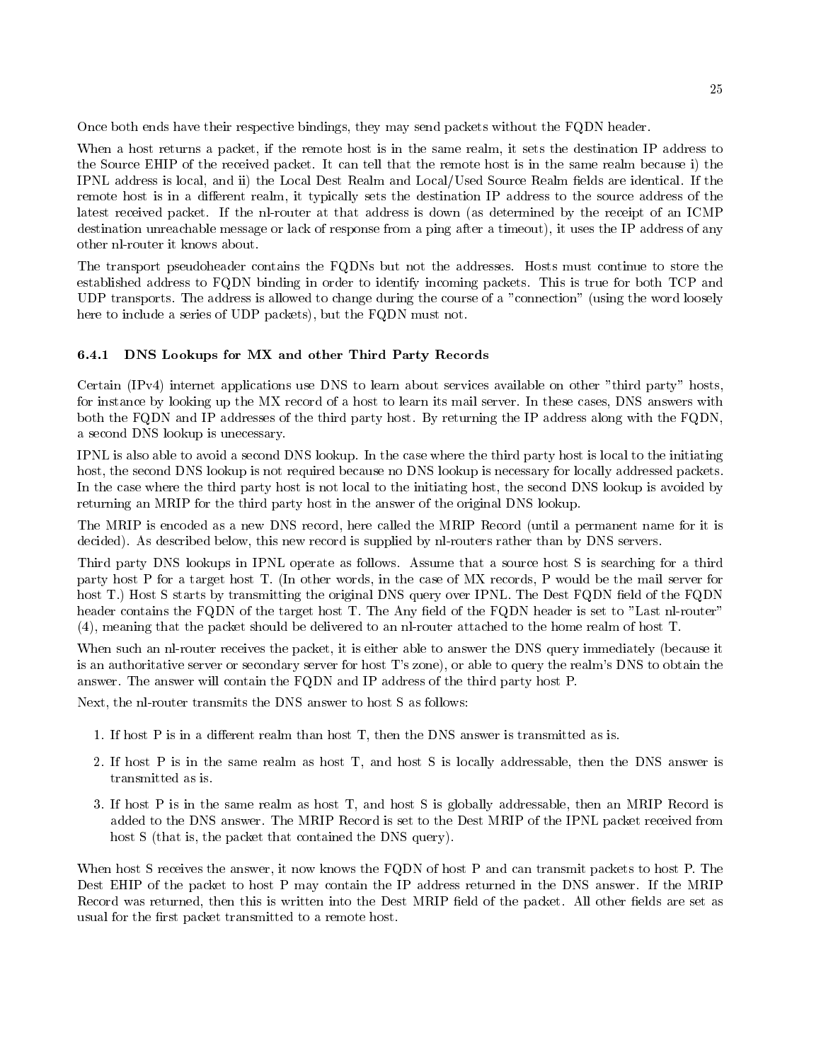Once both ends have their respective bindings, they may send packets without the FQDN header.

When a host returns a packet, if the remote host is in the same realm, it sets the destination IP address to the Source EHIP of the received packet. It can tell that the remote host is in the same realm because i) the IPNL address is local, and ii) the Local Dest Realm and Local/Used Source Realm fields are identical. If the remote host is in a different realm, it typically sets the destination IP address to the source address of the latest received packet. If the nl-router at that address is down (as determined by the receipt of an ICMP destination unreachable message or lack of response from a ping after a timeout), it uses the IP address of any other nl-router it knows about.

The transport pseudoheader contains the FQDNs but not the addresses. Hosts must continue to store the established address to FQDN binding in order to identify incoming packets. This is true for both TCP and UDP transports. The address is allowed to change during the course of a "connection" (using the word loosely here to include a series of UDP packets), but the FQDN must not.

### 6.4.1 DNS Lookups for MX and other Third Party Records

Certain (IPv4) internet applications use DNS to learn about services available on other "third party" hosts, for instance by looking up the MX record of a host to learn its mail server. In these cases, DNS answers with both the FQDN and IP addresses of the third party host. By returning the IP address along with the FQDN, a second DNS lookup is unecessary.

IPNL is also able to avoid a second DNS lookup. In the case where the third party host is local to the initiating host, the second DNS lookup is not required because no DNS lookup is necessary for locally addressed packets. In the case where the third party host is not local to the initiating host, the second DNS lookup is avoided by returning an MRIP for the third party host in the answer of the original DNS lookup.

The MRIP is encoded as a new DNS record, here called the MRIP Record (until a permanent name for it is decided). As described below, this new record is supplied by nl-routers rather than by DNS servers.

Third party DNS lookups in IPNL operate as follows. Assume that a source host S is searching for a third party host P for a target host T. (In other words, in the case of MX records, P would be the mail server for host T.) Host S starts by transmitting the original DNS query over IPNL. The Dest FQDN field of the FQDN header contains the FQDN of the target host T. The Any field of the FQDN header is set to "Last nl-router" (4), meaning that the packet should be delivered to an nl-router attached to the home realm of host T.

When such an nl-router receives the packet, it is either able to answer the DNS query immediately (because it is an authoritative server or secondary server for host T's zone), or able to query the realm's DNS to obtain the answer. The answer will contain the FQDN and IP address of the third party host P.

Next, the nl-router transmits the DNS answer to host S as follows:

1. If host P is in a different realm than host T, then the DNS answer is transmitted as is.
2. If host P is in the same realm as host T, and host S is locally addressable, then the DNS answer is transmitted as is.
3. If host P is in the same realm as host T, and host S is globally addressable, then an MRIP Record is added to the DNS answer. The MRIP Record is set to the Dest MRIP of the IPNL packet received from host S (that is, the packet that contained the DNS query).

When host S receives the answer, it now knows the FQDN of host P and can transmit packets to host P. The Dest EHIP of the packet to host P may contain the IP address returned in the DNS answer. If the MRIP Record was returned, then this is written into the Dest MRIP field of the packet. All other fields are set as usual for the first packet transmitted to a remote host.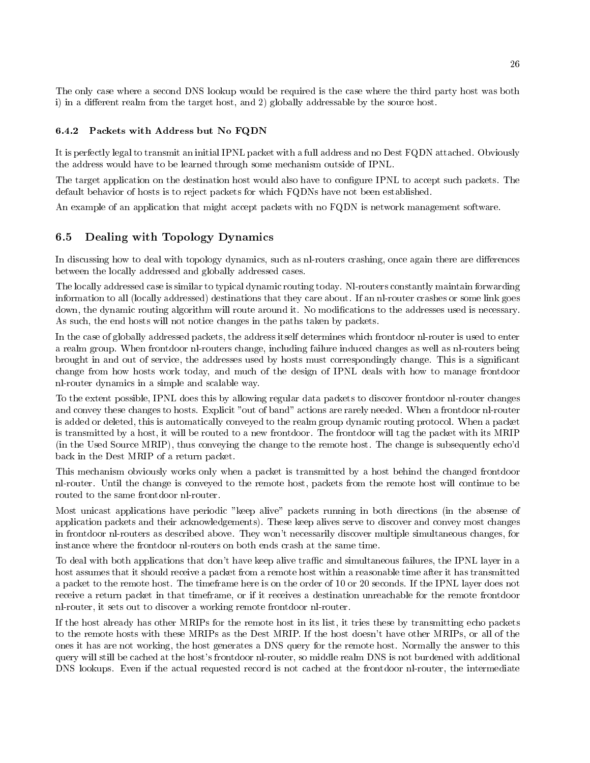The only case where a second DNS lookup would be required is the case where the third party host was both i) in a different realm from the target host, and 2) globally addressable by the source host.

#### 6.4.2 Packets with Address but No FQDN

It is perfectly legal to transmit an initial IPNL packet with a full address and no Dest FQDN attached. Obviously the address would have to be learned through some mechanism outside of IPNL.

The target application on the destination host would also have to configure IPNL to accept such packets. The default behavior of hosts is to reject packets for which FQDNs have not been established.

An example of an application that might accept packets with no FQDN is network management software.

### 6.5 Dealing with Topology Dynamics

In discussing how to deal with topology dynamics, such as nl-routers crashing, once again there are differences between the locally addressed and globally addressed cases.

The locally addressed case is similar to typical dynamic routing today. Nl-routers constantly maintain forwarding information to all (locally addressed) destinations that they care about. If an nl-router crashes or some link goes down, the dynamic routing algorithm will route around it. No modifications to the addresses used is necessary. As such, the end hosts will not notice changes in the paths taken by packets.

In the case of globally addressed packets, the address itself determines which frontdoor nl-router is used to enter a realm group. When frontdoor nl-routers change, including failure induced changes as well as nl-routers being brought in and out of service, the addresses used by hosts must correspondingly change. This is a significant change from how hosts work today, and much of the design of IPNL deals with how to manage frontdoor nl-router dynamics in a simple and scalable way.

To the extent possible, IPNL does this by allowing regular data packets to discover frontdoor nl-router changes and convey these changes to hosts. Explicit "out of band" actions are rarely needed. When a frontdoor nl-router is added or deleted, this is automatically conveyed to the realm group dynamic routing protocol. When a packet is transmitted by a host, it will be routed to a new frontdoor. The frontdoor will tag the packet with its MRIP (in the Used Source MRIP), thus conveying the change to the remote host. The change is subsequently echo'd back in the Dest MRIP of a return packet.

This mechanism obviously works only when a packet is transmitted by a host behind the changed frontdoor nl-router. Until the change is conveyed to the remote host, packets from the remote host will continue to be routed to the same frontdoor nl-router.

Most unicast applications have periodic "keep alive" packets running in both directions (in the absense of application packets and their acknowledgements). These keep alives serve to discover and convey most changes in frontdoor nl-routers as described above. They won't necessarily discover multiple simultaneous changes, for instance where the frontdoor nl-routers on both ends crash at the same time.

To deal with both applications that don't have keep alive traffic and simultaneous failures, the IPNL layer in a host assumes that it should receive a packet from a remote host within a reasonable time after it has transmitted a packet to the remote host. The timeframe here is on the order of 10 or 20 seconds. If the IPNL layer does not receive a return packet in that timeframe, or if it receives a destination unreachable for the remote frontdoor nl-router, it sets out to discover a working remote frontdoor nl-router.

If the host already has other MRIPs for the remote host in its list, it tries these by transmitting echo packets to the remote hosts with these MRIPs as the Dest MRIP. If the host doesn't have other MRIPs, or all of the ones it has are not working, the host generates a DNS query for the remote host. Normally the answer to this query will still be cached at the host's frontdoor nl-router, so middle realm DNS is not burdened with additional DNS lookups. Even if the actual requested record is not cached at the frontdoor nl-router, the intermediate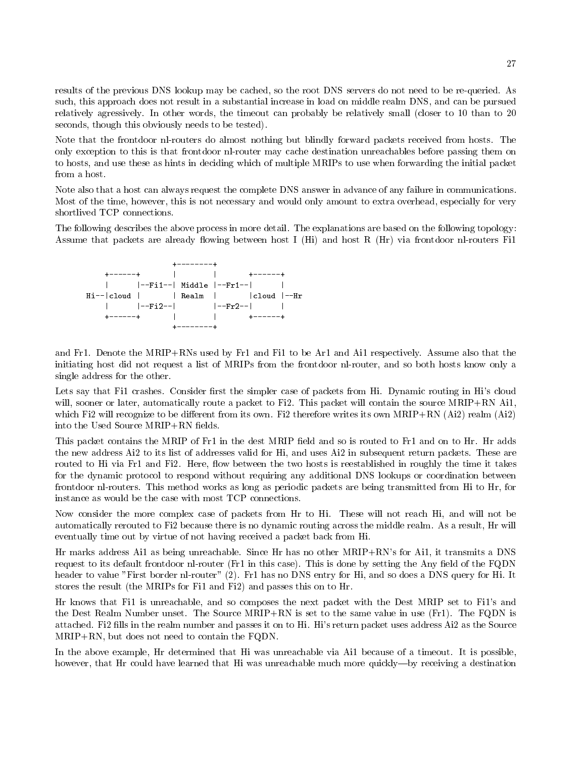results of the previous DNS lookup may be cached, so the root DNS servers do not need to be re-queried. As such, this approach does not result in a substantial increase in load on middle realm DNS, and can be pursued relatively agressively. In other words, the timeout can probably be relatively small (closer to 10 than to 20 seconds, though this obviously needs to be tested).

Note that the frontdoor nl-routers do almost nothing but blindly forward packets received from hosts. The only exception to this is that frontdoor nl-router may cache destination unreachables before passing them on to hosts, and use these as hints in deciding which of multiple MRIPs to use when forwarding the initial packet from a host.

Note also that a host can always request the complete DNS answer in advance of any failure in communications. Most of the time, however, this is not necessary and would only amount to extra overhead, especially for very shortlived TCP connections.

The following describes the above process in more detail. The explanations are based on the following topology: Assume that packets are already flowing between host I (Hi) and host R (Hr) via frontdoor nl-routers Fi1

```
                  +--------+
    +------+      |        |      +------+
    |      |--Fi1--| Middle |--Fr1--|      |
Hi--|cloud |      | Realm  |      |cloud |--Hr
    |      |--Fi2--|        |--Fr2--|      |
    +------+      |        |      +------+
                  +--------+
```

and Fr1. Denote the MRIP+RNs used by Fr1 and Fi1 to be Ar1 and Ai1 respectively. Assume also that the initiating host did not request a list of MRIPs from the frontdoor nl-router, and so both hosts know only a single address for the other.

Lets say that Fi1 crashes. Consider first the simpler case of packets from Hi. Dynamic routing in Hi's cloud will, sooner or later, automatically route a packet to Fi2. This packet will contain the source MRIP+RN Ai1, which Fi2 will recognize to be different from its own. Fi2 therefore writes its own MRIP+RN (Ai2) realm (Ai2) into the Used Source MRIP+RN fields.

This packet contains the MRIP of Fr1 in the dest MRIP field and so is routed to Fr1 and on to Hr. Hr adds the new address Ai2 to its list of addresses valid for Hi, and uses Ai2 in subsequent return packets. These are routed to Hi via Fr1 and Fi2. Here, flow between the two hosts is reestablished in roughly the time it takes for the dynamic protocol to respond without requiring any additional DNS lookups or coordination between frontdoor nl-routers. This method works as long as periodic packets are being transmitted from Hi to Hr, for instance as would be the case with most TCP connections.

Now consider the more complex case of packets from Hr to Hi. These will not reach Hi, and will not be automatically rerouted to Fi2 because there is no dynamic routing across the middle realm. As a result, Hr will eventually time out by virtue of not having received a packet back from Hi.

Hr marks address Ai1 as being unreachable. Since Hr has no other MRIP+RN's for Ai1, it transmits a DNS request to its default frontdoor nl-router (Fr1 in this case). This is done by setting the Any field of the FQDN header to value "First border nl-router" (2). Fr1 has no DNS entry for Hi, and so does a DNS query for Hi. It stores the result (the MRIPs for Fi1 and Fi2) and passes this on to Hr.

Hr knows that Fi1 is unreachable, and so composes the next packet with the Dest MRIP set to Fi1's and the Dest Realm Number unset. The Source MRIP+RN is set to the same value in use (Fr1). The FQDN is attached. Fi2 fills in the realm number and passes it on to Hi. Hi's return packet uses address Ai2 as the Source MRIP+RN, but does not need to contain the FQDN.

In the above example, Hr determined that Hi was unreachable via Ai1 because of a timeout. It is possible, however, that Hr could have learned that Hi was unreachable much more quickly—by receiving a destination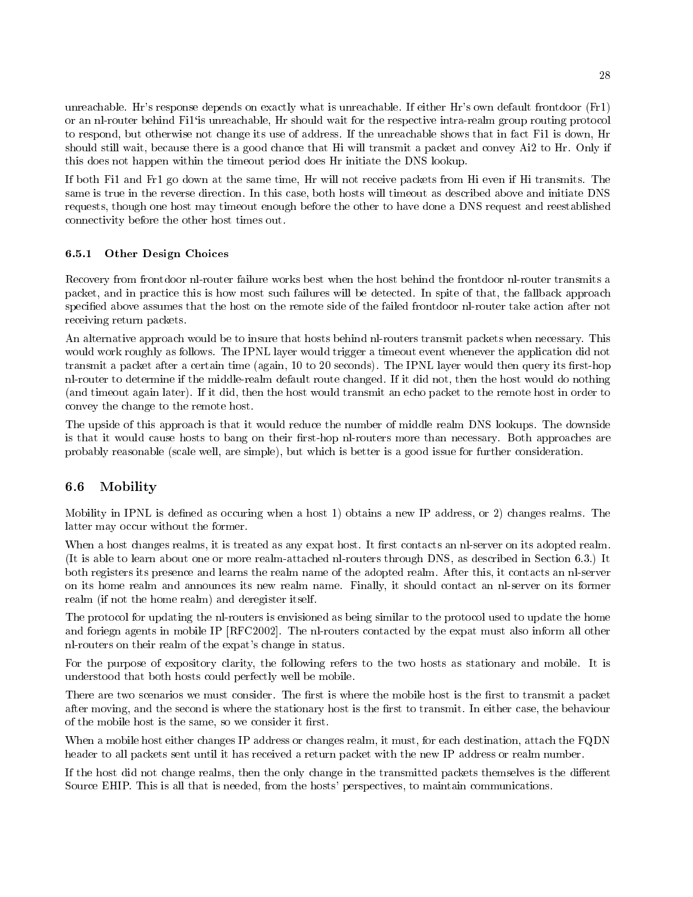unreachable. Hr's response depends on exactly what is unreachable. If either Hr's own default frontdoor (Fr1) or an nl-router behind Fi1'is unreachable, Hr should wait for the respective intra-realm group routing protocol to respond, but otherwise not change its use of address. If the unreachable shows that in fact Fi1 is down, Hr should still wait, because there is a good chance that Hi will transmit a packet and convey Ai2 to Hr. Only if this does not happen within the timeout period does Hr initiate the DNS lookup.

If both Fi1 and Fr1 go down at the same time, Hr will not receive packets from Hi even if Hi transmits. The same is true in the reverse direction. In this case, both hosts will timeout as described above and initiate DNS requests, though one host may timeout enough before the other to have done a DNS request and reestablished connectivity before the other host times out.

#### 6.5.1 Other Design Choices

Recovery from frontdoor nl-router failure works best when the host behind the frontdoor nl-router transmits a packet, and in practice this is how most such failures will be detected. In spite of that, the fallback approach specified above assumes that the host on the remote side of the failed frontdoor nl-router take action after not receiving return packets.

An alternative approach would be to insure that hosts behind nl-routers transmit packets when necessary. This would work roughly as follows. The IPNL layer would trigger a timeout event whenever the application did not transmit a packet after a certain time (again, 10 to 20 seconds). The IPNL layer would then query its first-hop nl-router to determine if the middle-realm default route changed. If it did not, then the host would do nothing (and timeout again later). If it did, then the host would transmit an echo packet to the remote host in order to convey the change to the remote host.

The upside of this approach is that it would reduce the number of middle realm DNS lookups. The downside is that it would cause hosts to bang on their first-hop nl-routers more than necessary. Both approaches are probably reasonable (scale well, are simple), but which is better is a good issue for further consideration.

### 6.6 Mobility

Mobility in IPNL is defined as occuring when a host 1) obtains a new IP address, or 2) changes realms. The latter may occur without the former.

When a host changes realms, it is treated as any expat host. It first contacts an nl-server on its adopted realm. (It is able to learn about one or more realm-attached nl-routers through DNS, as described in Section 6.3.) It both registers its presence and learns the realm name of the adopted realm. After this, it contacts an nl-server on its home realm and announces its new realm name. Finally, it should contact an nl-server on its former realm (if not the home realm) and deregister itself.

The protocol for updating the nl-routers is envisioned as being similar to the protocol used to update the home and foriegn agents in mobile IP [RFC2002]. The nl-routers contacted by the expat must also inform all other nl-routers on their realm of the expat's change in status.

For the purpose of expository clarity, the following refers to the two hosts as stationary and mobile. It is understood that both hosts could perfectly well be mobile.

There are two scenarios we must consider. The first is where the mobile host is the first to transmit a packet after moving, and the second is where the stationary host is the first to transmit. In either case, the behaviour of the mobile host is the same, so we consider it first.

When a mobile host either changes IP address or changes realm, it must, for each destination, attach the FQDN header to all packets sent until it has received a return packet with the new IP address or realm number.

If the host did not change realms, then the only change in the transmitted packets themselves is the different Source EHIP. This is all that is needed, from the hosts' perspectives, to maintain communications.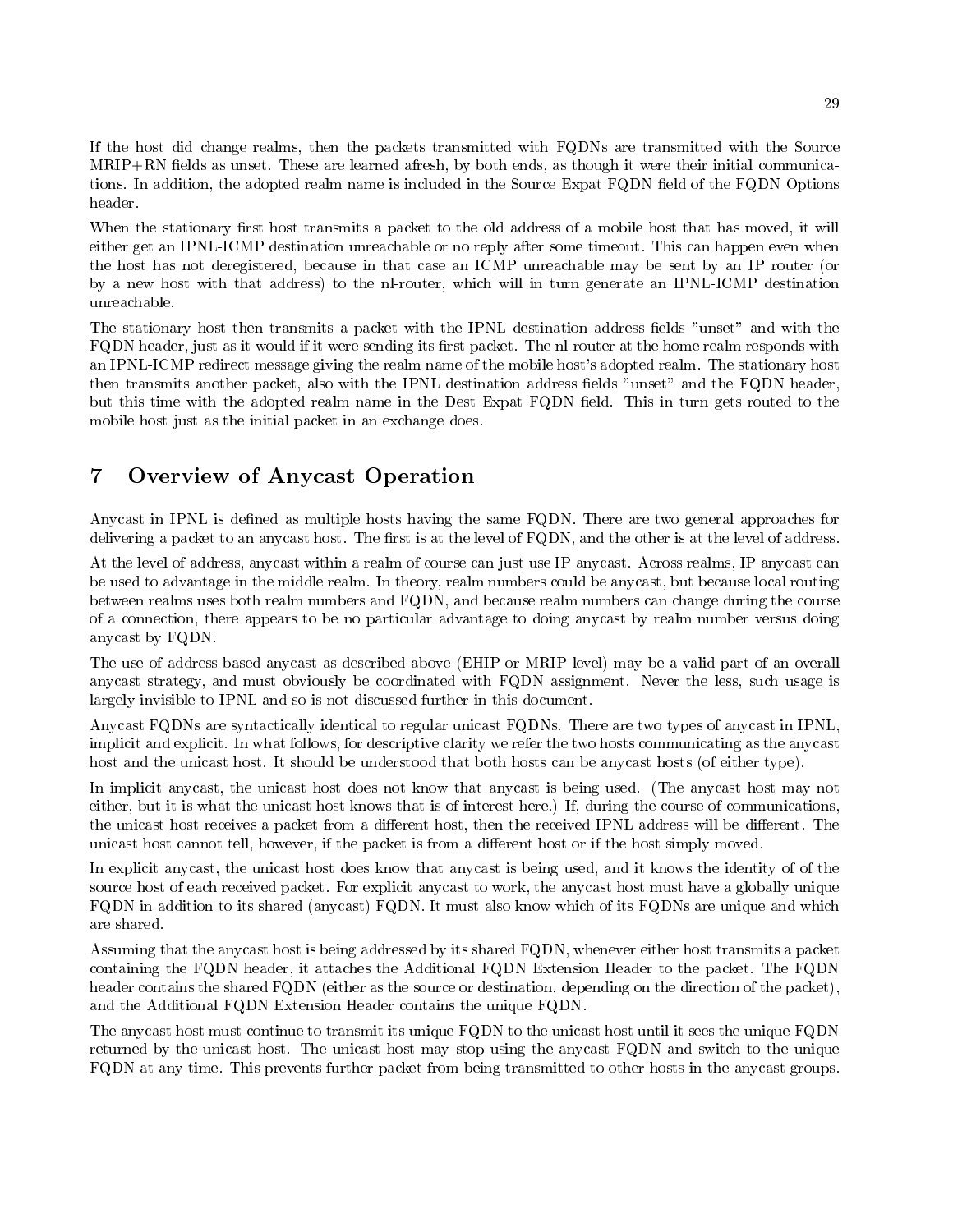If the host did change realms, then the packets transmitted with FQDNs are transmitted with the Source MRIP+RN fields as unset. These are learned afresh, by both ends, as though it were their initial communications. In addition, the adopted realm name is included in the Source Expat FQDN field of the FQDN Options header.

When the stationary first host transmits a packet to the old address of a mobile host that has moved, it will either get an IPNL-ICMP destination unreachable or no reply after some timeout. This can happen even when the host has not deregistered, because in that case an ICMP unreachable may be sent by an IP router (or by a new host with that address) to the nl-router, which will in turn generate an IPNL-ICMP destination unreachable.

The stationary host then transmits a packet with the IPNL destination address fields "unset" and with the FQDN header, just as it would if it were sending its first packet. The nl-router at the home realm responds with an IPNL-ICMP redirect message giving the realm name of the mobile host's adopted realm. The stationary host then transmits another packet, also with the IPNL destination address fields "unset" and the FQDN header, but this time with the adopted realm name in the Dest Expat FQDN field. This in turn gets routed to the mobile host just as the initial packet in an exchange does.

# 7 Overview of Anycast Operation

Anycast in IPNL is defined as multiple hosts having the same FQDN. There are two general approaches for delivering a packet to an anycast host. The first is at the level of FQDN, and the other is at the level of address.

At the level of address, anycast within a realm of course can just use IP anycast. Across realms, IP anycast can be used to advantage in the middle realm. In theory, realm numbers could be anycast, but because local routing between realms uses both realm numbers and FQDN, and because realm numbers can change during the course of a connection, there appears to be no particular advantage to doing anycast by realm number versus doing anycast by FQDN.

The use of address-based anycast as described above (EHIP or MRIP level) may be a valid part of an overall anycast strategy, and must obviously be coordinated with FQDN assignment. Never the less, such usage is largely invisible to IPNL and so is not discussed further in this document.

Anycast FQDNs are syntactically identical to regular unicast FQDNs. There are two types of anycast in IPNL, implicit and explicit. In what follows, for descriptive clarity we refer the two hosts communicating as the anycast host and the unicast host. It should be understood that both hosts can be anycast hosts (of either type).

In implicit anycast, the unicast host does not know that anycast is being used. (The anycast host may not either, but it is what the unicast host knows that is of interest here.) If, during the course of communications, the unicast host receives a packet from a different host, then the received IPNL address will be different. The unicast host cannot tell, however, if the packet is from a different host or if the host simply moved.

In explicit anycast, the unicast host does know that anycast is being used, and it knows the identity of of the source host of each received packet. For explicit anycast to work, the anycast host must have a globally unique FQDN in addition to its shared (anycast) FQDN. It must also know which of its FQDNs are unique and which are shared.

Assuming that the anycast host is being addressed by its shared FQDN, whenever either host transmits a packet containing the FQDN header, it attaches the Additional FQDN Extension Header to the packet. The FQDN header contains the shared FQDN (either as the source or destination, depending on the direction of the packet), and the Additional FQDN Extension Header contains the unique FQDN.

The anycast host must continue to transmit its unique FQDN to the unicast host until it sees the unique FQDN returned by the unicast host. The unicast host may stop using the anycast FQDN and switch to the unique FQDN at any time. This prevents further packet from being transmitted to other hosts in the anycast groups.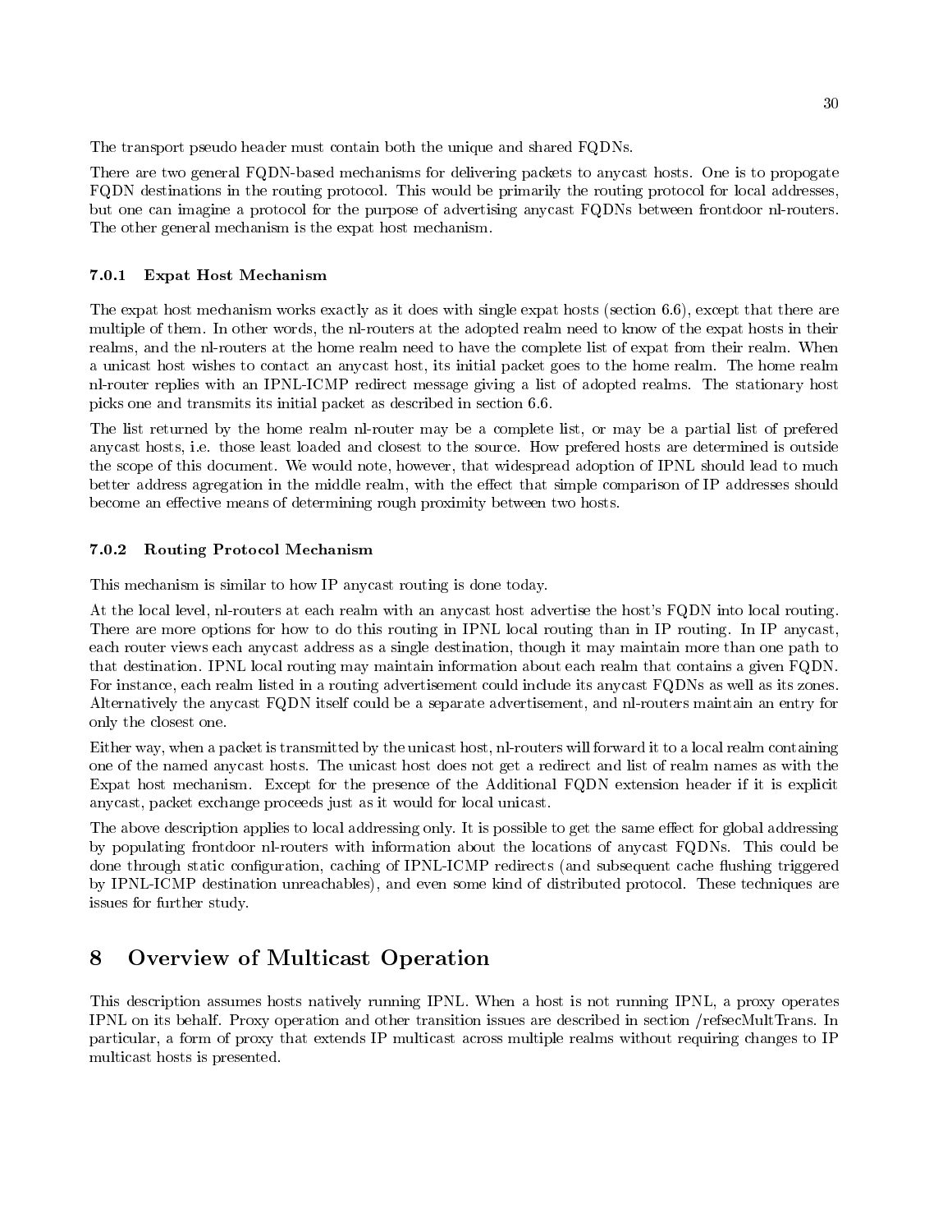The transport pseudo header must contain both the unique and shared FQDNs.

There are two general FQDN-based mechanisms for delivering packets to anycast hosts. One is to propogate FQDN destinations in the routing protocol. This would be primarily the routing protocol for local addresses, but one can imagine a protocol for the purpose of advertising anycast FQDNs between frontdoor nl-routers. The other general mechanism is the expat host mechanism.

### 7.0.1 Expat Host Mechanism

The expat host mechanism works exactly as it does with single expat hosts (section 6.6), except that there are multiple of them. In other words, the nl-routers at the adopted realm need to know of the expat hosts in their realms, and the nl-routers at the home realm need to have the complete list of expat from their realm. When a unicast host wishes to contact an anycast host, its initial packet goes to the home realm. The home realm nl-router replies with an IPNL-ICMP redirect message giving a list of adopted realms. The stationary host picks one and transmits its initial packet as described in section 6.6.

The list returned by the home realm nl-router may be a complete list, or may be a partial list of prefered anycast hosts, i.e. those least loaded and closest to the source. How prefered hosts are determined is outside the scope of this document. We would note, however, that widespread adoption of IPNL should lead to much better address agregation in the middle realm, with the effect that simple comparison of IP addresses should become an effective means of determining rough proximity between two hosts.

### 7.0.2 Routing Protocol Mechanism

This mechanism is similar to how IP anycast routing is done today.

At the local level, nl-routers at each realm with an anycast host advertise the host's FQDN into local routing. There are more options for how to do this routing in IPNL local routing than in IP routing. In IP anycast, each router views each anycast address as a single destination, though it may maintain more than one path to that destination. IPNL local routing may maintain information about each realm that contains a given FQDN. For instance, each realm listed in a routing advertisement could include its anycast FQDNs as well as its zones. Alternatively the anycast FQDN itself could be a separate advertisement, and nl-routers maintain an entry for only the closest one.

Either way, when a packet is transmitted by the unicast host, nl-routers will forward it to a local realm containing one of the named anycast hosts. The unicast host does not get a redirect and list of realm names as with the Expat host mechanism. Except for the presence of the Additional FQDN extension header if it is explicit anycast, packet exchange proceeds just as it would for local unicast.

The above description applies to local addressing only. It is possible to get the same effect for global addressing by populating frontdoor nl-routers with information about the locations of anycast FQDNs. This could be done through static configuration, caching of IPNL-ICMP redirects (and subsequent cache flushing triggered by IPNL-ICMP destination unreachables), and even some kind of distributed protocol. These techniques are issues for further study.

## 8 Overview of Multicast Operation

This description assumes hosts natively running IPNL. When a host is not running IPNL, a proxy operates IPNL on its behalf. Proxy operation and other transition issues are described in section /refsecMultTrans. In particular, a form of proxy that extends IP multicast across multiple realms without requiring changes to IP multicast hosts is presented.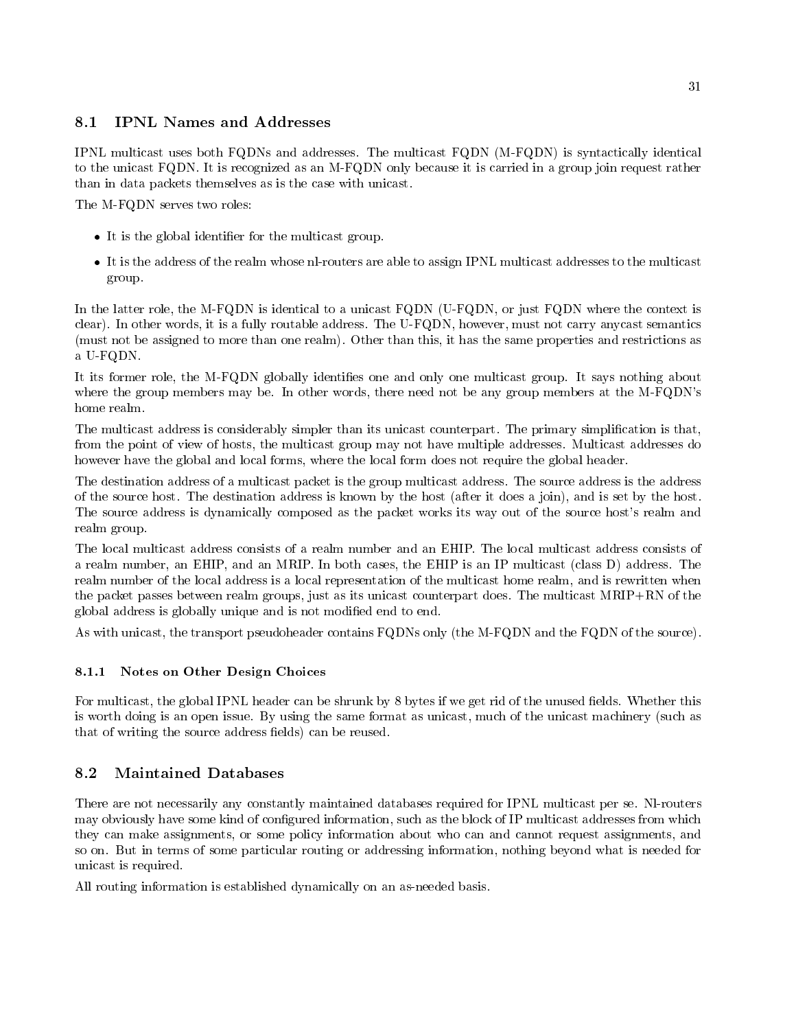## 8.1 IPNL Names and Addresses

IPNL multicast uses both FQDNs and addresses. The multicast FQDN (M-FQDN) is syntactically identical to the unicast FQDN. It is recognized as an M-FQDN only because it is carried in a group join request rather than in data packets themselves as is the case with unicast.

The M-FQDN serves two roles:

- It is the global identifier for the multicast group.
- It is the address of the realm whose nl-routers are able to assign IPNL multicast addresses to the multicast group.

In the latter role, the M-FQDN is identical to a unicast FQDN (U-FQDN, or just FQDN where the context is clear). In other words, it is a fully routable address. The U-FQDN, however, must not carry anycast semantics (must not be assigned to more than one realm). Other than this, it has the same properties and restrictions as a U-FQDN.

It its former role, the M-FQDN globally identifies one and only one multicast group. It says nothing about where the group members may be. In other words, there need not be any group members at the M-FQDN's home realm.

The multicast address is considerably simpler than its unicast counterpart. The primary simplification is that, from the point of view of hosts, the multicast group may not have multiple addresses. Multicast addresses do however have the global and local forms, where the local form does not require the global header.

The destination address of a multicast packet is the group multicast address. The source address is the address of the source host. The destination address is known by the host (after it does a join), and is set by the host. The source address is dynamically composed as the packet works its way out of the source host's realm and realm group.

The local multicast address consists of a realm number and an EHIP. The local multicast address consists of a realm number, an EHIP, and an MRIP. In both cases, the EHIP is an IP multicast (class D) address. The realm number of the local address is a local representation of the multicast home realm, and is rewritten when the packet passes between realm groups, just as its unicast counterpart does. The multicast MRIP+RN of the global address is globally unique and is not modified end to end.

As with unicast, the transport pseudoheader contains FQDNs only (the M-FQDN and the FQDN of the source).

### 8.1.1 Notes on Other Design Choices

For multicast, the global IPNL header can be shrunk by 8 bytes if we get rid of the unused fields. Whether this is worth doing is an open issue. By using the same format as unicast, much of the unicast machinery (such as that of writing the source address fields) can be reused.

## 8.2 Maintained Databases

There are not necessarily any constantly maintained databases required for IPNL multicast per se. Nl-routers may obviously have some kind of configured information, such as the block of IP multicast addresses from which they can make assignments, or some policy information about who can and cannot request assignments, and so on. But in terms of some particular routing or addressing information, nothing beyond what is needed for unicast is required.

All routing information is established dynamically on an as-needed basis.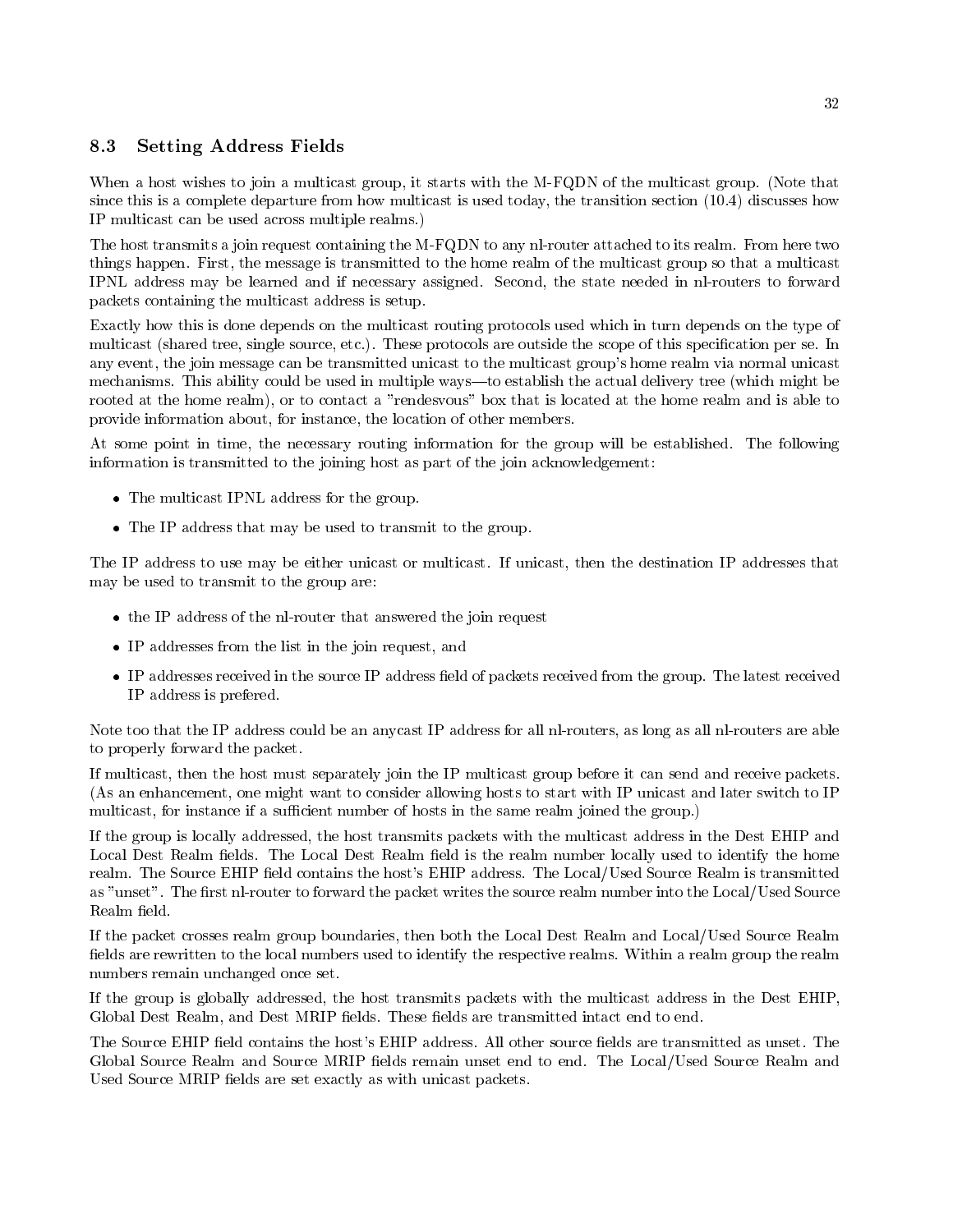### 8.3 Setting Address Fields

When a host wishes to join a multicast group, it starts with the M-FQDN of the multicast group. (Note that since this is a complete departure from how multicast is used today, the transition section (10.4) discusses how IP multicast can be used across multiple realms.)

The host transmits a join request containing the M-FQDN to any nl-router attached to its realm. From here two things happen. First, the message is transmitted to the home realm of the multicast group so that a multicast IPNL address may be learned and if necessary assigned. Second, the state needed in nl-routers to forward packets containing the multicast address is setup.

Exactly how this is done depends on the multicast routing protocols used which in turn depends on the type of multicast (shared tree, single source, etc.). These protocols are outside the scope of this specification per se. In any event, the join message can be transmitted unicast to the multicast group's home realm via normal unicast mechanisms. This ability could be used in multiple ways—to establish the actual delivery tree (which might be rooted at the home realm), or to contact a "rendesvous" box that is located at the home realm and is able to provide information about, for instance, the location of other members.

At some point in time, the necessary routing information for the group will be established. The following information is transmitted to the joining host as part of the join acknowledgement:

- The multicast IPNL address for the group.
- The IP address that may be used to transmit to the group.

The IP address to use may be either unicast or multicast. If unicast, then the destination IP addresses that may be used to transmit to the group are:

- the IP address of the nl-router that answered the join request
- IP addresses from the list in the join request, and
- IP addresses received in the source IP address field of packets received from the group. The latest received IP address is prefered.

Note too that the IP address could be an anycast IP address for all nl-routers, as long as all nl-routers are able to properly forward the packet.

If multicast, then the host must separately join the IP multicast group before it can send and receive packets. (As an enhancement, one might want to consider allowing hosts to start with IP unicast and later switch to IP multicast, for instance if a sufficient number of hosts in the same realm joined the group.)

If the group is locally addressed, the host transmits packets with the multicast address in the Dest EHIP and Local Dest Realm fields. The Local Dest Realm field is the realm number locally used to identify the home realm. The Source EHIP field contains the host's EHIP address. The Local/Used Source Realm is transmitted as "unset". The first nl-router to forward the packet writes the source realm number into the Local/Used Source Realm field.

If the packet crosses realm group boundaries, then both the Local Dest Realm and Local/Used Source Realm fields are rewritten to the local numbers used to identify the respective realms. Within a realm group the realm numbers remain unchanged once set.

If the group is globally addressed, the host transmits packets with the multicast address in the Dest EHIP, Global Dest Realm, and Dest MRIP fields. These fields are transmitted intact end to end.

The Source EHIP field contains the host's EHIP address. All other source fields are transmitted as unset. The Global Source Realm and Source MRIP fields remain unset end to end. The Local/Used Source Realm and Used Source MRIP fields are set exactly as with unicast packets.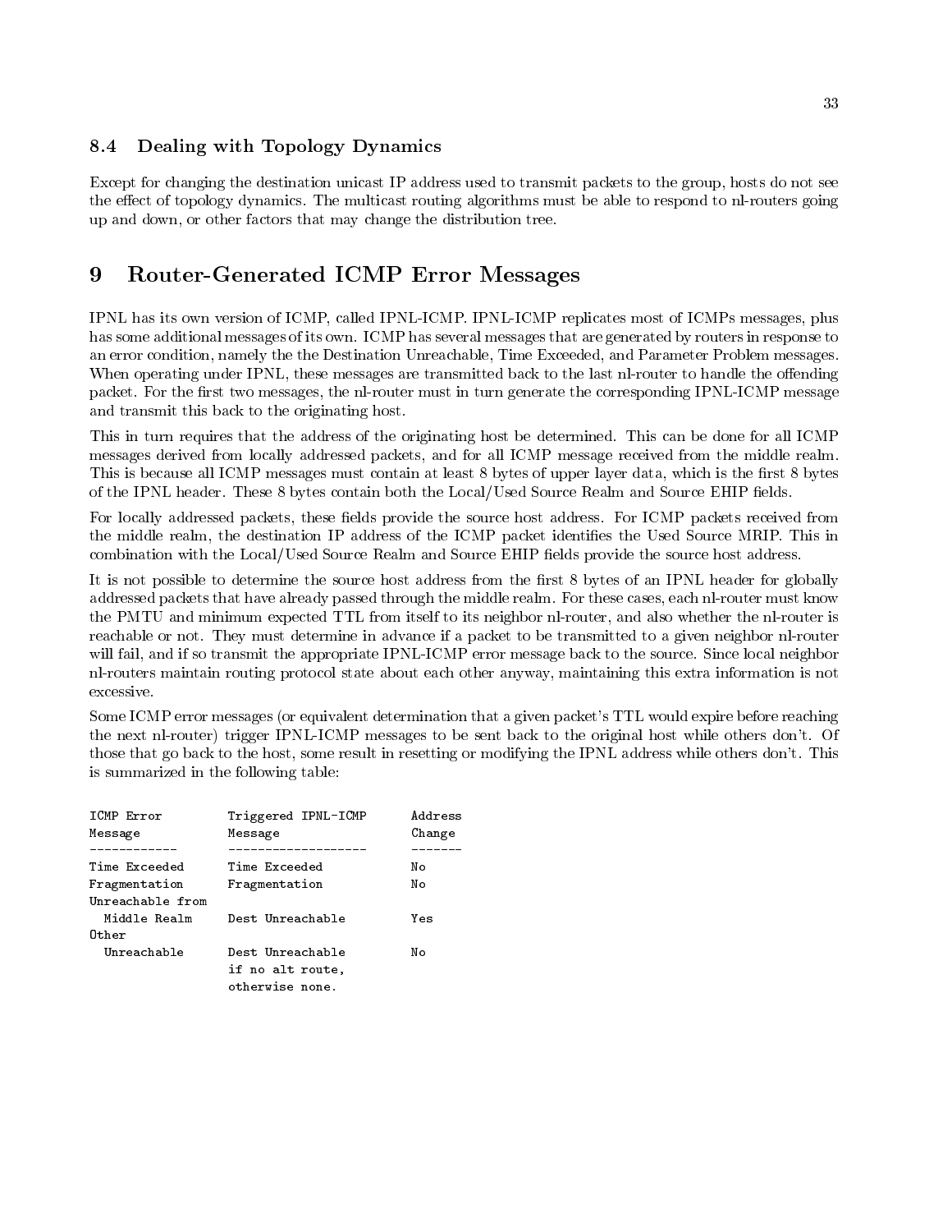### 8.4 Dealing with Topology Dynamics

Except for changing the destination unicast IP address used to transmit packets to the group, hosts do not see the effect of topology dynamics. The multicast routing algorithms must be able to respond to nl-routers going up and down, or other factors that may change the distribution tree.

## 9 Router-Generated ICMP Error Messages

IPNL has its own version of ICMP, called IPNL-ICMP. IPNL-ICMP replicates most of ICMPs messages, plus has some additional messages of its own. ICMP has several messages that are generated by routers in response to an error condition, namely the the Destination Unreachable, Time Exceeded, and Parameter Problem messages. When operating under IPNL, these messages are transmitted back to the last nl-router to handle the offending packet. For the first two messages, the nl-router must in turn generate the corresponding IPNL-ICMP message and transmit this back to the originating host.

This in turn requires that the address of the originating host be determined. This can be done for all ICMP messages derived from locally addressed packets, and for all ICMP message received from the middle realm. This is because all ICMP messages must contain at least 8 bytes of upper layer data, which is the first 8 bytes of the IPNL header. These 8 bytes contain both the Local/Used Source Realm and Source EHIP fields.

For locally addressed packets, these fields provide the source host address. For ICMP packets received from the middle realm, the destination IP address of the ICMP packet identifies the Used Source MRIP. This in combination with the Local/Used Source Realm and Source EHIP fields provide the source host address.

It is not possible to determine the source host address from the first 8 bytes of an IPNL header for globally addressed packets that have already passed through the middle realm. For these cases, each nl-router must know the PMTU and minimum expected TTL from itself to its neighbor nl-router, and also whether the nl-router is reachable or not. They must determine in advance if a packet to be transmitted to a given neighbor nl-router will fail, and if so transmit the appropriate IPNL-ICMP error message back to the source. Since local neighbor nl-routers maintain routing protocol state about each other anyway, maintaining this extra information is not excessive.

Some ICMP error messages (or equivalent determination that a given packet's TTL would expire before reaching the next nl-router) trigger IPNL-ICMP messages to be sent back to the original host while others don't. Of those that go back to the host, some result in resetting or modifying the IPNL address while others don't. This is summarized in the following table:

```
ICMP Error         Triggered IPNL-ICMP      Address
Message            Message                  Change
------------       -------------------      -------
Time Exceeded      Time Exceeded            No
Fragmentation      Fragmentation            No
Unreachable from
  Middle Realm     Dest Unreachable         Yes
Other
  Unreachable      Dest Unreachable         No
                   if no alt route,
                   otherwise none.
```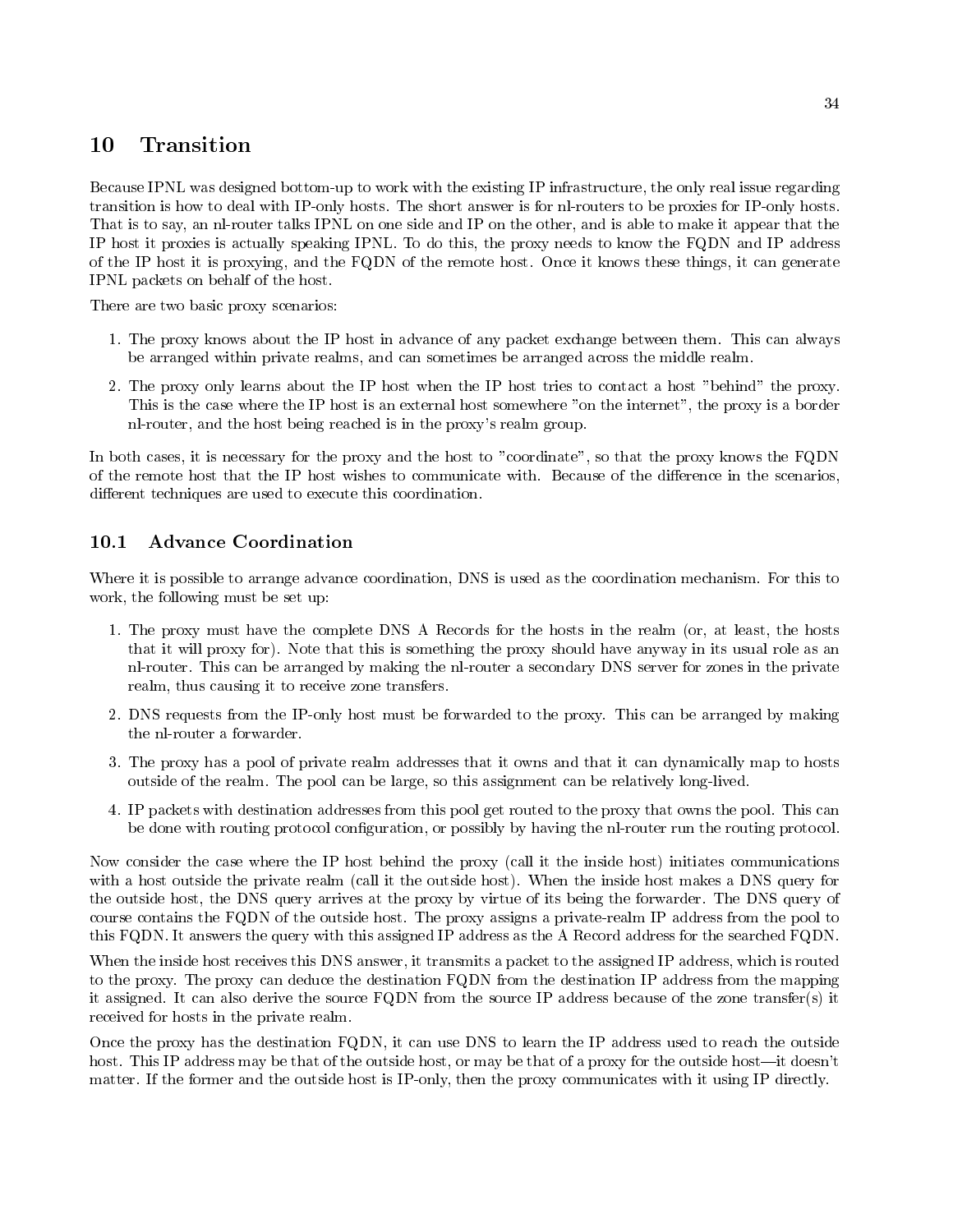# 10 Transition

Because IPNL was designed bottom-up to work with the existing IP infrastructure, the only real issue regarding transition is how to deal with IP-only hosts. The short answer is for nl-routers to be proxies for IP-only hosts. That is to say, an nl-router talks IPNL on one side and IP on the other, and is able to make it appear that the IP host it proxies is actually speaking IPNL. To do this, the proxy needs to know the FQDN and IP address of the IP host it is proxying, and the FQDN of the remote host. Once it knows these things, it can generate IPNL packets on behalf of the host.

There are two basic proxy scenarios:

1. The proxy knows about the IP host in advance of any packet exchange between them. This can always be arranged within private realms, and can sometimes be arranged across the middle realm.
2. The proxy only learns about the IP host when the IP host tries to contact a host "behind" the proxy. This is the case where the IP host is an external host somewhere "on the internet", the proxy is a border nl-router, and the host being reached is in the proxy's realm group.

In both cases, it is necessary for the proxy and the host to "coordinate", so that the proxy knows the FQDN of the remote host that the IP host wishes to communicate with. Because of the difference in the scenarios, different techniques are used to execute this coordination.

## 10.1 Advance Coordination

Where it is possible to arrange advance coordination, DNS is used as the coordination mechanism. For this to work, the following must be set up:

1. The proxy must have the complete DNS A Records for the hosts in the realm (or, at least, the hosts that it will proxy for). Note that this is something the proxy should have anyway in its usual role as an nl-router. This can be arranged by making the nl-router a secondary DNS server for zones in the private realm, thus causing it to receive zone transfers.
2. DNS requests from the IP-only host must be forwarded to the proxy. This can be arranged by making the nl-router a forwarder.
3. The proxy has a pool of private realm addresses that it owns and that it can dynamically map to hosts outside of the realm. The pool can be large, so this assignment can be relatively long-lived.
4. IP packets with destination addresses from this pool get routed to the proxy that owns the pool. This can be done with routing protocol configuration, or possibly by having the nl-router run the routing protocol.

Now consider the case where the IP host behind the proxy (call it the inside host) initiates communications with a host outside the private realm (call it the outside host). When the inside host makes a DNS query for the outside host, the DNS query arrives at the proxy by virtue of its being the forwarder. The DNS query of course contains the FQDN of the outside host. The proxy assigns a private-realm IP address from the pool to this FQDN. It answers the query with this assigned IP address as the A Record address for the searched FQDN.

When the inside host receives this DNS answer, it transmits a packet to the assigned IP address, which is routed to the proxy. The proxy can deduce the destination FQDN from the destination IP address from the mapping it assigned. It can also derive the source FQDN from the source IP address because of the zone transfer(s) it received for hosts in the private realm.

Once the proxy has the destination FQDN, it can use DNS to learn the IP address used to reach the outside host. This IP address may be that of the outside host, or may be that of a proxy for the outside host—it doesn't matter. If the former and the outside host is IP-only, then the proxy communicates with it using IP directly.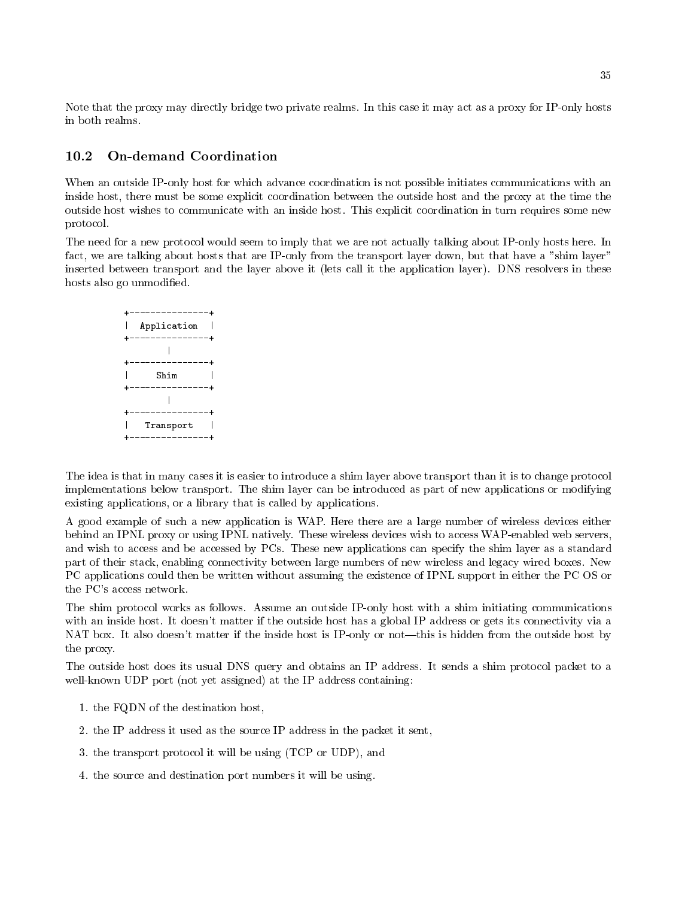Note that the proxy may directly bridge two private realms. In this case it may act as a proxy for IP-only hosts in both realms.

### 10.2 On-demand Coordination

When an outside IP-only host for which advance coordination is not possible initiates communications with an inside host, there must be some explicit coordination between the outside host and the proxy at the time the outside host wishes to communicate with an inside host. This explicit coordination in turn requires some new protocol.

The need for a new protocol would seem to imply that we are not actually talking about IP-only hosts here. In fact, we are talking about hosts that are IP-only from the transport layer down, but that have a "shim layer" inserted between transport and the layer above it (lets call it the application layer). DNS resolvers in these hosts also go unmodified.

```
+---------------+
|  Application  |
+---------------+
        |
+---------------+
|      Shim     |
+---------------+
        |
+---------------+
|   Transport   |
+---------------+
```

The idea is that in many cases it is easier to introduce a shim layer above transport than it is to change protocol implementations below transport. The shim layer can be introduced as part of new applications or modifying existing applications, or a library that is called by applications.

A good example of such a new application is WAP. Here there are a large number of wireless devices either behind an IPNL proxy or using IPNL natively. These wireless devices wish to access WAP-enabled web servers, and wish to access and be accessed by PCs. These new applications can specify the shim layer as a standard part of their stack, enabling connectivity between large numbers of new wireless and legacy wired boxes. New PC applications could then be written without assuming the existence of IPNL support in either the PC OS or the PC's access network.

The shim protocol works as follows. Assume an outside IP-only host with a shim initiating communications with an inside host. It doesn't matter if the outside host has a global IP address or gets its connectivity via a NAT box. It also doesn't matter if the inside host is IP-only or not—this is hidden from the outside host by the proxy.

The outside host does its usual DNS query and obtains an IP address. It sends a shim protocol packet to a well-known UDP port (not yet assigned) at the IP address containing:

1. the FQDN of the destination host,
2. the IP address it used as the source IP address in the packet it sent,
3. the transport protocol it will be using (TCP or UDP), and
4. the source and destination port numbers it will be using.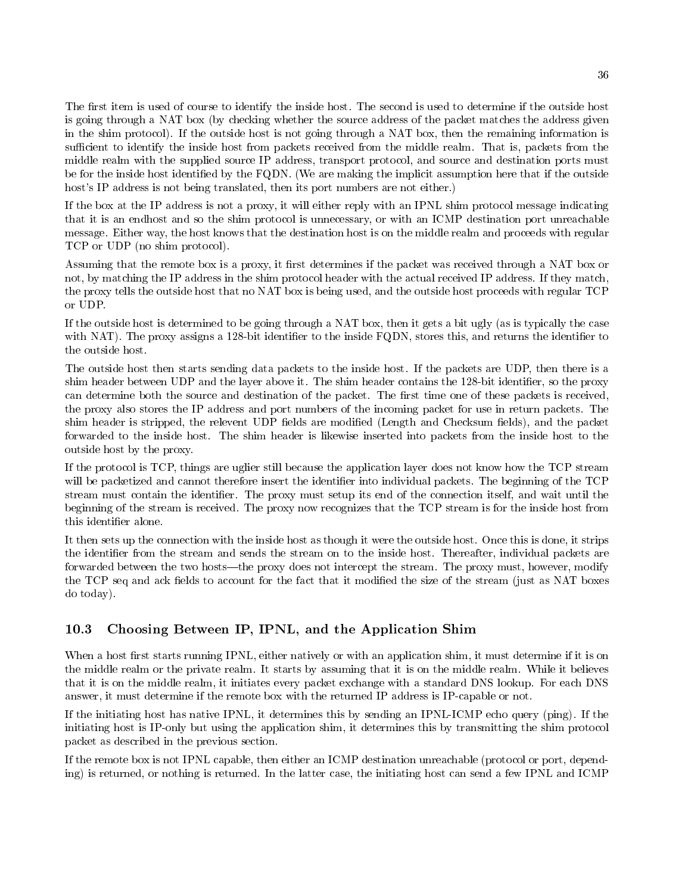The first item is used of course to identify the inside host. The second is used to determine if the outside host is going through a NAT box (by checking whether the source address of the packet matches the address given in the shim protocol). If the outside host is not going through a NAT box, then the remaining information is sufficient to identify the inside host from packets received from the middle realm. That is, packets from the middle realm with the supplied source IP address, transport protocol, and source and destination ports must be for the inside host identified by the FQDN. (We are making the implicit assumption here that if the outside host's IP address is not being translated, then its port numbers are not either.)

If the box at the IP address is not a proxy, it will either reply with an IPNL shim protocol message indicating that it is an endhost and so the shim protocol is unnecessary, or with an ICMP destination port unreachable message. Either way, the host knows that the destination host is on the middle realm and proceeds with regular TCP or UDP (no shim protocol).

Assuming that the remote box is a proxy, it first determines if the packet was received through a NAT box or not, by matching the IP address in the shim protocol header with the actual received IP address. If they match, the proxy tells the outside host that no NAT box is being used, and the outside host proceeds with regular TCP or UDP.

If the outside host is determined to be going through a NAT box, then it gets a bit ugly (as is typically the case with NAT). The proxy assigns a 128-bit identifier to the inside FQDN, stores this, and returns the identifier to the outside host.

The outside host then starts sending data packets to the inside host. If the packets are UDP, then there is a shim header between UDP and the layer above it. The shim header contains the 128-bit identifier, so the proxy can determine both the source and destination of the packet. The first time one of these packets is received, the proxy also stores the IP address and port numbers of the incoming packet for use in return packets. The shim header is stripped, the relevent UDP fields are modified (Length and Checksum fields), and the packet forwarded to the inside host. The shim header is likewise inserted into packets from the inside host to the outside host by the proxy.

If the protocol is TCP, things are uglier still because the application layer does not know how the TCP stream will be packetized and cannot therefore insert the identifier into individual packets. The beginning of the TCP stream must contain the identifier. The proxy must setup its end of the connection itself, and wait until the beginning of the stream is received. The proxy now recognizes that the TCP stream is for the inside host from this identifier alone.

It then sets up the connection with the inside host as though it were the outside host. Once this is done, it strips the identifier from the stream and sends the stream on to the inside host. Thereafter, individual packets are forwarded between the two hosts—the proxy does not intercept the stream. The proxy must, however, modify the TCP seq and ack fields to account for the fact that it modified the size of the stream (just as NAT boxes do today).

## 10.3 Choosing Between IP, IPNL, and the Application Shim

When a host first starts running IPNL, either natively or with an application shim, it must determine if it is on the middle realm or the private realm. It starts by assuming that it is on the middle realm. While it believes that it is on the middle realm, it initiates every packet exchange with a standard DNS lookup. For each DNS answer, it must determine if the remote box with the returned IP address is IP-capable or not.

If the initiating host has native IPNL, it determines this by sending an IPNL-ICMP echo query (ping). If the initiating host is IP-only but using the application shim, it determines this by transmitting the shim protocol packet as described in the previous section.

If the remote box is not IPNL capable, then either an ICMP destination unreachable (protocol or port, depending) is returned, or nothing is returned. In the latter case, the initiating host can send a few IPNL and ICMP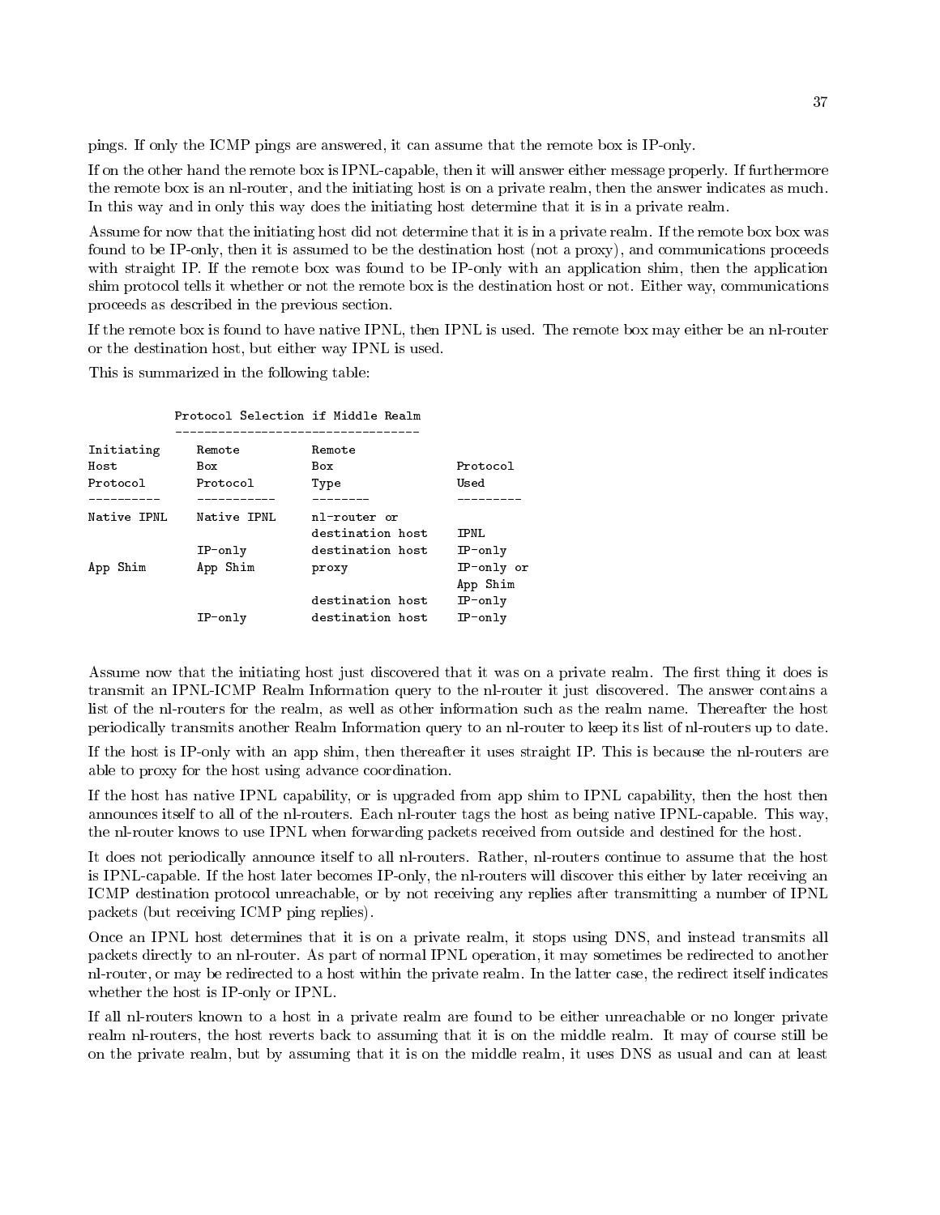pings. If only the ICMP pings are answered, it can assume that the remote box is IP-only.

If on the other hand the remote box is IPNL-capable, then it will answer either message properly. If furthermore the remote box is an nl-router, and the initiating host is on a private realm, then the answer indicates as much. In this way and in only this way does the initiating host determine that it is in a private realm.

Assume for now that the initiating host did not determine that it is in a private realm. If the remote box box was found to be IP-only, then it is assumed to be the destination host (not a proxy), and communications proceeds with straight IP. If the remote box was found to be IP-only with an application shim, then the application shim protocol tells it whether or not the remote box is the destination host or not. Either way, communications proceeds as described in the previous section.

If the remote box is found to have native IPNL, then IPNL is used. The remote box may either be an nl-router or the destination host, but either way IPNL is used.

This is summarized in the following table:

Protocol Selection if Middle Realm

| Initiating Host Protocol | Remote Box Protocol | Remote Box Type | Protocol Used |
|---|---|---|---|
| Native IPNL | Native IPNL | nl-router or destination host | IPNL |
| | IP-only | destination host | IP-only |
| App Shim | App Shim | proxy | IP-only or App Shim |
| | | destination host | IP-only |
| | IP-only | destination host | IP-only |

Assume now that the initiating host just discovered that it was on a private realm. The first thing it does is transmit an IPNL-ICMP Realm Information query to the nl-router it just discovered. The answer contains a list of the nl-routers for the realm, as well as other information such as the realm name. Thereafter the host periodically transmits another Realm Information query to an nl-router to keep its list of nl-routers up to date.

If the host is IP-only with an app shim, then thereafter it uses straight IP. This is because the nl-routers are able to proxy for the host using advance coordination.

If the host has native IPNL capability, or is upgraded from app shim to IPNL capability, then the host then announces itself to all of the nl-routers. Each nl-router tags the host as being native IPNL-capable. This way, the nl-router knows to use IPNL when forwarding packets received from outside and destined for the host.

It does not periodically announce itself to all nl-routers. Rather, nl-routers continue to assume that the host is IPNL-capable. If the host later becomes IP-only, the nl-routers will discover this either by later receiving an ICMP destination protocol unreachable, or by not receiving any replies after transmitting a number of IPNL packets (but receiving ICMP ping replies).

Once an IPNL host determines that it is on a private realm, it stops using DNS, and instead transmits all packets directly to an nl-router. As part of normal IPNL operation, it may sometimes be redirected to another nl-router, or may be redirected to a host within the private realm. In the latter case, the redirect itself indicates whether the host is IP-only or IPNL.

If all nl-routers known to a host in a private realm are found to be either unreachable or no longer private realm nl-routers, the host reverts back to assuming that it is on the middle realm. It may of course still be on the private realm, but by assuming that it is on the middle realm, it uses DNS as usual and can at least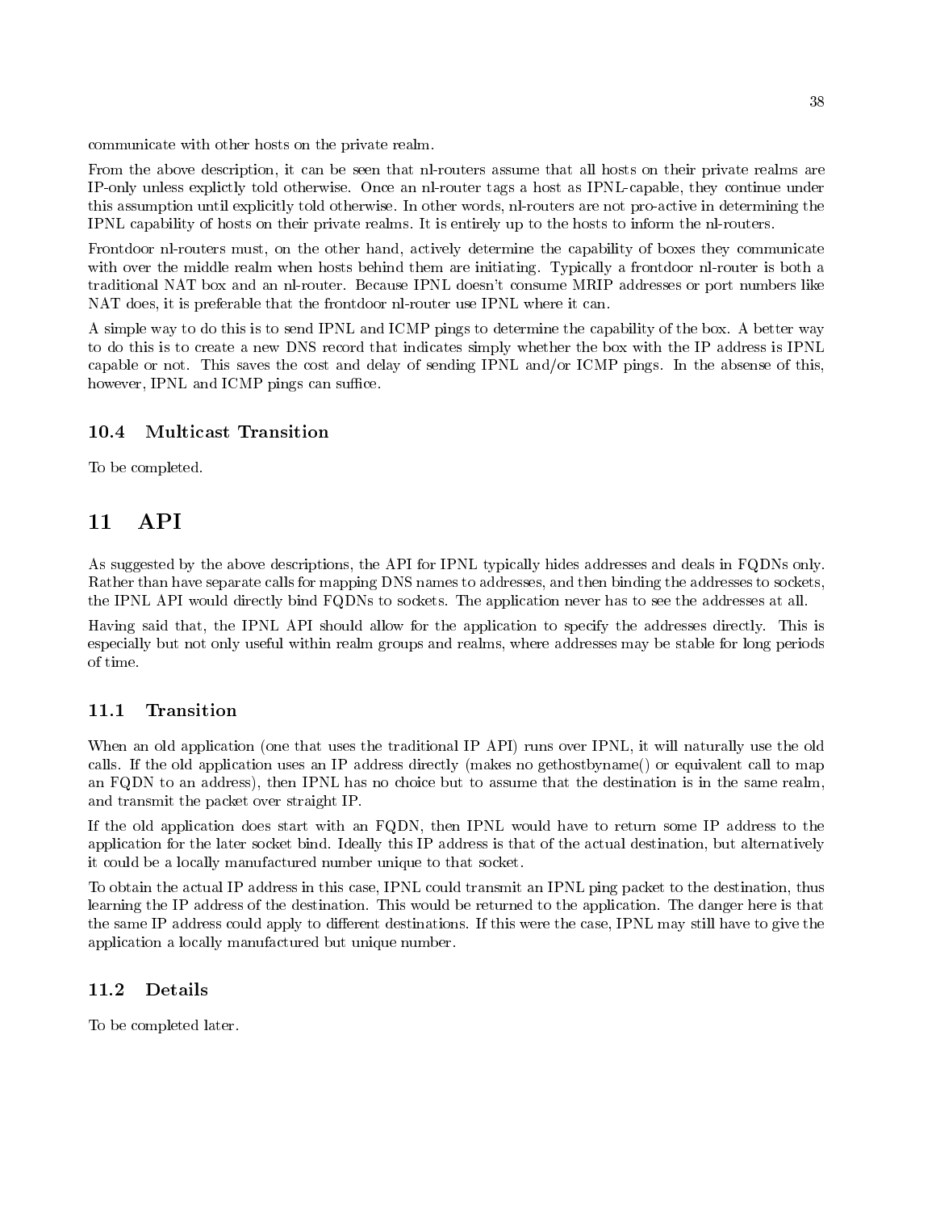communicate with other hosts on the private realm.

From the above description, it can be seen that nl-routers assume that all hosts on their private realms are IP-only unless explictly told otherwise. Once an nl-router tags a host as IPNL-capable, they continue under this assumption until explicitly told otherwise. In other words, nl-routers are not pro-active in determining the IPNL capability of hosts on their private realms. It is entirely up to the hosts to inform the nl-routers.

Frontdoor nl-routers must, on the other hand, actively determine the capability of boxes they communicate with over the middle realm when hosts behind them are initiating. Typically a frontdoor nl-router is both a traditional NAT box and an nl-router. Because IPNL doesn't consume MRIP addresses or port numbers like NAT does, it is preferable that the frontdoor nl-router use IPNL where it can.

A simple way to do this is to send IPNL and ICMP pings to determine the capability of the box. A better way to do this is to create a new DNS record that indicates simply whether the box with the IP address is IPNL capable or not. This saves the cost and delay of sending IPNL and/or ICMP pings. In the absense of this, however, IPNL and ICMP pings can suffice.

### 10.4 Multicast Transition

To be completed.

## 11 API

As suggested by the above descriptions, the API for IPNL typically hides addresses and deals in FQDNs only. Rather than have separate calls for mapping DNS names to addresses, and then binding the addresses to sockets, the IPNL API would directly bind FQDNs to sockets. The application never has to see the addresses at all.

Having said that, the IPNL API should allow for the application to specify the addresses directly. This is especially but not only useful within realm groups and realms, where addresses may be stable for long periods of time.

### 11.1 Transition

When an old application (one that uses the traditional IP API) runs over IPNL, it will naturally use the old calls. If the old application uses an IP address directly (makes no gethostbyname() or equivalent call to map an FQDN to an address), then IPNL has no choice but to assume that the destination is in the same realm, and transmit the packet over straight IP.

If the old application does start with an FQDN, then IPNL would have to return some IP address to the application for the later socket bind. Ideally this IP address is that of the actual destination, but alternatively it could be a locally manufactured number unique to that socket.

To obtain the actual IP address in this case, IPNL could transmit an IPNL ping packet to the destination, thus learning the IP address of the destination. This would be returned to the application. The danger here is that the same IP address could apply to different destinations. If this were the case, IPNL may still have to give the application a locally manufactured but unique number.

### 11.2 Details

To be completed later.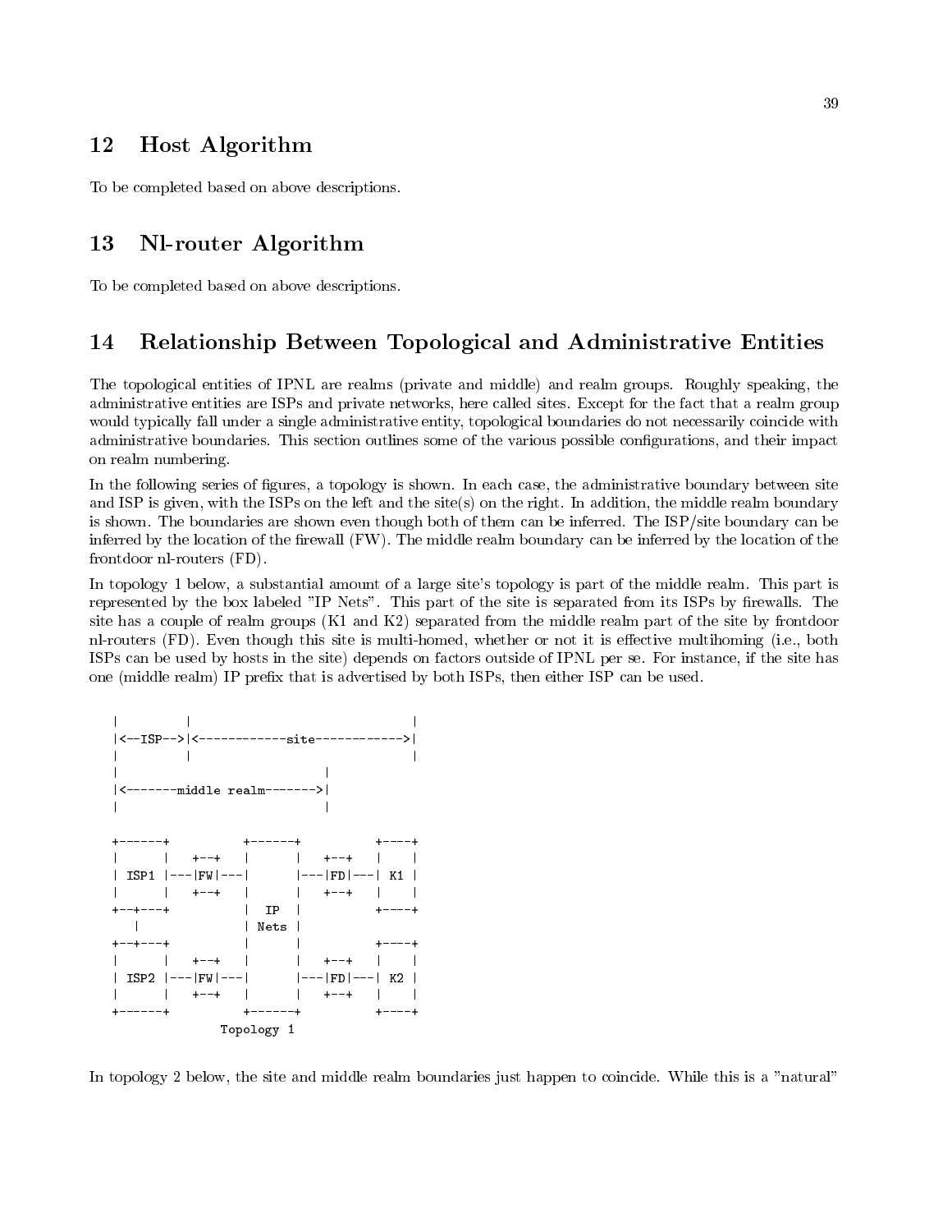## 12 Host Algorithm

To be completed based on above descriptions.

## 13 Nl-router Algorithm

To be completed based on above descriptions.

## 14 Relationship Between Topological and Administrative Entities

The topological entities of IPNL are realms (private and middle) and realm groups. Roughly speaking, the administrative entities are ISPs and private networks, here called sites. Except for the fact that a realm group would typically fall under a single administrative entity, topological boundaries do not necessarily coincide with administrative boundaries. This section outlines some of the various possible configurations, and their impact on realm numbering.

In the following series of figures, a topology is shown. In each case, the administrative boundary between site and ISP is given, with the ISPs on the left and the site(s) on the right. In addition, the middle realm boundary is shown. The boundaries are shown even though both of them can be inferred. The ISP/site boundary can be inferred by the location of the firewall (FW). The middle realm boundary can be inferred by the location of the frontdoor nl-routers (FD).

In topology 1 below, a substantial amount of a large site's topology is part of the middle realm. This part is represented by the box labeled "IP Nets". This part of the site is separated from its ISPs by firewalls. The site has a couple of realm groups (K1 and K2) separated from the middle realm part of the site by frontdoor nl-routers (FD). Even though this site is multi-homed, whether or not it is effective multihoming (i.e., both ISPs can be used by hosts in the site) depends on factors outside of IPNL per se. For instance, if the site has one (middle realm) IP prefix that is advertised by both ISPs, then either ISP can be used.

```
|         |                          |
|<--ISP-->|<------------site------------>|
|         |                          |
|                        |
|<-------middle realm------->|
|                        |

+------+          +------+          +----+
|      |   +--+   |      |   +--+   |    |
| ISP1 |---|FW|---|      |---|FD|---| K1 |
|      |   +--+   |      |   +--+   |    |
+--+---+          |  IP  |          +----+
   |              | Nets |
+--+---+          |      |          +----+
|      |   +--+   |      |   +--+   |    |
| ISP2 |---|FW|---|      |---|FD|---| K2 |
|      |   +--+   |      |   +--+   |    |
+------+          +------+          +----+
               Topology 1
```

In topology 2 below, the site and middle realm boundaries just happen to coincide. While this is a "natural"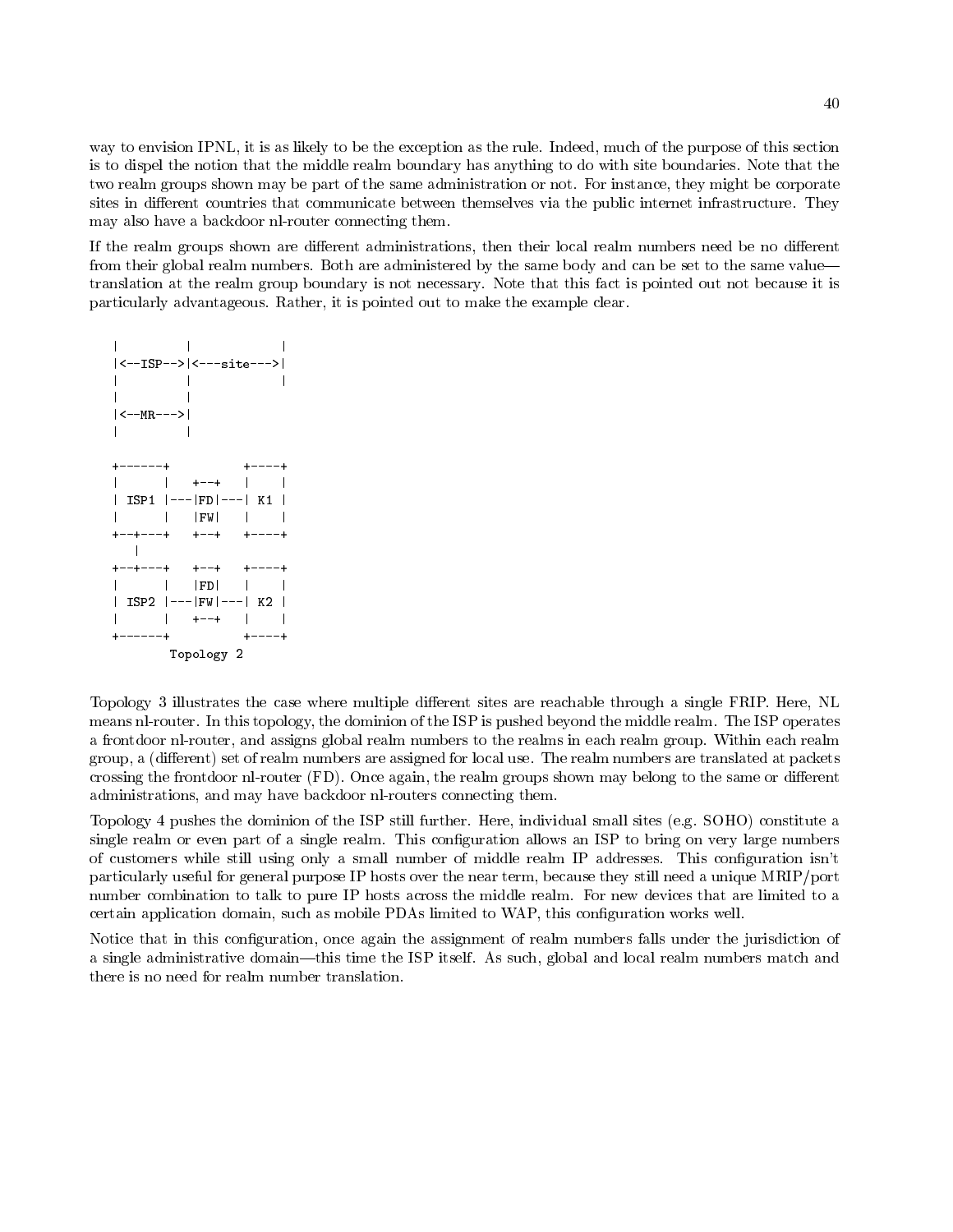way to envision IPNL, it is as likely to be the exception as the rule. Indeed, much of the purpose of this section is to dispel the notion that the middle realm boundary has anything to do with site boundaries. Note that the two realm groups shown may be part of the same administration or not. For instance, they might be corporate sites in different countries that communicate between themselves via the public internet infrastructure. They may also have a backdoor nl-router connecting them.

If the realm groups shown are different administrations, then their local realm numbers need be no different from their global realm numbers. Both are administered by the same body and can be set to the same value—translation at the realm group boundary is not necessary. Note that this fact is pointed out not because it is particularly advantageous. Rather, it is pointed out to make the example clear.

```
|          |            |
|<--ISP-->|<---site--->|
|          |            |
|          |
|<--MR--->|
|          |

+------+          +----+
|      |   +--+   |    |
| ISP1 |---|FD|---| K1 |
|      |   |FW|   |    |
+--+---+   +--+   +----+
   |
+--+---+   +--+   +----+
|      |   |FD|   |    |
| ISP2 |---|FW|---| K2 |
|      |   +--+   |    |
+------+          +----+
       Topology 2
```

Topology 3 illustrates the case where multiple different sites are reachable through a single FRIP. Here, NL means nl-router. In this topology, the dominion of the ISP is pushed beyond the middle realm. The ISP operates a frontdoor nl-router, and assigns global realm numbers to the realms in each realm group. Within each realm group, a (different) set of realm numbers are assigned for local use. The realm numbers are translated at packets crossing the frontdoor nl-router (FD). Once again, the realm groups shown may belong to the same or different administrations, and may have backdoor nl-routers connecting them.

Topology 4 pushes the dominion of the ISP still further. Here, individual small sites (e.g. SOHO) constitute a single realm or even part of a single realm. This configuration allows an ISP to bring on very large numbers of customers while still using only a small number of middle realm IP addresses. This configuration isn't particularly useful for general purpose IP hosts over the near term, because they still need a unique MRIP/port number combination to talk to pure IP hosts across the middle realm. For new devices that are limited to a certain application domain, such as mobile PDAs limited to WAP, this configuration works well.

Notice that in this configuration, once again the assignment of realm numbers falls under the jurisdiction of a single administrative domain—this time the ISP itself. As such, global and local realm numbers match and there is no need for realm number translation.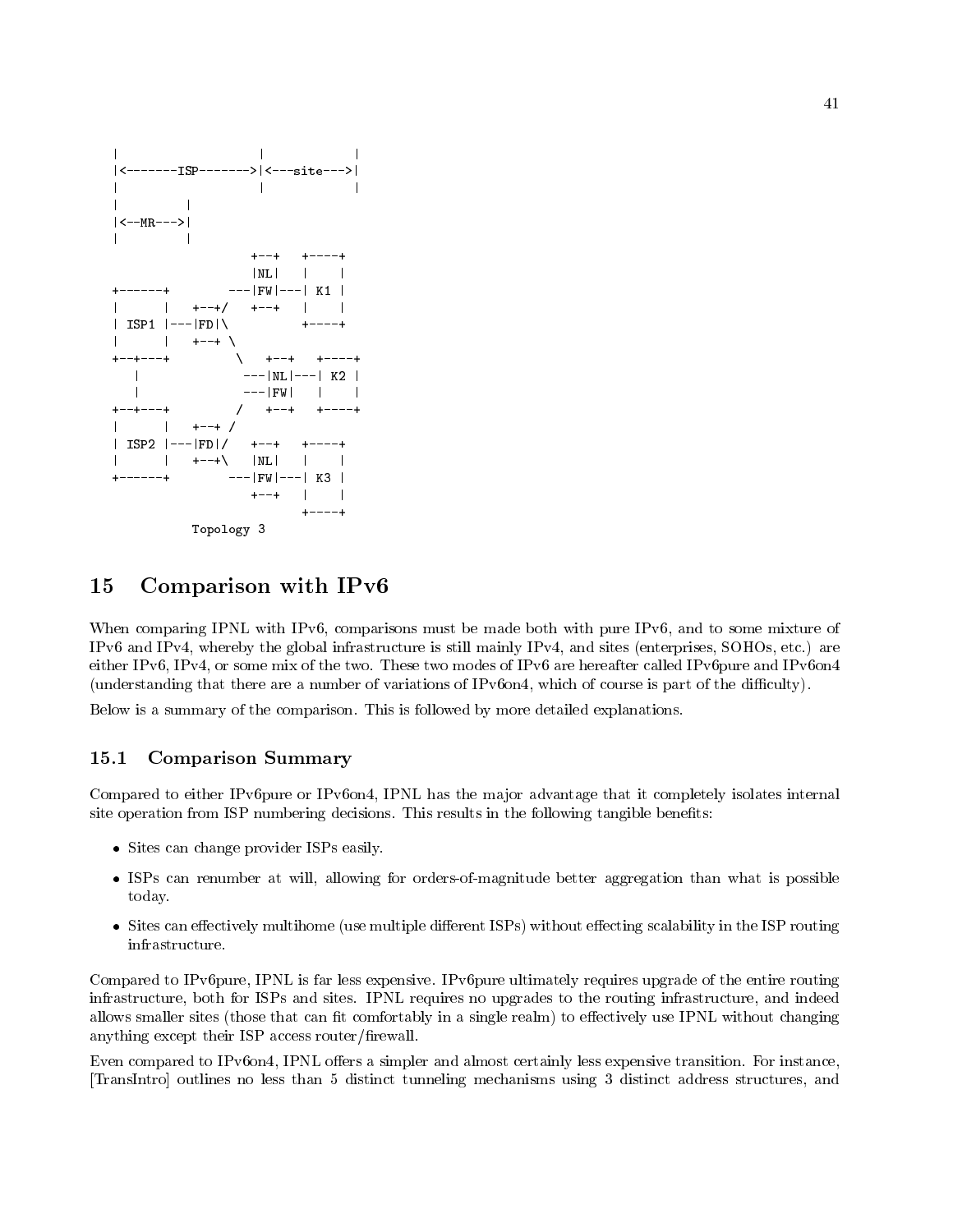```
 |                    |            |
 |<-------ISP------->|<---site--->|
 |                    |            |
 |         |
 |<--MR--->|
 |         |
                     +--+   +----+
                     |NL|   |    |
 +------+         ---|FW|---| K1 |
 |      |   +--+/   +--+   |    |
 | ISP1 |---|FD|\          +----+
 |      |   +--+ \
 +--+---+         \   +--+   +----+
    |              ---|NL|---| K2 |
    |              ---|FW|   |    |
 +--+---+         /   +--+   +----+
 |      |   +--+ /
 | ISP2 |---|FD|/   +--+   +----+
 |      |   +--+\   |NL|   |    |
 +------+         ---|FW|---| K3 |
                     +--+   |    |
                            +----+
            Topology 3
```

# 15 Comparison with IPv6

When comparing IPNL with IPv6, comparisons must be made both with pure IPv6, and to some mixture of IPv6 and IPv4, whereby the global infrastructure is still mainly IPv4, and sites (enterprises, SOHOs, etc.) are either IPv6, IPv4, or some mix of the two. These two modes of IPv6 are hereafter called IPv6pure and IPv6on4 (understanding that there are a number of variations of IPv6on4, which of course is part of the difficulty).

Below is a summary of the comparison. This is followed by more detailed explanations.

## 15.1 Comparison Summary

Compared to either IPv6pure or IPv6on4, IPNL has the major advantage that it completely isolates internal site operation from ISP numbering decisions. This results in the following tangible benefits:

- Sites can change provider ISPs easily.
- ISPs can renumber at will, allowing for orders-of-magnitude better aggregation than what is possible today.
- Sites can effectively multihome (use multiple different ISPs) without effecting scalability in the ISP routing infrastructure.

Compared to IPv6pure, IPNL is far less expensive. IPv6pure ultimately requires upgrade of the entire routing infrastructure, both for ISPs and sites. IPNL requires no upgrades to the routing infrastructure, and indeed allows smaller sites (those that can fit comfortably in a single realm) to effectively use IPNL without changing anything except their ISP access router/firewall.

Even compared to IPv6on4, IPNL offers a simpler and almost certainly less expensive transition. For instance, [TransIntro] outlines no less than 5 distinct tunneling mechanisms using 3 distinct address structures, and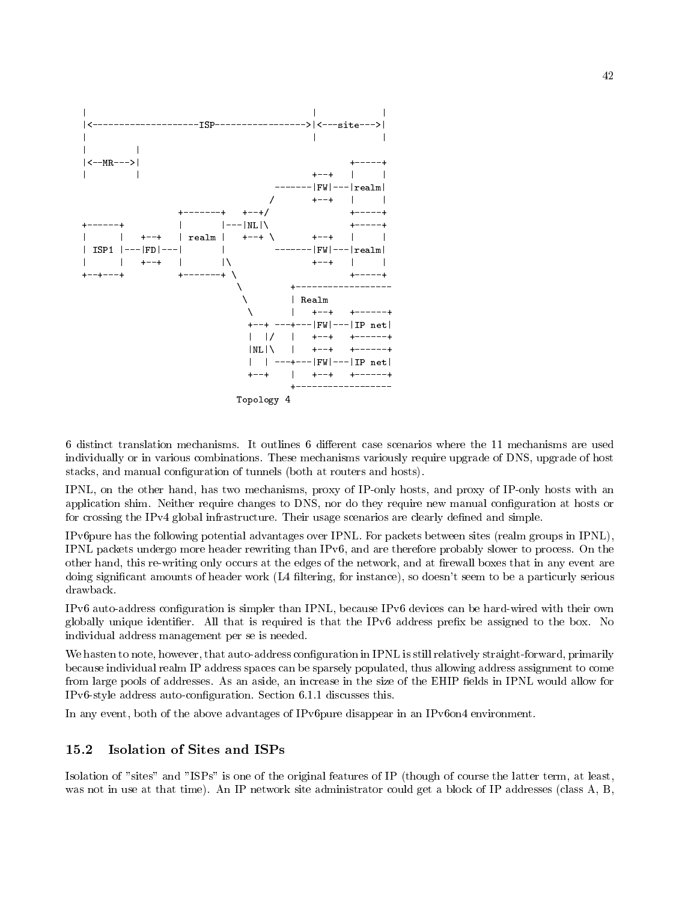```
|                                             |           |
|<--------------------ISP----------------->|<---site--->|
|                                             |           |
|          |
|<--MR--->|                                          +-----+
|          |                                 +--+   |     |
                                     -------|FW|---|realm|
                                    /       +--+   |     |
                   +-------+   +--+/               +-----+
+------+           |       |---|NL|\               +-----+
|      |   +--+    | realm |   +--+ \       +--+   |     |
| ISP1 |---|FD|---|       |         -------|FW|---|realm|
|      |   +--+    |       |\              +--+   |     |
+--+---+           +-------+ \                     +-----+
                              \        +-----------------
                               \       | Realm
                                \      |   +--+   +------+
                                 +--+ ---+---|FW|---|IP net|
                                 |  |/   |   +--+   +------+
                                 |NL|\   |   +--+   +------+
                                 |  | ---+---|FW|---|IP net|
                                 +--+    |   +--+   +------+
                                         +-----------------
                              Topology 4
```

6 distinct translation mechanisms. It outlines 6 different case scenarios where the 11 mechanisms are used individually or in various combinations. These mechanisms variously require upgrade of DNS, upgrade of host stacks, and manual configuration of tunnels (both at routers and hosts).

IPNL, on the other hand, has two mechanisms, proxy of IP-only hosts, and proxy of IP-only hosts with an application shim. Neither require changes to DNS, nor do they require new manual configuration at hosts or for crossing the IPv4 global infrastructure. Their usage scenarios are clearly defined and simple.

IPv6pure has the following potential advantages over IPNL. For packets between sites (realm groups in IPNL), IPNL packets undergo more header rewriting than IPv6, and are therefore probably slower to process. On the other hand, this re-writing only occurs at the edges of the network, and at firewall boxes that in any event are doing significant amounts of header work (L4 filtering, for instance), so doesn't seem to be a particurly serious drawback.

IPv6 auto-address configuration is simpler than IPNL, because IPv6 devices can be hard-wired with their own globally unique identifier. All that is required is that the IPv6 address prefix be assigned to the box. No individual address management per se is needed.

We hasten to note, however, that auto-address configuration in IPNL is still relatively straight-forward, primarily because individual realm IP address spaces can be sparsely populated, thus allowing address assignment to come from large pools of addresses. As an aside, an increase in the size of the EHIP fields in IPNL would allow for IPv6-style address auto-configuration. Section 6.1.1 discusses this.

In any event, both of the above advantages of IPv6pure disappear in an IPv6on4 environment.

### 15.2 Isolation of Sites and ISPs

Isolation of "sites" and "ISPs" is one of the original features of IP (though of course the latter term, at least, was not in use at that time). An IP network site administrator could get a block of IP addresses (class A, B,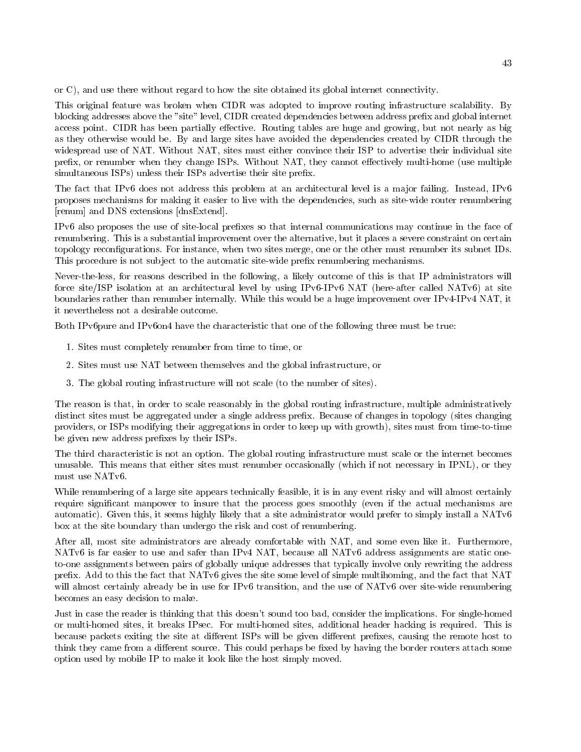or C), and use there without regard to how the site obtained its global internet connectivity.

This original feature was broken when CIDR was adopted to improve routing infrastructure scalability. By blocking addresses above the "site" level, CIDR created dependencies between address prefix and global internet access point. CIDR has been partially effective. Routing tables are huge and growing, but not nearly as big as they otherwise would be. By and large sites have avoided the dependencies created by CIDR through the widespread use of NAT. Without NAT, sites must either convince their ISP to advertise their individual site prefix, or renumber when they change ISPs. Without NAT, they cannot effectively multi-home (use multiple simultaneous ISPs) unless their ISPs advertise their site prefix.

The fact that IPv6 does not address this problem at an architectural level is a major failing. Instead, IPv6 proposes mechanisms for making it easier to live with the dependencies, such as site-wide router renumbering [renum] and DNS extensions [dnsExtend].

IPv6 also proposes the use of site-local prefixes so that internal communications may continue in the face of renumbering. This is a substantial improvement over the alternative, but it places a severe constraint on certain topology reconfigurations. For instance, when two sites merge, one or the other must renumber its subnet IDs. This procedure is not subject to the automatic site-wide prefix renumbering mechanisms.

Never-the-less, for reasons described in the following, a likely outcome of this is that IP administrators will force site/ISP isolation at an architectural level by using IPv6-IPv6 NAT (here-after called NATv6) at site boundaries rather than renumber internally. While this would be a huge improvement over IPv4-IPv4 NAT, it it nevertheless not a desirable outcome.

Both IPv6pure and IPv6on4 have the characteristic that one of the following three must be true:

1. Sites must completely renumber from time to time, or
2. Sites must use NAT between themselves and the global infrastructure, or
3. The global routing infrastructure will not scale (to the number of sites).

The reason is that, in order to scale reasonably in the global routing infrastructure, multiple administratively distinct sites must be aggregated under a single address prefix. Because of changes in topology (sites changing providers, or ISPs modifying their aggregations in order to keep up with growth), sites must from time-to-time be given new address prefixes by their ISPs.

The third characteristic is not an option. The global routing infrastructure must scale or the internet becomes unusable. This means that either sites must renumber occasionally (which if not necessary in IPNL), or they must use NATv6.

While renumbering of a large site appears technically feasible, it is in any event risky and will almost certainly require significant manpower to insure that the process goes smoothly (even if the actual mechanisms are automatic). Given this, it seems highly likely that a site administrator would prefer to simply install a NATv6 box at the site boundary than undergo the risk and cost of renumbering.

After all, most site administrators are already comfortable with NAT, and some even like it. Furthermore, NATv6 is far easier to use and safer than IPv4 NAT, because all NATv6 address assignments are static one-to-one assignments between pairs of globally unique addresses that typically involve only rewriting the address prefix. Add to this the fact that NATv6 gives the site some level of simple multihoming, and the fact that NAT will almost certainly already be in use for IPv6 transition, and the use of NATv6 over site-wide renumbering becomes an easy decision to make.

Just in case the reader is thinking that this doesn't sound too bad, consider the implications. For single-homed or multi-homed sites, it breaks IPsec. For multi-homed sites, additional header hacking is required. This is because packets exiting the site at different ISPs will be given different prefixes, causing the remote host to think they came from a different source. This could perhaps be fixed by having the border routers attach some option used by mobile IP to make it look like the host simply moved.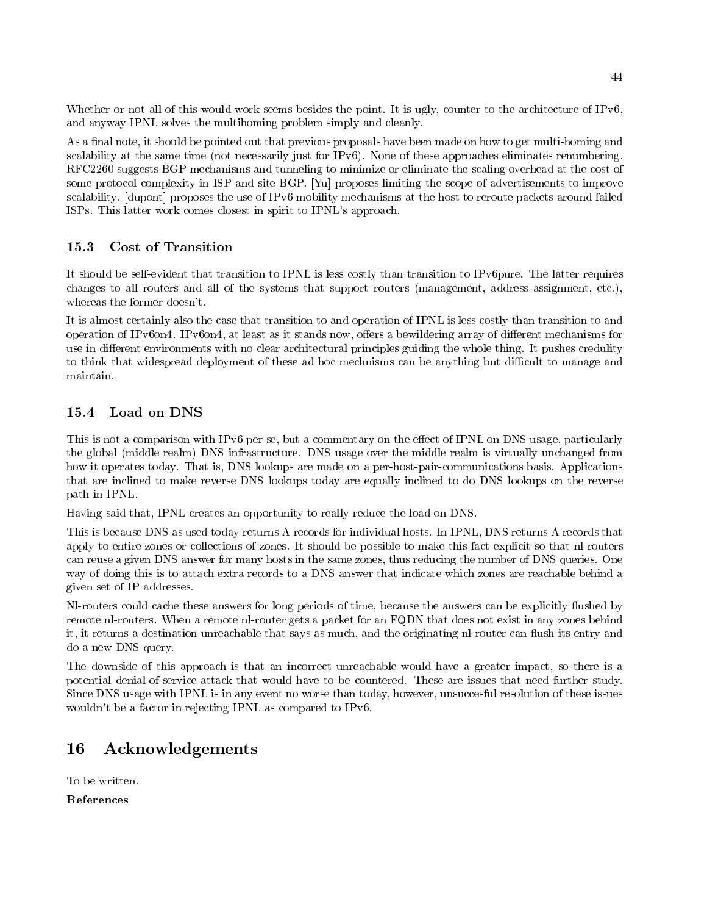Whether or not all of this would work seems besides the point. It is ugly, counter to the architecture of IPv6, and anyway IPNL solves the multihoming problem simply and cleanly.

As a final note, it should be pointed out that previous proposals have been made on how to get multi-homing and scalability at the same time (not necessarily just for IPv6). None of these approaches eliminates renumbering. RFC2260 suggests BGP mechanisms and tunneling to minimize or eliminate the scaling overhead at the cost of some protocol complexity in ISP and site BGP. [Yu] proposes limiting the scope of advertisements to improve scalability. [dupont] proposes the use of IPv6 mobility mechanisms at the host to reroute packets around failed ISPs. This latter work comes closest in spirit to IPNL's approach.

### 15.3 Cost of Transition

It should be self-evident that transition to IPNL is less costly than transition to IPv6pure. The latter requires changes to all routers and all of the systems that support routers (management, address assignment, etc.), whereas the former doesn't.

It is almost certainly also the case that transition to and operation of IPNL is less costly than transition to and operation of IPv6on4. IPv6on4, at least as it stands now, offers a bewildering array of different mechanisms for use in different environments with no clear architectural principles guiding the whole thing. It pushes credulity to think that widespread deployment of these ad hoc mechnisms can be anything but difficult to manage and maintain.

### 15.4 Load on DNS

This is not a comparison with IPv6 per se, but a commentary on the effect of IPNL on DNS usage, particularly the global (middle realm) DNS infrastructure. DNS usage over the middle realm is virtually unchanged from how it operates today. That is, DNS lookups are made on a per-host-pair-communications basis. Applications that are inclined to make reverse DNS lookups today are equally inclined to do DNS lookups on the reverse path in IPNL.

Having said that, IPNL creates an opportunity to really reduce the load on DNS.

This is because DNS as used today returns A records for individual hosts. In IPNL, DNS returns A records that apply to entire zones or collections of zones. It should be possible to make this fact explicit so that nl-routers can reuse a given DNS answer for many hosts in the same zones, thus reducing the number of DNS queries. One way of doing this is to attach extra records to a DNS answer that indicate which zones are reachable behind a given set of IP addresses.

Nl-routers could cache these answers for long periods of time, because the answers can be explicitly flushed by remote nl-routers. When a remote nl-router gets a packet for an FQDN that does not exist in any zones behind it, it returns a destination unreachable that says as much, and the originating nl-router can flush its entry and do a new DNS query.

The downside of this approach is that an incorrect unreachable would have a greater impact, so there is a potential denial-of-service attack that would have to be countered. These are issues that need further study. Since DNS usage with IPNL is in any event no worse than today, however, unsuccesful resolution of these issues wouldn't be a factor in rejecting IPNL as compared to IPv6.

## 16 Acknowledgements

To be written.

**References**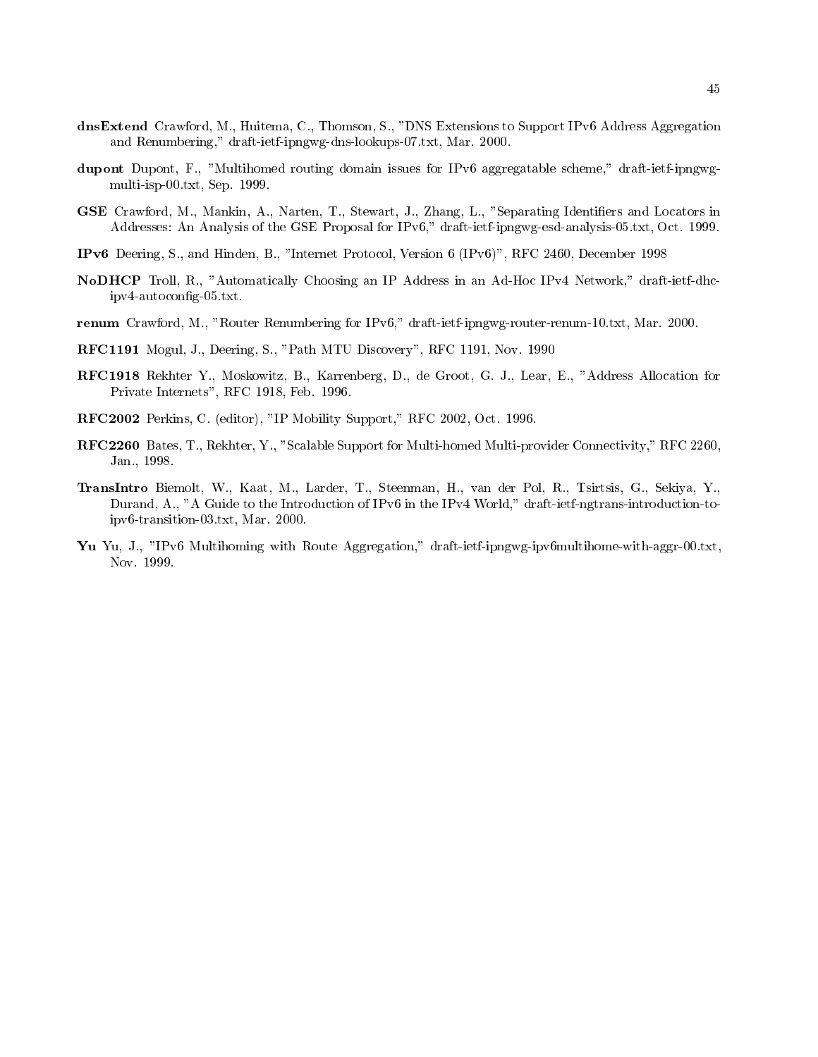**dnsExtend** Crawford, M., Huitema, C., Thomson, S., "DNS Extensions to Support IPv6 Address Aggregation and Renumbering," draft-ietf-ipngwg-dns-lookups-07.txt, Mar. 2000.

**dupont** Dupont, F., "Multihomed routing domain issues for IPv6 aggregatable scheme," draft-ietf-ipngwg-multi-isp-00.txt, Sep. 1999.

**GSE** Crawford, M., Mankin, A., Narten, T., Stewart, J., Zhang, L., "Separating Identifiers and Locators in Addresses: An Analysis of the GSE Proposal for IPv6," draft-ietf-ipngwg-esd-analysis-05.txt, Oct. 1999.

**IPv6** Deering, S., and Hinden, B., "Internet Protocol, Version 6 (IPv6)", RFC 2460, December 1998

**NoDHCP** Troll, R., "Automatically Choosing an IP Address in an Ad-Hoc IPv4 Network," draft-ietf-dhc-ipv4-autoconfig-05.txt.

**renum** Crawford, M., "Router Renumbering for IPv6," draft-ietf-ipngwg-router-renum-10.txt, Mar. 2000.

**RFC1191** Mogul, J., Deering, S., "Path MTU Discovery", RFC 1191, Nov. 1990

**RFC1918** Rekhter Y., Moskowitz, B., Karrenberg, D., de Groot, G. J., Lear, E., "Address Allocation for Private Internets", RFC 1918, Feb. 1996.

**RFC2002** Perkins, C. (editor), "IP Mobility Support," RFC 2002, Oct. 1996.

**RFC2260** Bates, T., Rekhter, Y., "Scalable Support for Multi-homed Multi-provider Connectivity," RFC 2260, Jan., 1998.

**TransIntro** Biemolt, W., Kaat, M., Larder, T., Steenman, H., van der Pol, R., Tsirtsis, G., Sekiya, Y., Durand, A., "A Guide to the Introduction of IPv6 in the IPv4 World," draft-ietf-ngtrans-introduction-to-ipv6-transition-03.txt, Mar. 2000.

**Yu** Yu, J., "IPv6 Multihoming with Route Aggregation," draft-ietf-ipngwg-ipv6multihome-with-aggr-00.txt, Nov. 1999.